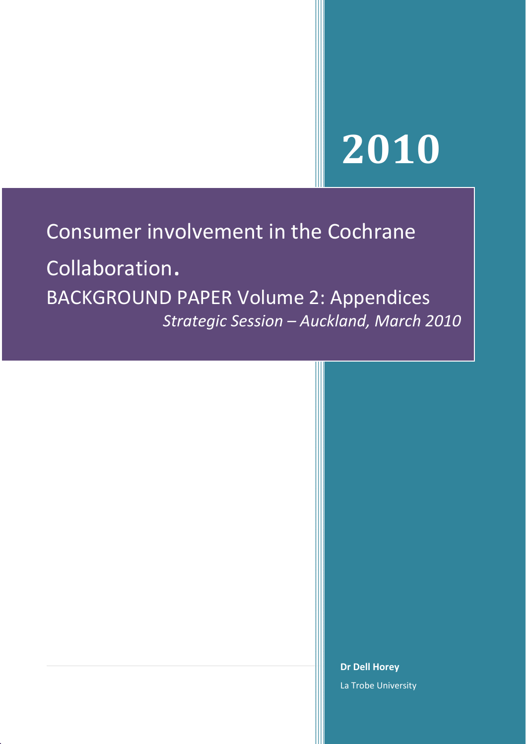# 2010

# Consumer involvement in the Cochrane Collaboration.

## BACKGROUND PAPER Volume 2: Appendices

*Strategic Session – Auckland, March 2010*

**Dr Dell Horey**

La Trobe University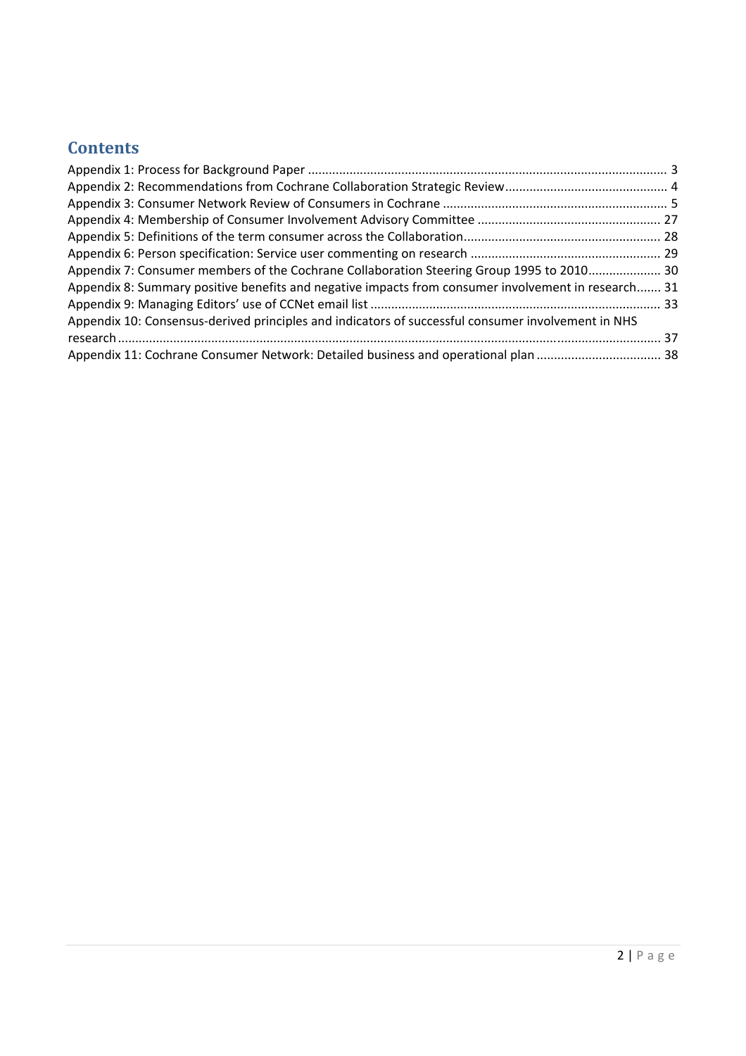## Contents

Appendix 1: Process for Background Paper ........................................................................................................ 3
Appendix 2: Recommendations from Cochrane Collaboration Strategic Review............................................... 4
Appendix 3: Consumer Network Review of Consumers in Cochrane ................................................................. 5
Appendix 4: Membership of Consumer Involvement Advisory Committee ..................................................... 27
Appendix 5: Definitions of the term consumer across the Collaboration......................................................... 28
Appendix 6: Person specification: Service user commenting on research ....................................................... 29
Appendix 7: Consumer members of the Cochrane Collaboration Steering Group 1995 to 2010..................... 30
Appendix 8: Summary positive benefits and negative impacts from consumer involvement in research....... 31
Appendix 9: Managing Editors' use of CCNet email list .................................................................................... 33
Appendix 10: Consensus-derived principles and indicators of successful consumer involvement in NHS research........................................................................................................................................... 37
Appendix 11: Cochrane Consumer Network: Detailed business and operational plan .................................... 38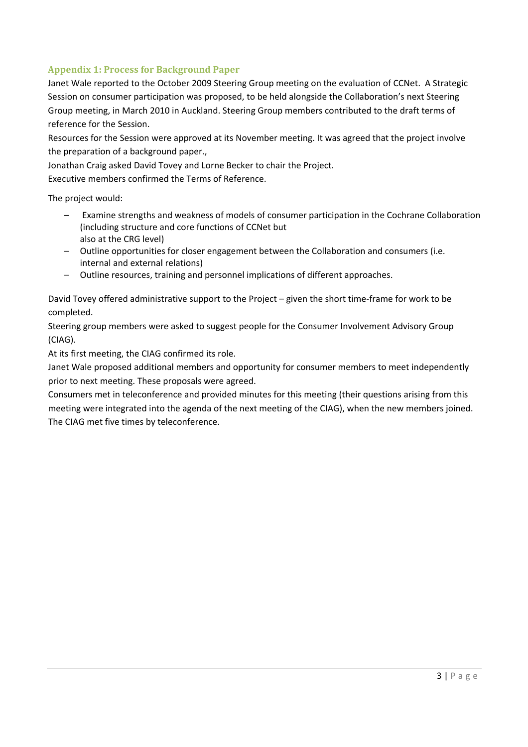## Appendix 1: Process for Background Paper

Janet Wale reported to the October 2009 Steering Group meeting on the evaluation of CCNet. A Strategic Session on consumer participation was proposed, to be held alongside the Collaboration's next Steering Group meeting, in March 2010 in Auckland. Steering Group members contributed to the draft terms of reference for the Session.

Resources for the Session were approved at its November meeting. It was agreed that the project involve the preparation of a background paper.,

Jonathan Craig asked David Tovey and Lorne Becker to chair the Project.

Executive members confirmed the Terms of Reference.

The project would:

- Examine strengths and weakness of models of consumer participation in the Cochrane Collaboration (including structure and core functions of CCNet but also at the CRG level)
- Outline opportunities for closer engagement between the Collaboration and consumers (i.e. internal and external relations)
- Outline resources, training and personnel implications of different approaches.

David Tovey offered administrative support to the Project – given the short time-frame for work to be completed.

Steering group members were asked to suggest people for the Consumer Involvement Advisory Group (CIAG).

At its first meeting, the CIAG confirmed its role.

Janet Wale proposed additional members and opportunity for consumer members to meet independently prior to next meeting. These proposals were agreed.

Consumers met in teleconference and provided minutes for this meeting (their questions arising from this meeting were integrated into the agenda of the next meeting of the CIAG), when the new members joined.

The CIAG met five times by teleconference.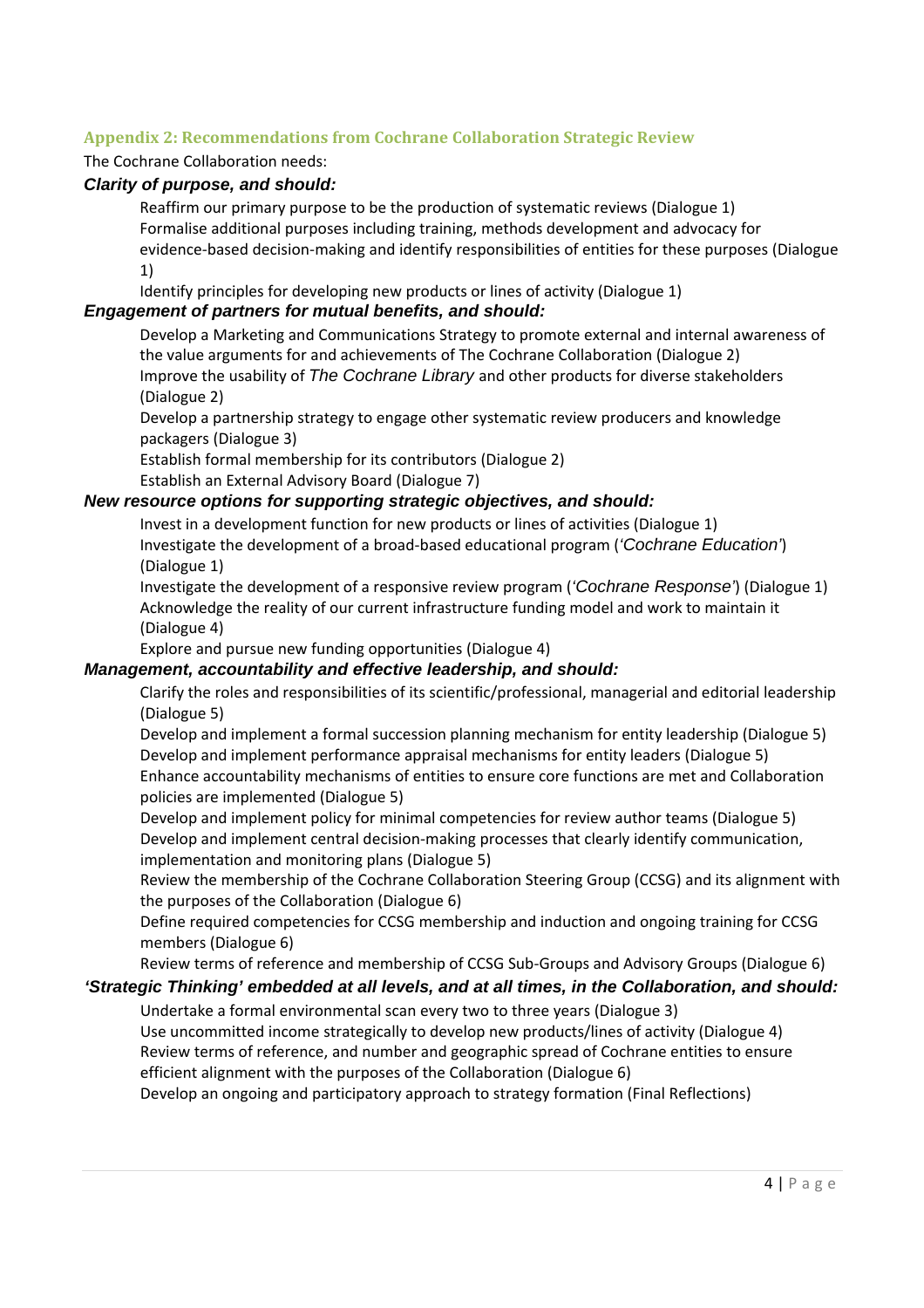## Appendix 2: Recommendations from Cochrane Collaboration Strategic Review

The Cochrane Collaboration needs:

### *Clarity of purpose, and should:*

- Reaffirm our primary purpose to be the production of systematic reviews (Dialogue 1)
- Formalise additional purposes including training, methods development and advocacy for evidence-based decision-making and identify responsibilities of entities for these purposes (Dialogue 1)
- Identify principles for developing new products or lines of activity (Dialogue 1)

### *Engagement of partners for mutual benefits, and should:*

- Develop a Marketing and Communications Strategy to promote external and internal awareness of the value arguments for and achievements of The Cochrane Collaboration (Dialogue 2)
- Improve the usability of *The Cochrane Library* and other products for diverse stakeholders (Dialogue 2)
- Develop a partnership strategy to engage other systematic review producers and knowledge packagers (Dialogue 3)
- Establish formal membership for its contributors (Dialogue 2)
- Establish an External Advisory Board (Dialogue 7)

### *New resource options for supporting strategic objectives, and should:*

- Invest in a development function for new products or lines of activities (Dialogue 1)
- Investigate the development of a broad-based educational program (*'Cochrane Education'*) (Dialogue 1)
- Investigate the development of a responsive review program (*'Cochrane Response'*) (Dialogue 1)
- Acknowledge the reality of our current infrastructure funding model and work to maintain it (Dialogue 4)
- Explore and pursue new funding opportunities (Dialogue 4)

### *Management, accountability and effective leadership, and should:*

- Clarify the roles and responsibilities of its scientific/professional, managerial and editorial leadership (Dialogue 5)
- Develop and implement a formal succession planning mechanism for entity leadership (Dialogue 5)
- Develop and implement performance appraisal mechanisms for entity leaders (Dialogue 5)
- Enhance accountability mechanisms of entities to ensure core functions are met and Collaboration policies are implemented (Dialogue 5)
- Develop and implement policy for minimal competencies for review author teams (Dialogue 5)
- Develop and implement central decision-making processes that clearly identify communication, implementation and monitoring plans (Dialogue 5)
- Review the membership of the Cochrane Collaboration Steering Group (CCSG) and its alignment with the purposes of the Collaboration (Dialogue 6)
- Define required competencies for CCSG membership and induction and ongoing training for CCSG members (Dialogue 6)
- Review terms of reference and membership of CCSG Sub-Groups and Advisory Groups (Dialogue 6)

### *'Strategic Thinking' embedded at all levels, and at all times, in the Collaboration, and should:*

- Undertake a formal environmental scan every two to three years (Dialogue 3)
- Use uncommitted income strategically to develop new products/lines of activity (Dialogue 4)
- Review terms of reference, and number and geographic spread of Cochrane entities to ensure efficient alignment with the purposes of the Collaboration (Dialogue 6)
- Develop an ongoing and participatory approach to strategy formation (Final Reflections)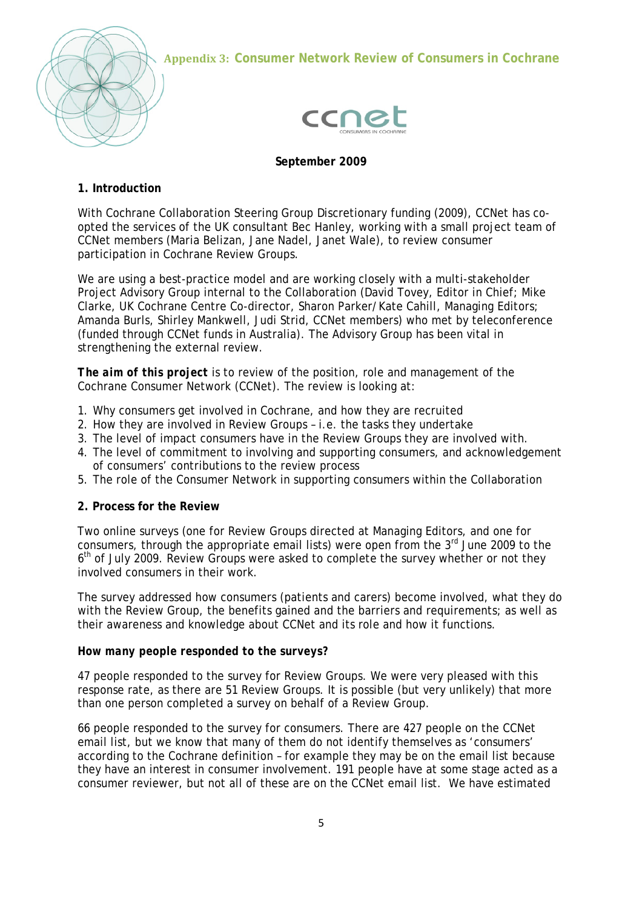## Appendix 3: Consumer Network Review of Consumers in Cochrane

**September 2009**

### 1. Introduction

With Cochrane Collaboration Steering Group Discretionary funding (2009), CCNet has co-opted the services of the UK consultant Bec Hanley, working with a small project team of CCNet members (Maria Belizan, Jane Nadel, Janet Wale), to review consumer participation in Cochrane Review Groups.

We are using a best-practice model and are working closely with a multi-stakeholder Project Advisory Group internal to the Collaboration (David Tovey, Editor in Chief; Mike Clarke, UK Cochrane Centre Co-director, Sharon Parker/Kate Cahill, Managing Editors; Amanda Burls, Shirley Mankwell, Judi Strid, CCNet members) who met by teleconference (funded through CCNet funds in Australia). The Advisory Group has been vital in strengthening the external review.

***The aim of this project*** is to review of the position, role and management of the Cochrane Consumer Network (CCNet). The review is looking at:

1. Why consumers get involved in Cochrane, and how they are recruited
2. How they are involved in Review Groups – i.e. the tasks they undertake
3. The level of impact consumers have in the Review Groups they are involved with.
4. The level of commitment to involving and supporting consumers, and acknowledgement of consumers' contributions to the review process
5. The role of the Consumer Network in supporting consumers within the Collaboration

### 2. Process for the Review

Two online surveys (one for Review Groups directed at Managing Editors, and one for consumers, through the appropriate email lists) were open from the 3rd June 2009 to the 6th of July 2009. Review Groups were asked to complete the survey whether or not they involved consumers in their work.

The survey addressed how consumers (patients and carers) become involved, what they do with the Review Group, the benefits gained and the barriers and requirements; as well as their awareness and knowledge about CCNet and its role and how it functions.

***How many people responded to the surveys?***

47 people responded to the survey for Review Groups. We were very pleased with this response rate, as there are 51 Review Groups. It is possible (but very unlikely) that more than one person completed a survey on behalf of a Review Group.

66 people responded to the survey for consumers. There are 427 people on the CCNet email list, but we know that many of them do not identify themselves as 'consumers' according to the Cochrane definition – for example they may be on the email list because they have an interest in consumer involvement. 191 people have at some stage acted as a consumer reviewer, but not all of these are on the CCNet email list. We have estimated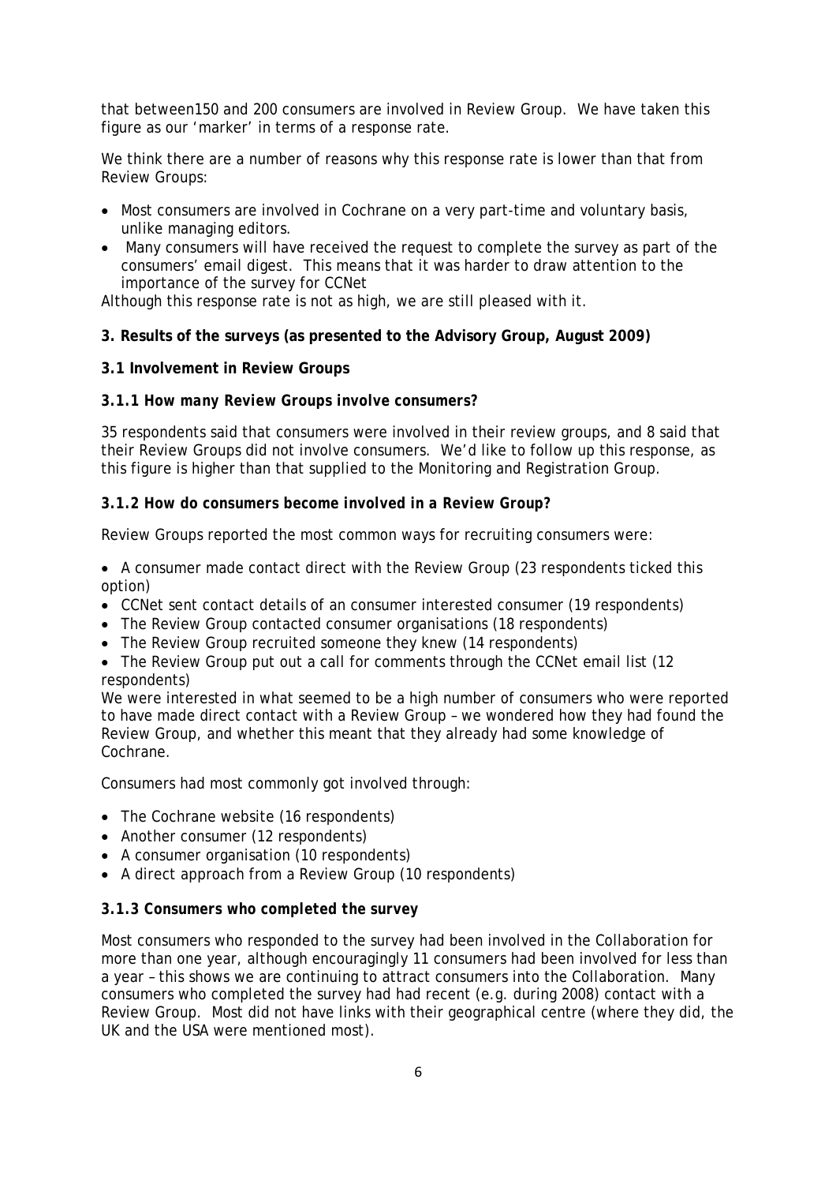that between150 and 200 consumers are involved in Review Group. We have taken this figure as our 'marker' in terms of a response rate.

We think there are a number of reasons why this response rate is lower than that from Review Groups:

- Most consumers are involved in Cochrane on a very part-time and voluntary basis, unlike managing editors.
- Many consumers will have received the request to complete the survey as part of the consumers' email digest. This means that it was harder to draw attention to the importance of the survey for CCNet

Although this response rate is not as high, we are still pleased with it.

**3. Results of the surveys (as presented to the Advisory Group, August 2009)**

**3.1 Involvement in Review Groups**

***3.1.1 How many Review Groups involve consumers?***

35 respondents said that consumers were involved in their review groups, and 8 said that their Review Groups did not involve consumers. We'd like to follow up this response, as this figure is higher than that supplied to the Monitoring and Registration Group.

***3.1.2 How do consumers become involved in a Review Group?***

Review Groups reported the most common ways for recruiting consumers were:

- A consumer made contact direct with the Review Group (23 respondents ticked this option)
- CCNet sent contact details of an consumer interested consumer (19 respondents)
- The Review Group contacted consumer organisations (18 respondents)
- The Review Group recruited someone they knew (14 respondents)
- The Review Group put out a call for comments through the CCNet email list (12 respondents)

We were interested in what seemed to be a high number of consumers who were reported to have made direct contact with a Review Group – we wondered how they had found the Review Group, and whether this meant that they already had some knowledge of Cochrane.

Consumers had most commonly got involved through:

- The Cochrane website (16 respondents)
- Another consumer (12 respondents)
- A consumer organisation (10 respondents)
- A direct approach from a Review Group (10 respondents)

***3.1.3 Consumers who completed the survey***

Most consumers who responded to the survey had been involved in the Collaboration for more than one year, although encouragingly 11 consumers had been involved for less than a year – this shows we are continuing to attract consumers into the Collaboration. Many consumers who completed the survey had had recent (e.g. during 2008) contact with a Review Group. Most did not have links with their geographical centre (where they did, the UK and the USA were mentioned most).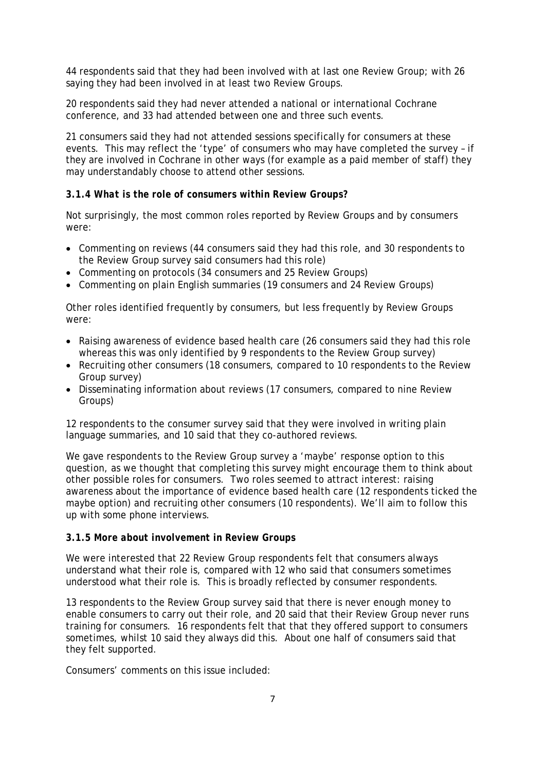44 respondents said that they had been involved with at last one Review Group; with 26 saying they had been involved in at least two Review Groups.

20 respondents said they had never attended a national or international Cochrane conference, and 33 had attended between one and three such events.

21 consumers said they had not attended sessions specifically for consumers at these events. This may reflect the 'type' of consumers who may have completed the survey – if they are involved in Cochrane in other ways (for example as a paid member of staff) they may understandably choose to attend other sessions.

### *3.1.4 What is the role of consumers within Review Groups?*

Not surprisingly, the most common roles reported by Review Groups and by consumers were:

- Commenting on reviews (44 consumers said they had this role, and 30 respondents to the Review Group survey said consumers had this role)
- Commenting on protocols (34 consumers and 25 Review Groups)
- Commenting on plain English summaries (19 consumers and 24 Review Groups)

Other roles identified frequently by consumers, but less frequently by Review Groups were:

- Raising awareness of evidence based health care (26 consumers said they had this role whereas this was only identified by 9 respondents to the Review Group survey)
- Recruiting other consumers (18 consumers, compared to 10 respondents to the Review Group survey)
- Disseminating information about reviews (17 consumers, compared to nine Review Groups)

12 respondents to the consumer survey said that they were involved in writing plain language summaries, and 10 said that they co-authored reviews.

We gave respondents to the Review Group survey a 'maybe' response option to this question, as we thought that completing this survey might encourage them to think about other possible roles for consumers. Two roles seemed to attract interest: raising awareness about the importance of evidence based health care (12 respondents ticked the maybe option) and recruiting other consumers (10 respondents). We'll aim to follow this up with some phone interviews.

### *3.1.5 More about involvement in Review Groups*

We were interested that 22 Review Group respondents felt that consumers always understand what their role is, compared with 12 who said that consumers sometimes understood what their role is. This is broadly reflected by consumer respondents.

13 respondents to the Review Group survey said that there is never enough money to enable consumers to carry out their role, and 20 said that their Review Group never runs training for consumers. 16 respondents felt that that they offered support to consumers sometimes, whilst 10 said they always did this. About one half of consumers said that they felt supported.

Consumers' comments on this issue included: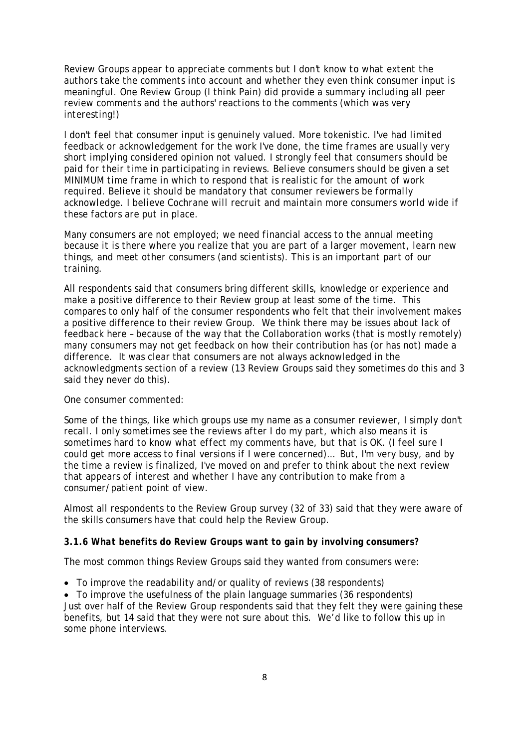*Review Groups appear to appreciate comments but I don't know to what extent the authors take the comments into account and whether they even think consumer input is meaningful. One Review Group (I think Pain) did provide a summary including all peer review comments and the authors' reactions to the comments (which was very interesting!)*

*I don't feel that consumer input is genuinely valued. More tokenistic. I've had limited feedback or acknowledgement for the work I've done, the time frames are usually very short implying considered opinion not valued. I strongly feel that consumers should be paid for their time in participating in reviews. Believe consumers should be given a set MINIMUM time frame in which to respond that is realistic for the amount of work required. Believe it should be mandatory that consumer reviewers be formally acknowledge. I believe Cochrane will recruit and maintain more consumers world wide if these factors are put in place.*

*Many consumers are not employed; we need financial access to the annual meeting because it is there where you realize that you are part of a larger movement, learn new things, and meet other consumers (and scientists). This is an important part of our training.*

All respondents said that consumers bring different skills, knowledge or experience and make a positive difference to their Review group at least some of the time. This compares to only half of the consumer respondents who felt that their involvement makes a positive difference to their review Group. We think there may be issues about lack of feedback here – because of the way that the Collaboration works (that is mostly remotely) many consumers may not get feedback on how their contribution has (or has not) made a difference. It was clear that consumers are not always acknowledged in the acknowledgments section of a review (13 Review Groups said they sometimes do this and 3 said they never do this).

One consumer commented:

*Some of the things, like which groups use my name as a consumer reviewer, I simply don't recall. I only sometimes see the reviews after I do my part, which also means it is sometimes hard to know what effect my comments have, but that is OK. (I feel sure I could get more access to final versions if I were concerned)… But, I'm very busy, and by the time a review is finalized, I've moved on and prefer to think about the next review that appears of interest and whether I have any contribution to make from a consumer/patient point of view.*

Almost all respondents to the Review Group survey (32 of 33) said that they were aware of the skills consumers have that could help the Review Group.

### *3.1.6 What benefits do Review Groups want to gain by involving consumers?*

The most common things Review Groups said they wanted from consumers were:

- To improve the readability and/or quality of reviews (38 respondents)
- To improve the usefulness of the plain language summaries (36 respondents)

Just over half of the Review Group respondents said that they felt they were gaining these benefits, but 14 said that they were not sure about this. We'd like to follow this up in some phone interviews.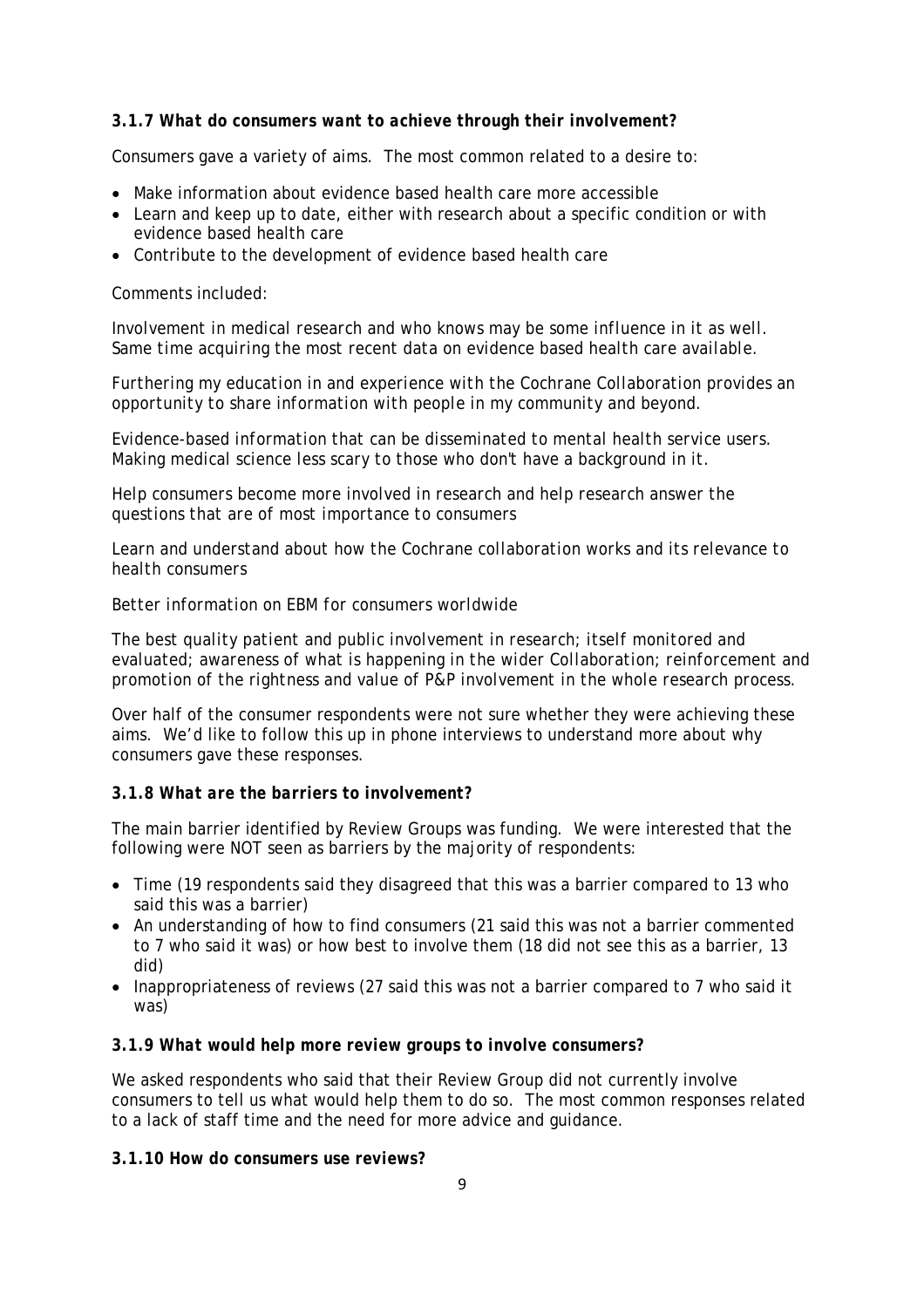### *3.1.7 What do consumers want to achieve through their involvement?*

Consumers gave a variety of aims. The most common related to a desire to:

- Make information about evidence based health care more accessible
- Learn and keep up to date, either with research about a specific condition or with evidence based health care
- Contribute to the development of evidence based health care

Comments included:

*Involvement in medical research and who knows may be some influence in it as well. Same time acquiring the most recent data on evidence based health care available.*

*Furthering my education in and experience with the Cochrane Collaboration provides an opportunity to share information with people in my community and beyond.*

*Evidence-based information that can be disseminated to mental health service users. Making medical science less scary to those who don't have a background in it.*

*Help consumers become more involved in research and help research answer the questions that are of most importance to consumers*

*Learn and understand about how the Cochrane collaboration works and its relevance to health consumers*

*Better information on EBM for consumers worldwide*

*The best quality patient and public involvement in research; itself monitored and evaluated; awareness of what is happening in the wider Collaboration; reinforcement and promotion of the rightness and value of P&P involvement in the whole research process.*

Over half of the consumer respondents were not sure whether they were achieving these aims. We'd like to follow this up in phone interviews to understand more about why consumers gave these responses.

### *3.1.8 What are the barriers to involvement?*

The main barrier identified by Review Groups was funding. We were interested that the following were NOT seen as barriers by the majority of respondents:

- Time (19 respondents said they disagreed that this was a barrier compared to 13 who said this was a barrier)
- An understanding of how to find consumers (21 said this was not a barrier commented to 7 who said it was) or how best to involve them (18 did not see this as a barrier, 13 did)
- Inappropriateness of reviews (27 said this was not a barrier compared to 7 who said it was)

### *3.1.9 What would help more review groups to involve consumers?*

We asked respondents who said that their Review Group did not currently involve consumers to tell us what would help them to do so. The most common responses related to a lack of staff time and the need for more advice and guidance.

### 3.1.10 How do consumers use reviews?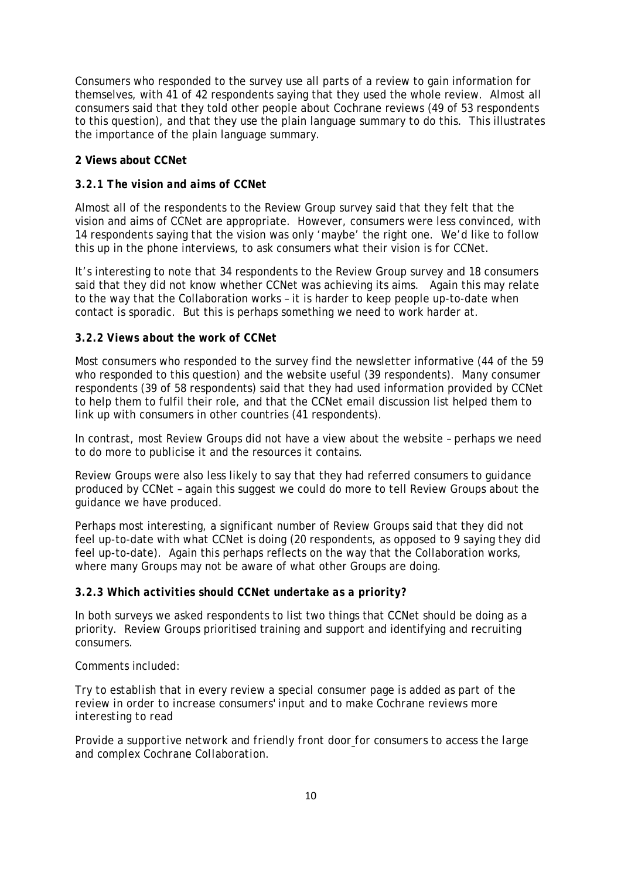Consumers who responded to the survey use all parts of a review to gain information for themselves, with 41 of 42 respondents saying that they used the whole review. Almost all consumers said that they told other people about Cochrane reviews (49 of 53 respondents to this question), and that they use the plain language summary to do this. This illustrates the importance of the plain language summary.

**2 Views about CCNet**

### *3.2.1 The vision and aims of CCNet*

Almost all of the respondents to the Review Group survey said that they felt that the vision and aims of CCNet are appropriate. However, consumers were less convinced, with 14 respondents saying that the vision was only 'maybe' the right one. We'd like to follow this up in the phone interviews, to ask consumers what their vision is for CCNet.

It's interesting to note that 34 respondents to the Review Group survey and 18 consumers said that they did not know whether CCNet was achieving its aims. Again this may relate to the way that the Collaboration works – it is harder to keep people up-to-date when contact is sporadic. But this is perhaps something we need to work harder at.

### *3.2.2 Views about the work of CCNet*

Most consumers who responded to the survey find the newsletter informative (44 of the 59 who responded to this question) and the website useful (39 respondents). Many consumer respondents (39 of 58 respondents) said that they had used information provided by CCNet to help them to fulfil their role, and that the CCNet email discussion list helped them to link up with consumers in other countries (41 respondents).

In contrast, most Review Groups did not have a view about the website – perhaps we need to do more to publicise it and the resources it contains.

Review Groups were also less likely to say that they had referred consumers to guidance produced by CCNet – again this suggest we could do more to tell Review Groups about the guidance we have produced.

Perhaps most interesting, a significant number of Review Groups said that they did not feel up-to-date with what CCNet is doing (20 respondents, as opposed to 9 saying they did feel up-to-date). Again this perhaps reflects on the way that the Collaboration works, where many Groups may not be aware of what other Groups are doing.

### *3.2.3 Which activities should CCNet undertake as a priority?*

In both surveys we asked respondents to list two things that CCNet should be doing as a priority. Review Groups prioritised training and support and identifying and recruiting consumers.

Comments included:

*Try to establish that in every review a special consumer page is added as part of the review in order to increase consumers' input and to make Cochrane reviews more interesting to read*

*Provide a supportive network and friendly front door for consumers to access the large and complex Cochrane Collaboration.*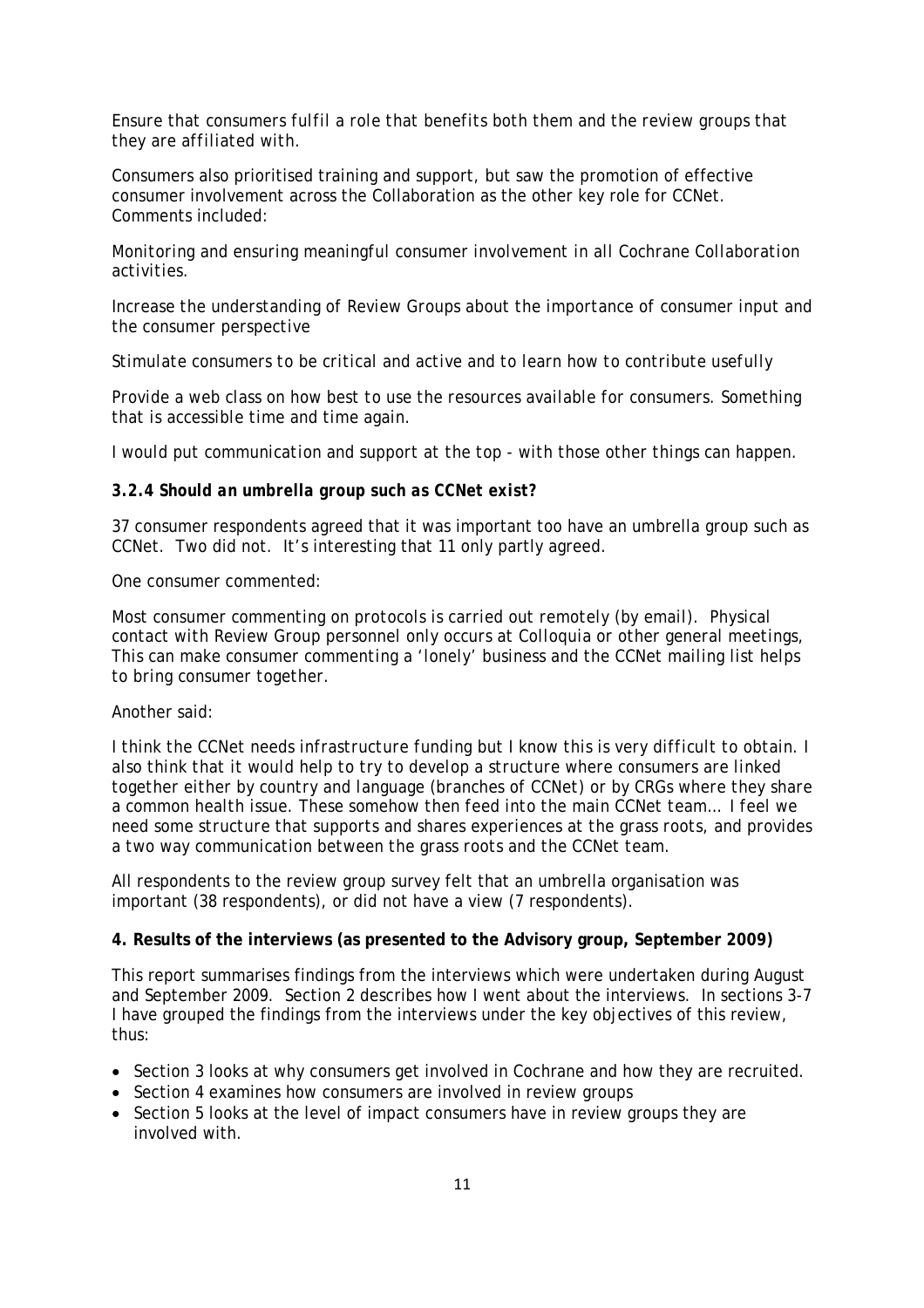*Ensure that consumers fulfil a role that benefits both them and the review groups that they are affiliated with.*

Consumers also prioritised training and support, but saw the promotion of effective consumer involvement across the Collaboration as the other key role for CCNet. Comments included:

*Monitoring and ensuring meaningful consumer involvement in all Cochrane Collaboration activities.*

*Increase the understanding of Review Groups about the importance of consumer input and the consumer perspective*

*Stimulate consumers to be critical and active and to learn how to contribute usefully*

*Provide a web class on how best to use the resources available for consumers. Something that is accessible time and time again.*

*I would put communication and support at the top - with those other things can happen.*

### 3.2.4 Should an umbrella group such as CCNet exist?

37 consumer respondents agreed that it was important too have an umbrella group such as CCNet. Two did not. It's interesting that 11 only partly agreed.

One consumer commented:

*Most consumer commenting on protocols is carried out remotely (by email). Physical contact with Review Group personnel only occurs at Colloquia or other general meetings, This can make consumer commenting a 'lonely' business and the CCNet mailing list helps to bring consumer together.*

Another said:

*I think the CCNet needs infrastructure funding but I know this is very difficult to obtain. I also think that it would help to try to develop a structure where consumers are linked together either by country and language (branches of CCNet) or by CRGs where they share a common health issue. These somehow then feed into the main CCNet team… I feel we need some structure that supports and shares experiences at the grass roots, and provides a two way communication between the grass roots and the CCNet team.*

All respondents to the review group survey felt that an umbrella organisation was important (38 respondents), or did not have a view (7 respondents).

## 4. Results of the interviews (as presented to the Advisory group, September 2009)

This report summarises findings from the interviews which were undertaken during August and September 2009. Section 2 describes how I went about the interviews. In sections 3-7 I have grouped the findings from the interviews under the key objectives of this review, thus:

- Section 3 looks at why consumers get involved in Cochrane and how they are recruited.
- Section 4 examines how consumers are involved in review groups
- Section 5 looks at the level of impact consumers have in review groups they are involved with.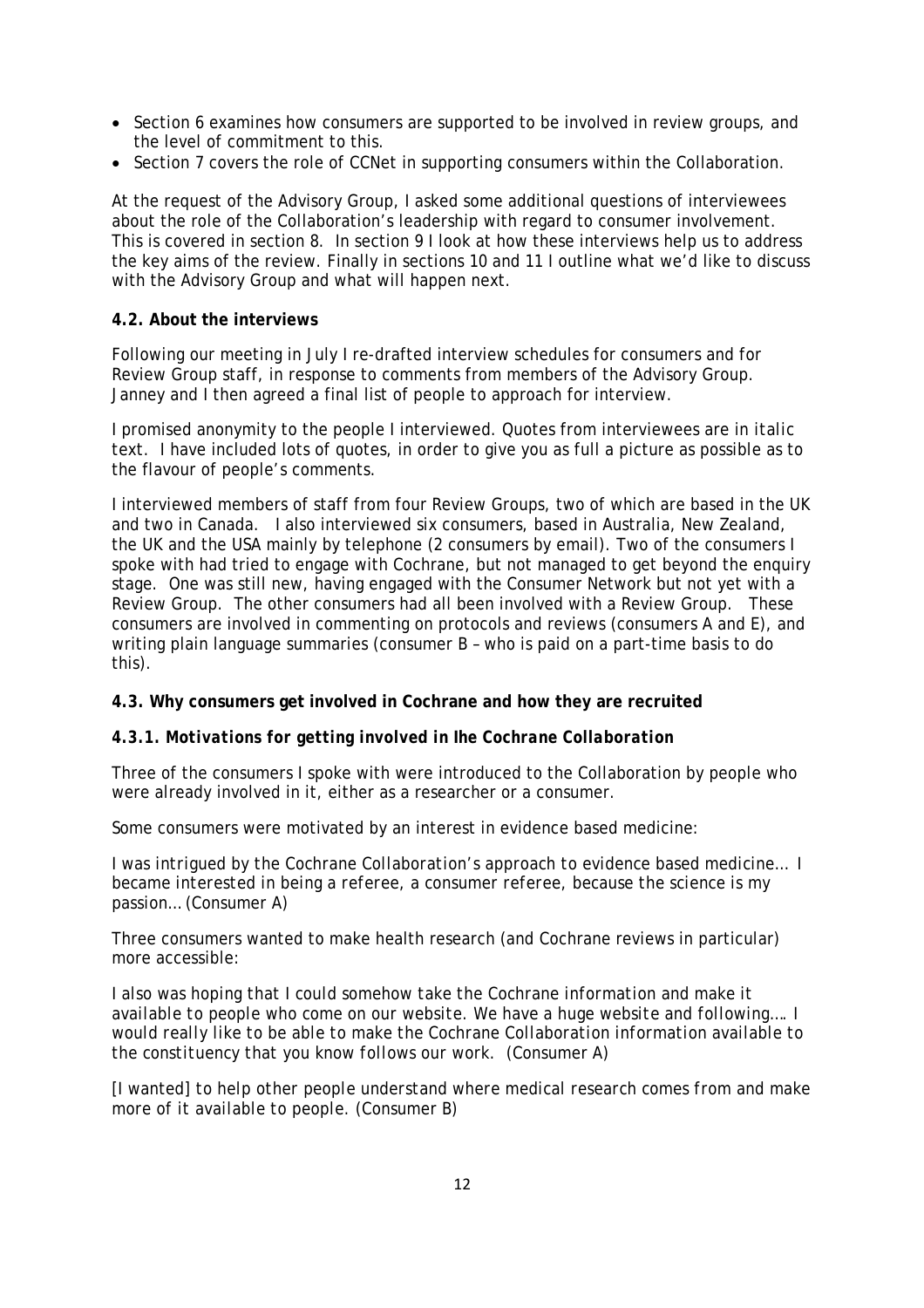- Section 6 examines how consumers are supported to be involved in review groups, and the level of commitment to this.
- Section 7 covers the role of CCNet in supporting consumers within the Collaboration.

At the request of the Advisory Group, I asked some additional questions of interviewees about the role of the Collaboration's leadership with regard to consumer involvement. This is covered in section 8. In section 9 I look at how these interviews help us to address the key aims of the review. Finally in sections 10 and 11 I outline what we'd like to discuss with the Advisory Group and what will happen next.

**4.2. About the interviews**

Following our meeting in July I re-drafted interview schedules for consumers and for Review Group staff, in response to comments from members of the Advisory Group. Janney and I then agreed a final list of people to approach for interview.

I promised anonymity to the people I interviewed. Quotes from interviewees are in *italic text*. I have included lots of quotes, in order to give you as full a picture as possible as to the flavour of people's comments.

I interviewed members of staff from four Review Groups, two of which are based in the UK and two in Canada. I also interviewed six consumers, based in Australia, New Zealand, the UK and the USA mainly by telephone (2 consumers by email). Two of the consumers I spoke with had tried to engage with Cochrane, but not managed to get beyond the enquiry stage. One was still new, having engaged with the Consumer Network but not yet with a Review Group. The other consumers had all been involved with a Review Group. These consumers are involved in commenting on protocols and reviews (consumers A and E), and writing plain language summaries (consumer B – who is paid on a part-time basis to do this).

**4.3. Why consumers get involved in Cochrane and how they are recruited**

***4.3.1. Motivations for getting involved in Ihe Cochrane Collaboration***

Three of the consumers I spoke with were introduced to the Collaboration by people who were already involved in it, either as a researcher or a consumer.

Some consumers were motivated by an interest in evidence based medicine:

*I was intrigued by the Cochrane Collaboration's approach to evidence based medicine… I became interested in being a referee, a consumer referee, because the science is my passion… (Consumer A)*

Three consumers wanted to make health research (and Cochrane reviews in particular) more accessible:

*I also was hoping that I could somehow take the Cochrane information and make it available to people who come on our website. We have a huge website and following…. I would really like to be able to make the Cochrane Collaboration information available to the constituency that you know follows our work. (Consumer A)*

*[I wanted] to help other people understand where medical research comes from and make more of it available to people. (Consumer B)*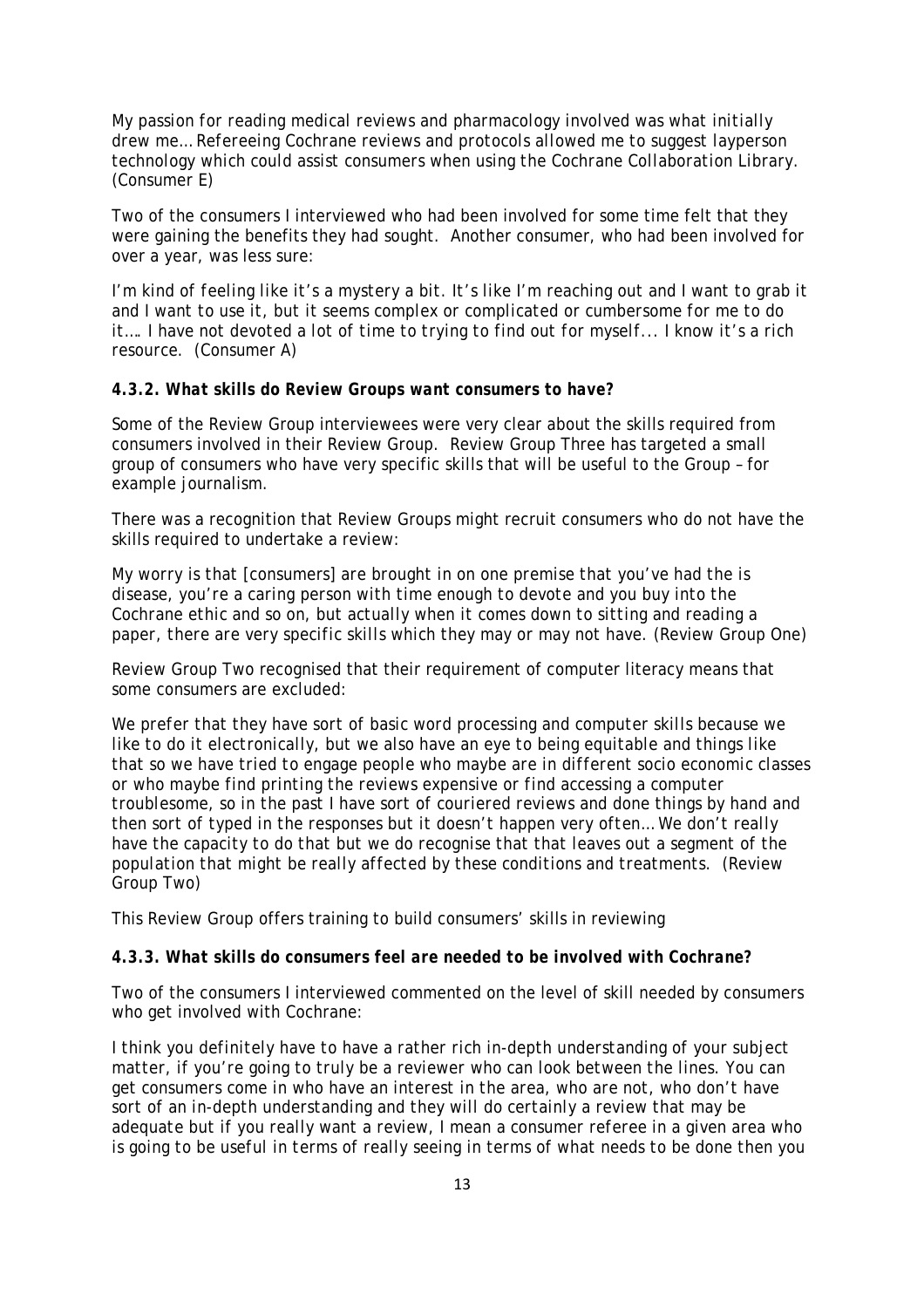*My passion for reading medical reviews and pharmacology involved was what initially drew me… Refereeing Cochrane reviews and protocols allowed me to suggest layperson technology which could assist consumers when using the Cochrane Collaboration Library.* (Consumer E)

Two of the consumers I interviewed who had been involved for some time felt that they were gaining the benefits they had sought. Another consumer, who had been involved for over a year, was less sure:

*I'm kind of feeling like it's a mystery a bit. It's like I'm reaching out and I want to grab it and I want to use it, but it seems complex or complicated or cumbersome for me to do it…. I have not devoted a lot of time to trying to find out for myself... I know it's a rich resource.* (Consumer A)

### *4.3.2. What skills do Review Groups want consumers to have?*

Some of the Review Group interviewees were very clear about the skills required from consumers involved in their Review Group. Review Group Three has targeted a small group of consumers who have very specific skills that will be useful to the Group – for example journalism.

There was a recognition that Review Groups might recruit consumers who do not have the skills required to undertake a review:

*My worry is that [consumers] are brought in on one premise that you've had the is disease, you're a caring person with time enough to devote and you buy into the Cochrane ethic and so on, but actually when it comes down to sitting and reading a paper, there are very specific skills which they may or may not have.* (Review Group One)

Review Group Two recognised that their requirement of computer literacy means that some consumers are excluded:

*We prefer that they have sort of basic word processing and computer skills because we like to do it electronically, but we also have an eye to being equitable and things like that so we have tried to engage people who maybe are in different socio economic classes or who maybe find printing the reviews expensive or find accessing a computer troublesome, so in the past I have sort of couriered reviews and done things by hand and then sort of typed in the responses but it doesn't happen very often… We don't really have the capacity to do that but we do recognise that that leaves out a segment of the population that might be really affected by these conditions and treatments.* (Review Group Two)

This Review Group offers training to build consumers' skills in reviewing

### *4.3.3. What skills do consumers feel are needed to be involved with Cochrane?*

Two of the consumers I interviewed commented on the level of skill needed by consumers who get involved with Cochrane:

*I think you definitely have to have a rather rich in-depth understanding of your subject matter, if you're going to truly be a reviewer who can look between the lines. You can get consumers come in who have an interest in the area, who are not, who don't have sort of an in-depth understanding and they will do certainly a review that may be adequate but if you really want a review, I mean a consumer referee in a given area who is going to be useful in terms of really seeing in terms of what needs to be done then you*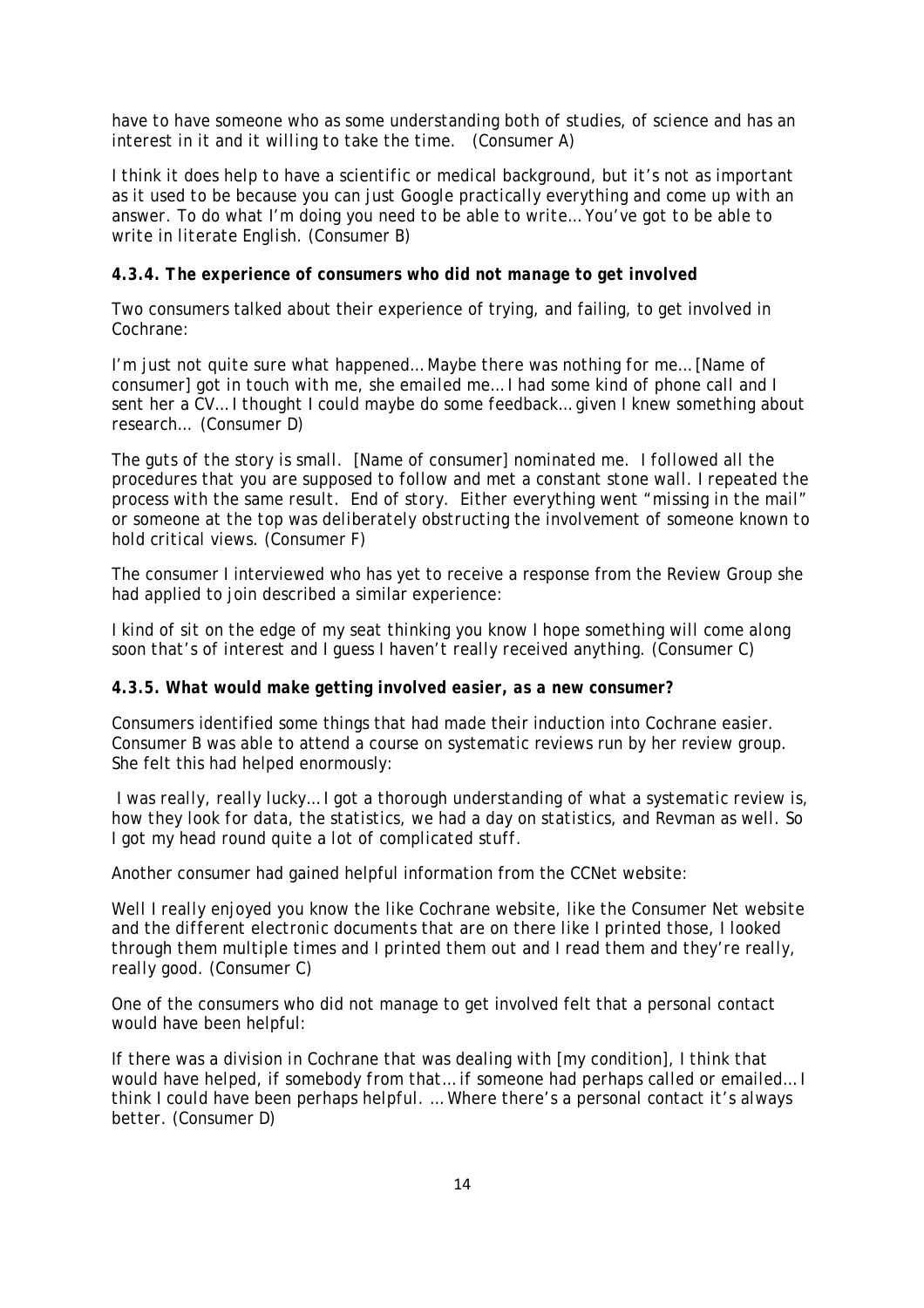*have to have someone who as some understanding both of studies, of science and has an interest in it and it willing to take the time. (Consumer A)*

*I think it does help to have a scientific or medical background, but it's not as important as it used to be because you can just Google practically everything and come up with an answer. To do what I'm doing you need to be able to write… You've got to be able to write in literate English. (Consumer B)*

#### 4.3.4. The experience of consumers who did not manage to get involved

Two consumers talked about their experience of trying, and failing, to get involved in Cochrane:

*I'm just not quite sure what happened… Maybe there was nothing for me… [Name of consumer] got in touch with me, she emailed me… I had some kind of phone call and I sent her a CV… I thought I could maybe do some feedback… given I knew something about research… (Consumer D)*

*The guts of the story is small. [Name of consumer] nominated me. I followed all the procedures that you are supposed to follow and met a constant stone wall. I repeated the process with the same result. End of story. Either everything went "missing in the mail" or someone at the top was deliberately obstructing the involvement of someone known to hold critical views. (Consumer F)*

The consumer I interviewed who has yet to receive a response from the Review Group she had applied to join described a similar experience:

*I kind of sit on the edge of my seat thinking you know I hope something will come along soon that's of interest and I guess I haven't really received anything. (Consumer C)*

#### 4.3.5. What would make getting involved easier, as a new consumer?

Consumers identified some things that had made their induction into Cochrane easier. Consumer B was able to attend a course on systematic reviews run by her review group. She felt this had helped enormously:

*I was really, really lucky… I got a thorough understanding of what a systematic review is, how they look for data, the statistics, we had a day on statistics, and Revman as well. So I got my head round quite a lot of complicated stuff.*

Another consumer had gained helpful information from the CCNet website:

*Well I really enjoyed you know the like Cochrane website, like the Consumer Net website and the different electronic documents that are on there like I printed those, I looked through them multiple times and I printed them out and I read them and they're really, really good. (Consumer C)*

One of the consumers who did not manage to get involved felt that a personal contact would have been helpful:

*If there was a division in Cochrane that was dealing with [my condition], I think that would have helped, if somebody from that… if someone had perhaps called or emailed… I think I could have been perhaps helpful. … Where there's a personal contact it's always better. (Consumer D)*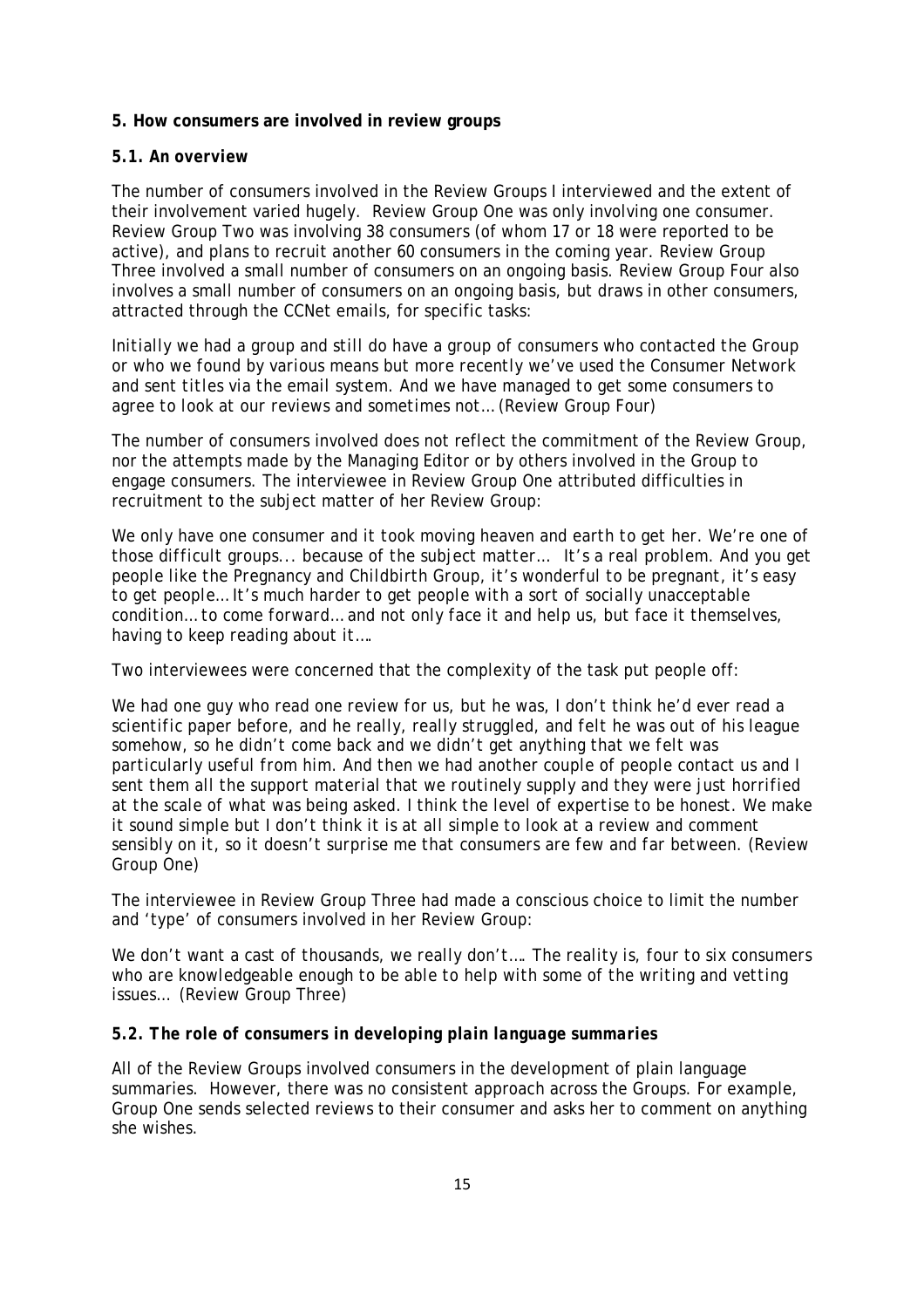## 5. How consumers are involved in review groups

### 5.1. An overview

The number of consumers involved in the Review Groups I interviewed and the extent of their involvement varied hugely. Review Group One was only involving one consumer. Review Group Two was involving 38 consumers (of whom 17 or 18 were reported to be active), and plans to recruit another 60 consumers in the coming year. Review Group Three involved a small number of consumers on an ongoing basis. Review Group Four also involves a small number of consumers on an ongoing basis, but draws in other consumers, attracted through the CCNet emails, for specific tasks:

*Initially we had a group and still do have a group of consumers who contacted the Group or who we found by various means but more recently we've used the Consumer Network and sent titles via the email system. And we have managed to get some consumers to agree to look at our reviews and sometimes not…* (Review Group Four)

The number of consumers involved does not reflect the commitment of the Review Group, nor the attempts made by the Managing Editor or by others involved in the Group to engage consumers. The interviewee in Review Group One attributed difficulties in recruitment to the subject matter of her Review Group:

*We only have one consumer and it took moving heaven and earth to get her. We're one of those difficult groups... because of the subject matter… It's a real problem. And you get people like the Pregnancy and Childbirth Group, it's wonderful to be pregnant, it's easy to get people… It's much harder to get people with a sort of socially unacceptable condition… to come forward… and not only face it and help us, but face it themselves, having to keep reading about it….*

Two interviewees were concerned that the complexity of the task put people off:

*We had one guy who read one review for us, but he was, I don't think he'd ever read a scientific paper before, and he really, really struggled, and felt he was out of his league somehow, so he didn't come back and we didn't get anything that we felt was particularly useful from him. And then we had another couple of people contact us and I sent them all the support material that we routinely supply and they were just horrified at the scale of what was being asked. I think the level of expertise to be honest. We make it sound simple but I don't think it is at all simple to look at a review and comment sensibly on it, so it doesn't surprise me that consumers are few and far between.* (Review Group One)

The interviewee in Review Group Three had made a conscious choice to limit the number and 'type' of consumers involved in her Review Group:

*We don't want a cast of thousands, we really don't…. The reality is, four to six consumers who are knowledgeable enough to be able to help with some of the writing and vetting issues…* (Review Group Three)

### 5.2. The role of consumers in developing plain language summaries

All of the Review Groups involved consumers in the development of plain language summaries. However, there was no consistent approach across the Groups. For example, Group One sends selected reviews to their consumer and asks her to comment on anything she wishes.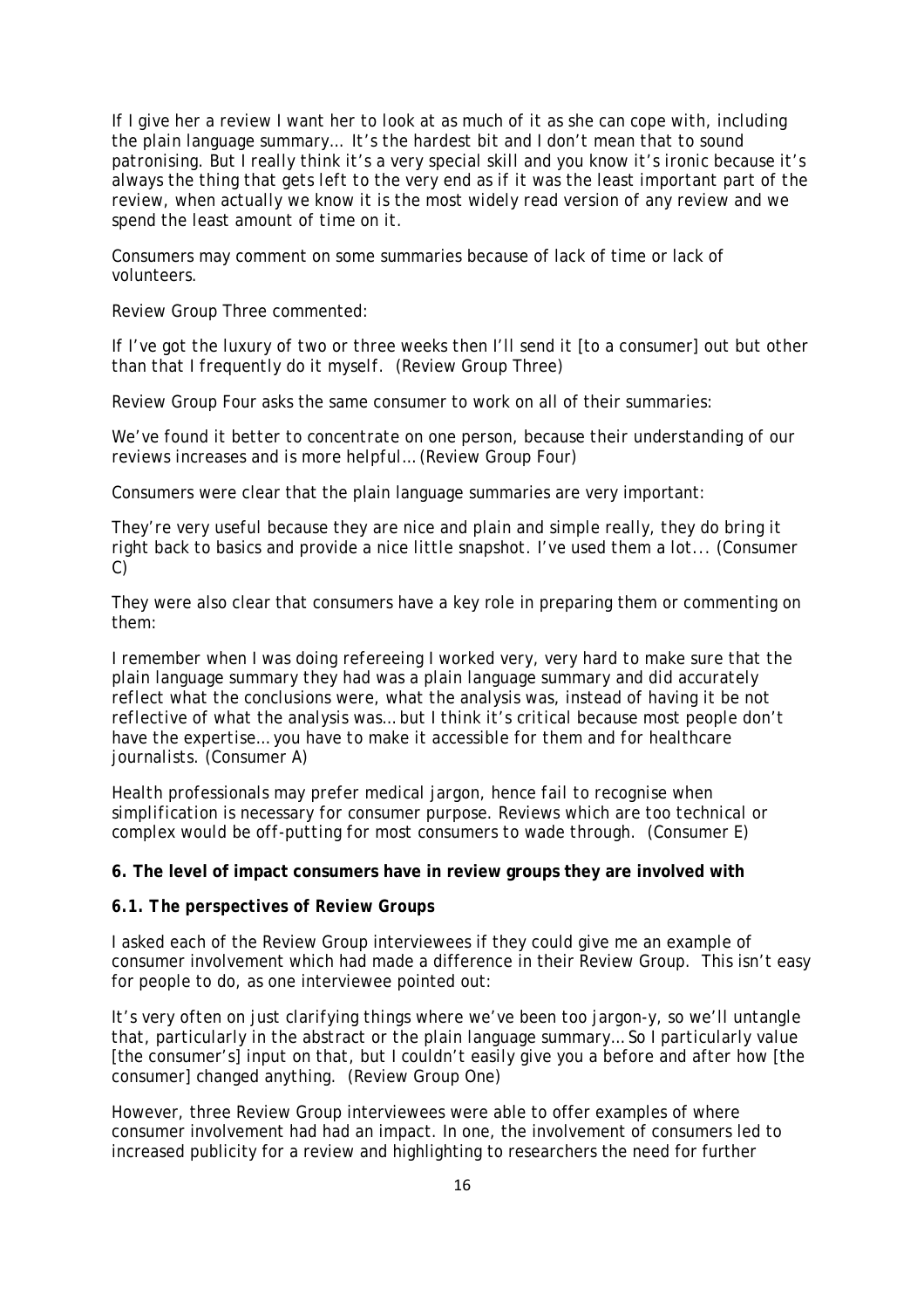*If I give her a review I want her to look at as much of it as she can cope with, including the plain language summary… It's the hardest bit and I don't mean that to sound patronising. But I really think it's a very special skill and you know it's ironic because it's always the thing that gets left to the very end as if it was the least important part of the review, when actually we know it is the most widely read version of any review and we spend the least amount of time on it.*

Consumers may comment on some summaries because of lack of time or lack of volunteers.

Review Group Three commented:

*If I've got the luxury of two or three weeks then I'll send it [to a consumer] out but other than that I frequently do it myself.* (Review Group Three)

Review Group Four asks the same consumer to work on all of their summaries:

*We've found it better to concentrate on one person, because their understanding of our reviews increases and is more helpful…* (Review Group Four)

Consumers were clear that the plain language summaries are very important:

*They're very useful because they are nice and plain and simple really, they do bring it right back to basics and provide a nice little snapshot. I've used them a lot...* (Consumer C)

They were also clear that consumers have a key role in preparing them or commenting on them:

*I remember when I was doing refereeing I worked very, very hard to make sure that the plain language summary they had was a plain language summary and did accurately reflect what the conclusions were, what the analysis was, instead of having it be not reflective of what the analysis was… but I think it's critical because most people don't have the expertise… you have to make it accessible for them and for healthcare journalists.* (Consumer A)

*Health professionals may prefer medical jargon, hence fail to recognise when simplification is necessary for consumer purpose. Reviews which are too technical or complex would be off-putting for most consumers to wade through.* (Consumer E)

**6. The level of impact consumers have in review groups they are involved with**

**6.1. The perspectives of Review Groups**

I asked each of the Review Group interviewees if they could give me an example of consumer involvement which had made a difference in their Review Group. This isn't easy for people to do, as one interviewee pointed out:

*It's very often on just clarifying things where we've been too jargon-y, so we'll untangle that, particularly in the abstract or the plain language summary… So I particularly value [the consumer's] input on that, but I couldn't easily give you a before and after how [the consumer] changed anything.* (Review Group One)

However, three Review Group interviewees were able to offer examples of where consumer involvement had had an impact. In one, the involvement of consumers led to increased publicity for a review and highlighting to researchers the need for further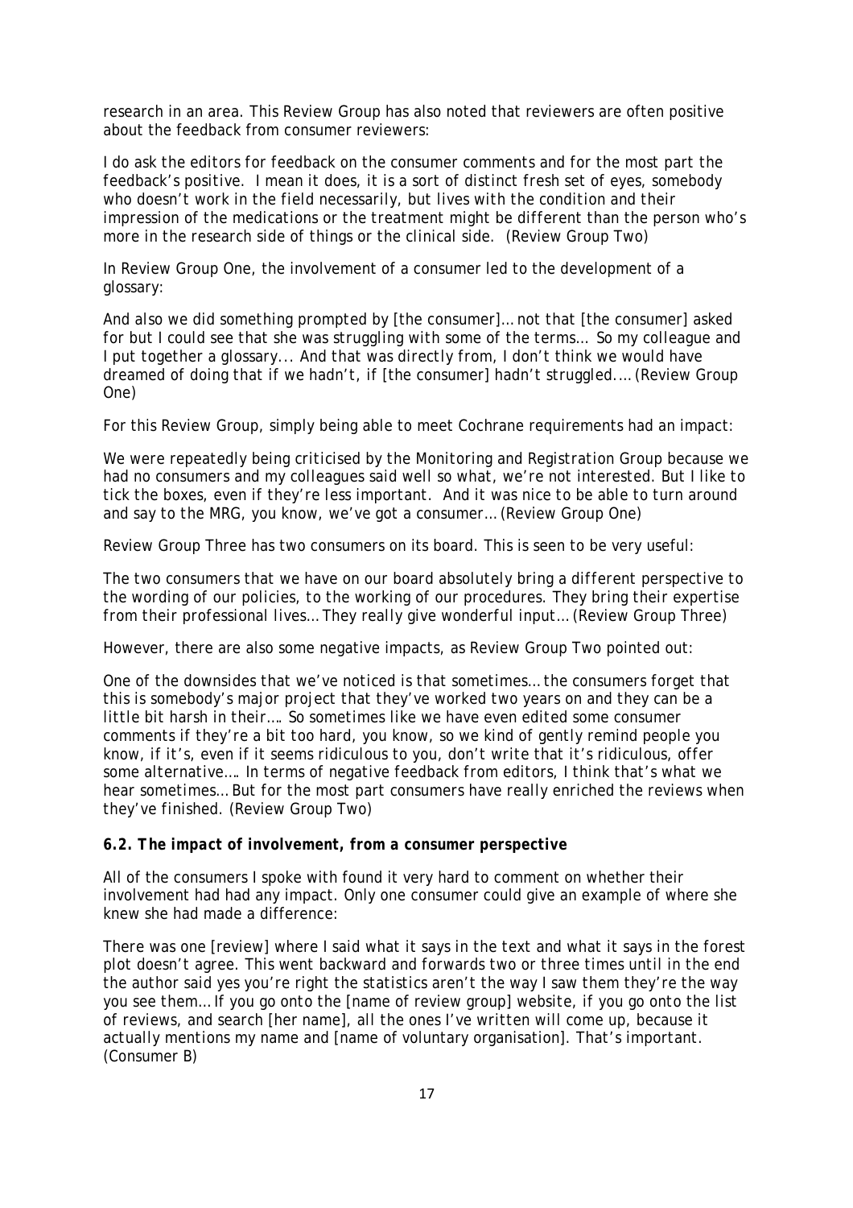research in an area. This Review Group has also noted that reviewers are often positive about the feedback from consumer reviewers:

*I do ask the editors for feedback on the consumer comments and for the most part the feedback's positive. I mean it does, it is a sort of distinct fresh set of eyes, somebody who doesn't work in the field necessarily, but lives with the condition and their impression of the medications or the treatment might be different than the person who's more in the research side of things or the clinical side. (Review Group Two)*

In Review Group One, the involvement of a consumer led to the development of a glossary:

*And also we did something prompted by [the consumer]… not that [the consumer] asked for but I could see that she was struggling with some of the terms… So my colleague and I put together a glossary... And that was directly from, I don't think we would have dreamed of doing that if we hadn't, if [the consumer] hadn't struggled…. (Review Group One)*

For this Review Group, simply being able to meet Cochrane requirements had an impact:

*We were repeatedly being criticised by the Monitoring and Registration Group because we had no consumers and my colleagues said well so what, we're not interested. But I like to tick the boxes, even if they're less important. And it was nice to be able to turn around and say to the MRG, you know, we've got a consumer… (Review Group One)*

Review Group Three has two consumers on its board. This is seen to be very useful:

*The two consumers that we have on our board absolutely bring a different perspective to the wording of our policies, to the working of our procedures. They bring their expertise from their professional lives… They really give wonderful input… (Review Group Three)*

However, there are also some negative impacts, as Review Group Two pointed out:

*One of the downsides that we've noticed is that sometimes… the consumers forget that this is somebody's major project that they've worked two years on and they can be a little bit harsh in their…. So sometimes like we have even edited some consumer comments if they're a bit too hard, you know, so we kind of gently remind people you know, if it's, even if it seems ridiculous to you, don't write that it's ridiculous, offer some alternative…. In terms of negative feedback from editors, I think that's what we hear sometimes… But for the most part consumers have really enriched the reviews when they've finished. (Review Group Two)*

### 6.2. The impact of involvement, from a consumer perspective

All of the consumers I spoke with found it very hard to comment on whether their involvement had had any impact. Only one consumer could give an example of where she knew she had made a difference:

*There was one [review] where I said what it says in the text and what it says in the forest plot doesn't agree. This went backward and forwards two or three times until in the end the author said yes you're right the statistics aren't the way I saw them they're the way you see them… If you go onto the [name of review group] website, if you go onto the list of reviews, and search [her name], all the ones I've written will come up, because it actually mentions my name and [name of voluntary organisation]. That's important. (Consumer B)*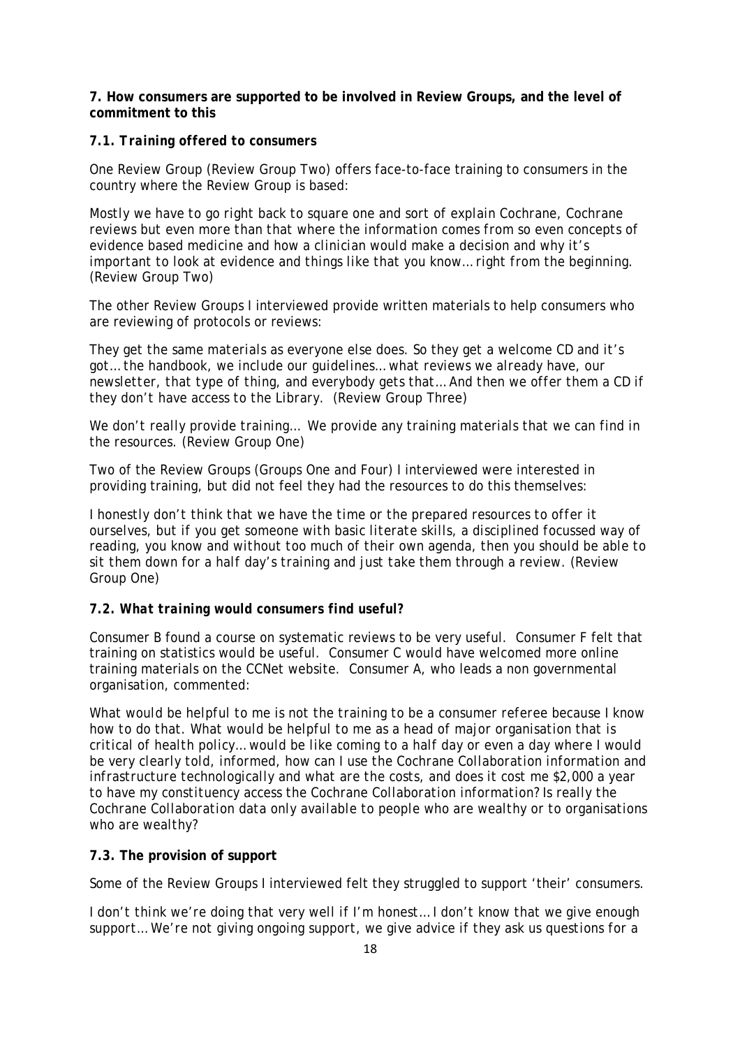**7. How consumers are supported to be involved in Review Groups, and the level of commitment to this**

***7.1. Training offered to consumers***

One Review Group (Review Group Two) offers face-to-face training to consumers in the country where the Review Group is based:

*Mostly we have to go right back to square one and sort of explain Cochrane, Cochrane reviews but even more than that where the information comes from so even concepts of evidence based medicine and how a clinician would make a decision and why it's important to look at evidence and things like that you know… right from the beginning.* (Review Group Two)

The other Review Groups I interviewed provide written materials to help consumers who are reviewing of protocols or reviews:

*They get the same materials as everyone else does. So they get a welcome CD and it's got… the handbook, we include our guidelines… what reviews we already have, our newsletter, that type of thing, and everybody gets that… And then we offer them a CD if they don't have access to the Library.* (Review Group Three)

*We don't really provide training… We provide any training materials that we can find in the resources.* (Review Group One)

Two of the Review Groups (Groups One and Four) I interviewed were interested in providing training, but did not feel they had the resources to do this themselves:

*I honestly don't think that we have the time or the prepared resources to offer it ourselves, but if you get someone with basic literate skills, a disciplined focussed way of reading, you know and without too much of their own agenda, then you should be able to sit them down for a half day's training and just take them through a review.* (Review Group One)

***7.2. What training would consumers find useful?***

Consumer B found a course on systematic reviews to be very useful. Consumer F felt that training on statistics would be useful. Consumer C would have welcomed more online training materials on the CCNet website. Consumer A, who leads a non governmental organisation, commented:

*What would be helpful to me is not the training to be a consumer referee because I know how to do that. What would be helpful to me as a head of major organisation that is critical of health policy… would be like coming to a half day or even a day where I would be very clearly told, informed, how can I use the Cochrane Collaboration information and infrastructure technologically and what are the costs, and does it cost me $2,000 a year to have my constituency access the Cochrane Collaboration information? Is really the Cochrane Collaboration data only available to people who are wealthy or to organisations who are wealthy?*

**7.3. The provision of support**

Some of the Review Groups I interviewed felt they struggled to support 'their' consumers.

*I don't think we're doing that very well if I'm honest… I don't know that we give enough support… We're not giving ongoing support, we give advice if they ask us questions for a*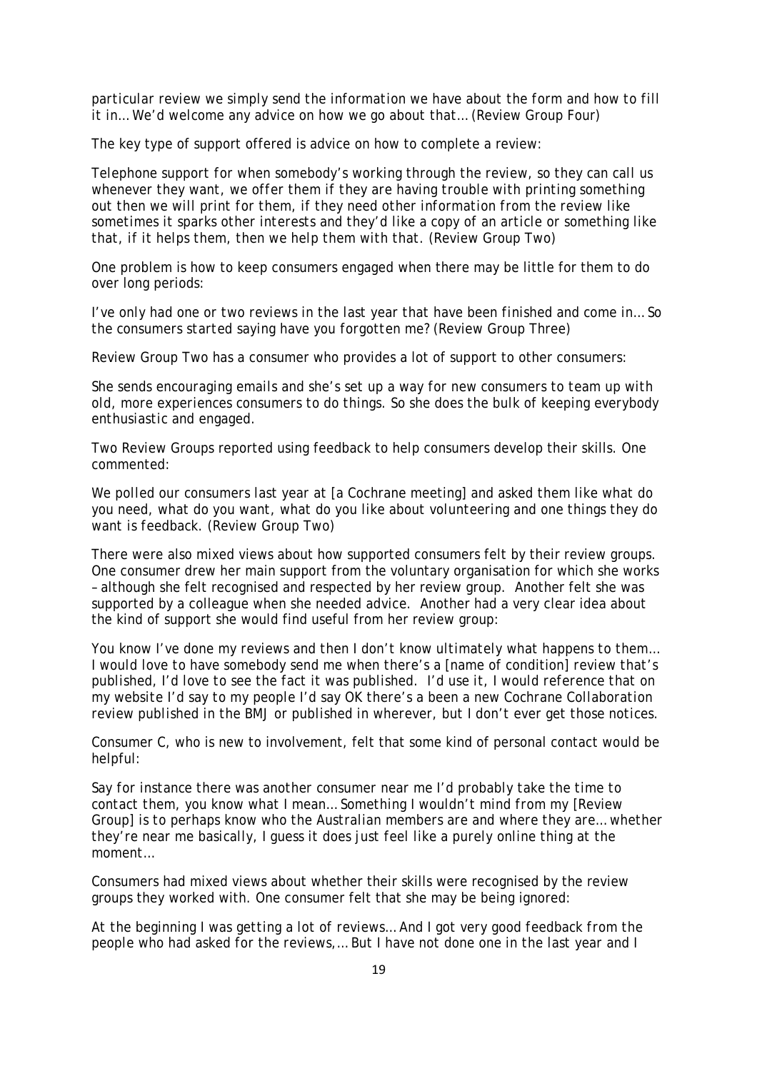*particular review we simply send the information we have about the form and how to fill it in… We'd welcome any advice on how we go about that… (Review Group Four)*

The key type of support offered is advice on how to complete a review:

*Telephone support for when somebody's working through the review, so they can call us whenever they want, we offer them if they are having trouble with printing something out then we will print for them, if they need other information from the review like sometimes it sparks other interests and they'd like a copy of an article or something like that, if it helps them, then we help them with that. (Review Group Two)*

One problem is how to keep consumers engaged when there may be little for them to do over long periods:

*I've only had one or two reviews in the last year that have been finished and come in… So the consumers started saying have you forgotten me? (Review Group Three)*

Review Group Two has a consumer who provides a lot of support to other consumers:

*She sends encouraging emails and she's set up a way for new consumers to team up with old, more experiences consumers to do things. So she does the bulk of keeping everybody enthusiastic and engaged.*

Two Review Groups reported using feedback to help consumers develop their skills. One commented:

*We polled our consumers last year at [a Cochrane meeting] and asked them like what do you need, what do you want, what do you like about volunteering and one things they do want is feedback. (Review Group Two)*

There were also mixed views about how supported consumers felt by their review groups. One consumer drew her main support from the voluntary organisation for which she works – although she felt recognised and respected by her review group. Another felt she was supported by a colleague when she needed advice. Another had a very clear idea about the kind of support she would find useful from her review group:

*You know I've done my reviews and then I don't know ultimately what happens to them… I would love to have somebody send me when there's a [name of condition] review that's published, I'd love to see the fact it was published. I'd use it, I would reference that on my website I'd say to my people I'd say OK there's a been a new Cochrane Collaboration review published in the BMJ or published in wherever, but I don't ever get those notices.*

Consumer C, who is new to involvement, felt that some kind of personal contact would be helpful:

*Say for instance there was another consumer near me I'd probably take the time to contact them, you know what I mean… Something I wouldn't mind from my [Review Group] is to perhaps know who the Australian members are and where they are… whether they're near me basically, I guess it does just feel like a purely online thing at the moment…*

Consumers had mixed views about whether their skills were recognised by the review groups they worked with. One consumer felt that she may be being ignored:

*At the beginning I was getting a lot of reviews… And I got very good feedback from the people who had asked for the reviews,… But I have not done one in the last year and I*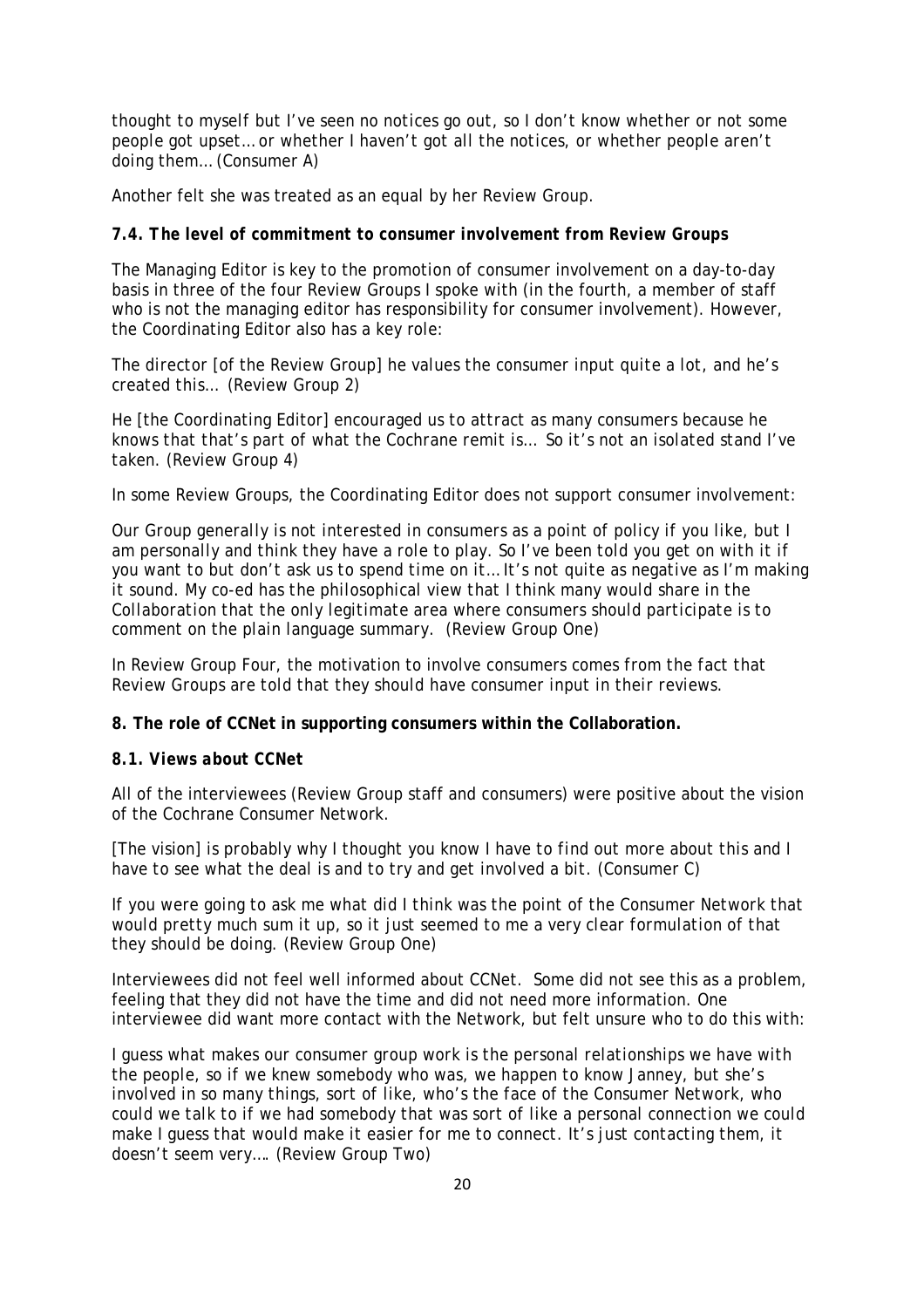*thought to myself but I've seen no notices go out, so I don't know whether or not some people got upset… or whether I haven't got all the notices, or whether people aren't doing them… (Consumer A)*

Another felt she was treated as an equal by her Review Group.

**7.4. *The level of commitment to consumer involvement from Review Groups***

The Managing Editor is key to the promotion of consumer involvement on a day-to-day basis in three of the four Review Groups I spoke with (in the fourth, a member of staff who is not the managing editor has responsibility for consumer involvement). However, the Coordinating Editor also has a key role:

*The director [of the Review Group] he values the consumer input quite a lot, and he's created this… (Review Group 2)*

*He [the Coordinating Editor] encouraged us to attract as many consumers because he knows that that's part of what the Cochrane remit is… So it's not an isolated stand I've taken. (Review Group 4)*

In some Review Groups, the Coordinating Editor does not support consumer involvement:

*Our Group generally is not interested in consumers as a point of policy if you like, but I am personally and think they have a role to play. So I've been told you get on with it if you want to but don't ask us to spend time on it… It's not quite as negative as I'm making it sound. My co-ed has the philosophical view that I think many would share in the Collaboration that the only legitimate area where consumers should participate is to comment on the plain language summary. (Review Group One)*

In Review Group Four, the motivation to involve consumers comes from the fact that Review Groups are told that they should have consumer input in their reviews.

**8. The role of CCNet in supporting consumers within the Collaboration.**

**8.1. *Views about CCNet***

All of the interviewees (Review Group staff and consumers) were positive about the vision of the Cochrane Consumer Network.

*[The vision] is probably why I thought you know I have to find out more about this and I have to see what the deal is and to try and get involved a bit. (Consumer C)*

*If you were going to ask me what did I think was the point of the Consumer Network that would pretty much sum it up, so it just seemed to me a very clear formulation of that they should be doing. (Review Group One)*

Interviewees did not feel well informed about CCNet. Some did not see this as a problem, feeling that they did not have the time and did not need more information. One interviewee did want more contact with the Network, but felt unsure who to do this with:

*I guess what makes our consumer group work is the personal relationships we have with the people, so if we knew somebody who was, we happen to know Janney, but she's involved in so many things, sort of like, who's the face of the Consumer Network, who could we talk to if we had somebody that was sort of like a personal connection we could make I guess that would make it easier for me to connect. It's just contacting them, it doesn't seem very…. (Review Group Two)*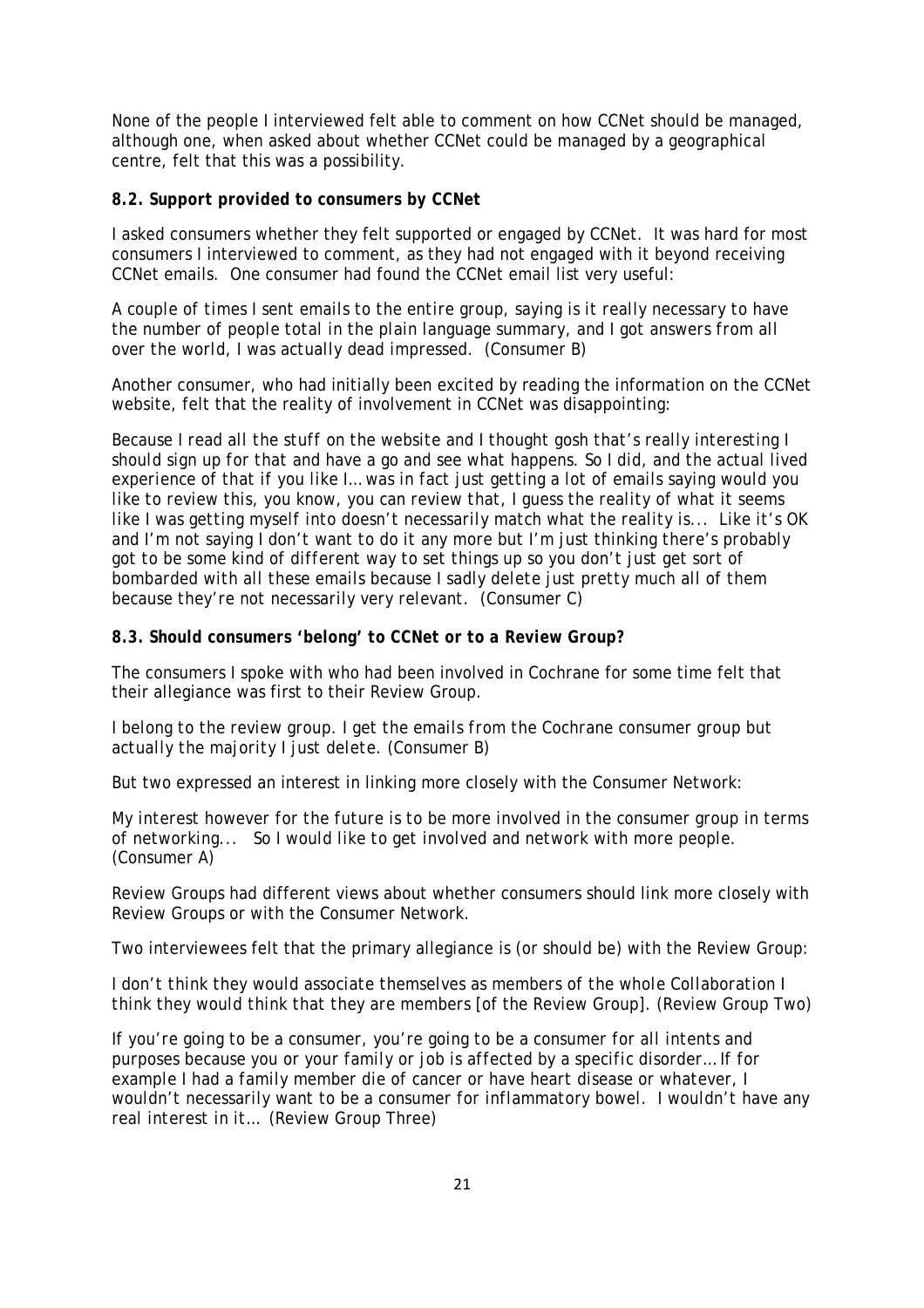None of the people I interviewed felt able to comment on how CCNet should be managed, although one, when asked about whether CCNet could be managed by a geographical centre, felt that this was a possibility.

### 8.2. Support provided to consumers by CCNet

I asked consumers whether they felt supported or engaged by CCNet. It was hard for most consumers I interviewed to comment, as they had not engaged with it beyond receiving CCNet emails. One consumer had found the CCNet email list very useful:

*A couple of times I sent emails to the entire group, saying is it really necessary to have the number of people total in the plain language summary, and I got answers from all over the world, I was actually dead impressed. (Consumer B)*

Another consumer, who had initially been excited by reading the information on the CCNet website, felt that the reality of involvement in CCNet was disappointing:

*Because I read all the stuff on the website and I thought gosh that's really interesting I should sign up for that and have a go and see what happens. So I did, and the actual lived experience of that if you like I… was in fact just getting a lot of emails saying would you like to review this, you know, you can review that, I guess the reality of what it seems like I was getting myself into doesn't necessarily match what the reality is... Like it's OK and I'm not saying I don't want to do it any more but I'm just thinking there's probably got to be some kind of different way to set things up so you don't just get sort of bombarded with all these emails because I sadly delete just pretty much all of them because they're not necessarily very relevant. (Consumer C)*

### 8.3. Should consumers 'belong' to CCNet or to a Review Group?

The consumers I spoke with who had been involved in Cochrane for some time felt that their allegiance was first to their Review Group.

*I belong to the review group. I get the emails from the Cochrane consumer group but actually the majority I just delete. (Consumer B)*

But two expressed an interest in linking more closely with the Consumer Network:

*My interest however for the future is to be more involved in the consumer group in terms of networking... So I would like to get involved and network with more people. (Consumer A)*

Review Groups had different views about whether consumers should link more closely with Review Groups or with the Consumer Network.

Two interviewees felt that the primary allegiance is (or should be) with the Review Group:

*I don't think they would associate themselves as members of the whole Collaboration I think they would think that they are members [of the Review Group]. (Review Group Two)*

*If you're going to be a consumer, you're going to be a consumer for all intents and purposes because you or your family or job is affected by a specific disorder… If for example I had a family member die of cancer or have heart disease or whatever, I wouldn't necessarily want to be a consumer for inflammatory bowel. I wouldn't have any real interest in it… (Review Group Three)*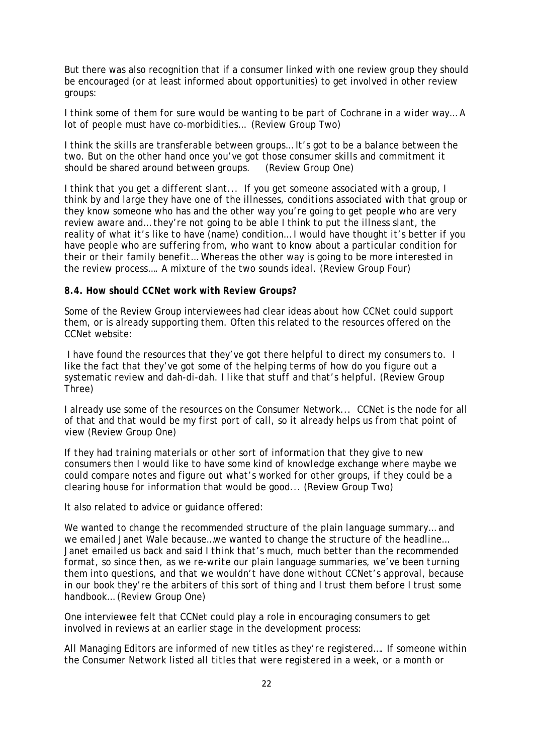But there was also recognition that if a consumer linked with one review group they should be encouraged (or at least informed about opportunities) to get involved in other review groups:

*I think some of them for sure would be wanting to be part of Cochrane in a wider way… A lot of people must have co-morbidities… (Review Group Two)*

*I think the skills are transferable between groups… It's got to be a balance between the two. But on the other hand once you've got those consumer skills and commitment it should be shared around between groups. (Review Group One)*

*I think that you get a different slant... If you get someone associated with a group, I think by and large they have one of the illnesses, conditions associated with that group or they know someone who has and the other way you're going to get people who are very review aware and… they're not going to be able I think to put the illness slant, the reality of what it's like to have (name) condition… I would have thought it's better if you have people who are suffering from, who want to know about a particular condition for their or their family benefit… Whereas the other way is going to be more interested in the review process…. A mixture of the two sounds ideal. (Review Group Four)*

**8.4. How should CCNet work with Review Groups?**

Some of the Review Group interviewees had clear ideas about how CCNet could support them, or is already supporting them. Often this related to the resources offered on the CCNet website:

*I have found the resources that they've got there helpful to direct my consumers to. I like the fact that they've got some of the helping terms of how do you figure out a systematic review and dah-di-dah. I like that stuff and that's helpful. (Review Group Three)*

*I already use some of the resources on the Consumer Network... CCNet is the node for all of that and that would be my first port of call, so it already helps us from that point of view (Review Group One)*

*If they had training materials or other sort of information that they give to new consumers then I would like to have some kind of knowledge exchange where maybe we could compare notes and figure out what's worked for other groups, if they could be a clearing house for information that would be good... (Review Group Two)*

It also related to advice or guidance offered:

*We wanted to change the recommended structure of the plain language summary… and we emailed Janet Wale because…we wanted to change the structure of the headline… Janet emailed us back and said I think that's much, much better than the recommended format, so since then, as we re-write our plain language summaries, we've been turning them into questions, and that we wouldn't have done without CCNet's approval, because in our book they're the arbiters of this sort of thing and I trust them before I trust some handbook… (Review Group One)*

One interviewee felt that CCNet could play a role in encouraging consumers to get involved in reviews at an earlier stage in the development process:

*All Managing Editors are informed of new titles as they're registered…. If someone within the Consumer Network listed all titles that were registered in a week, or a month or*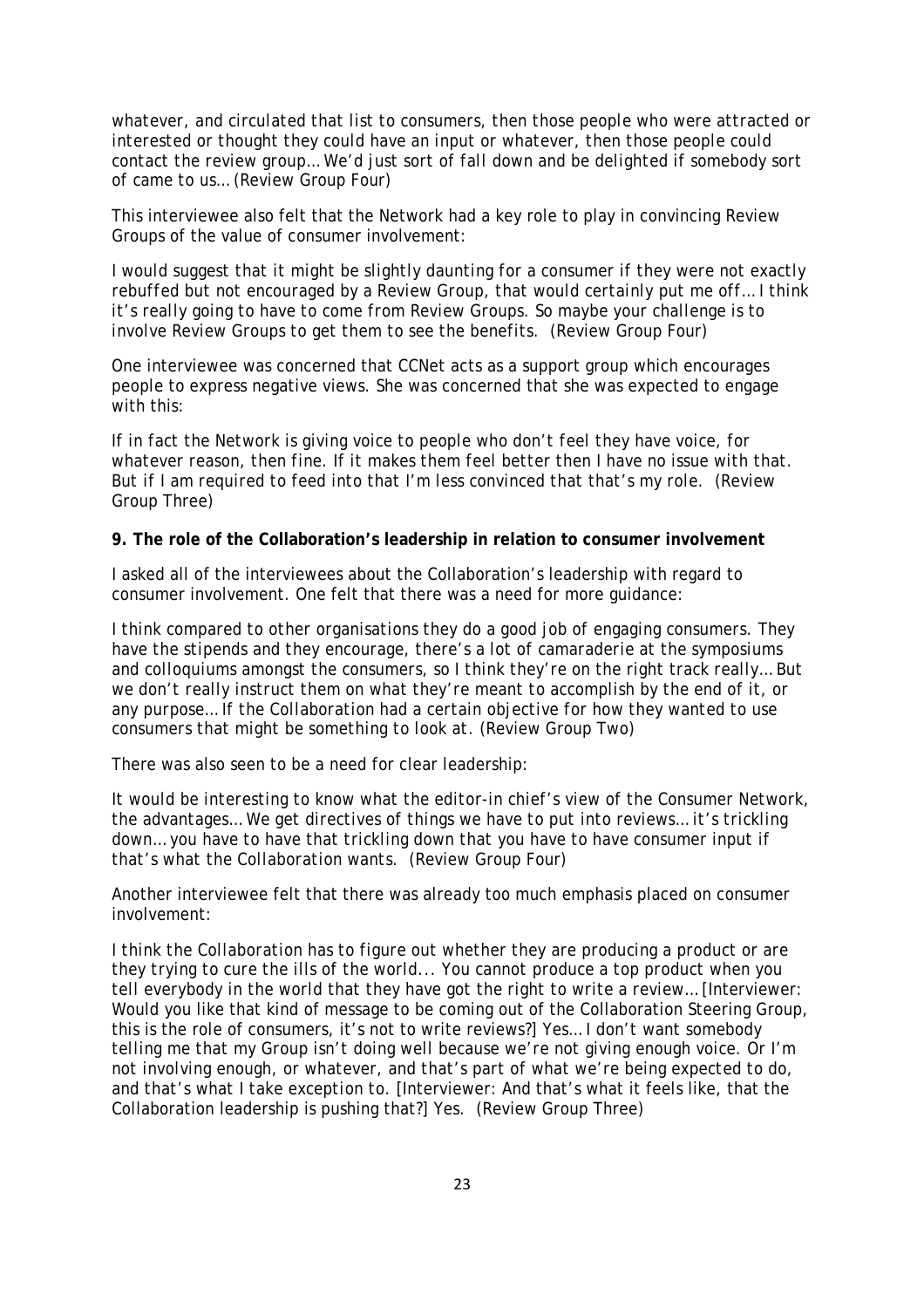*whatever, and circulated that list to consumers, then those people who were attracted or interested or thought they could have an input or whatever, then those people could contact the review group… We'd just sort of fall down and be delighted if somebody sort of came to us…* (Review Group Four)

This interviewee also felt that the Network had a key role to play in convincing Review Groups of the value of consumer involvement:

*I would suggest that it might be slightly daunting for a consumer if they were not exactly rebuffed but not encouraged by a Review Group, that would certainly put me off… I think it's really going to have to come from Review Groups. So maybe your challenge is to involve Review Groups to get them to see the benefits.* (Review Group Four)

One interviewee was concerned that CCNet acts as a support group which encourages people to express negative views. She was concerned that she was expected to engage with this:

*If in fact the Network is giving voice to people who don't feel they have voice, for whatever reason, then fine. If it makes them feel better then I have no issue with that. But if I am required to feed into that I'm less convinced that that's my role.* (Review Group Three)

**9. The role of the Collaboration's leadership in relation to consumer involvement**

I asked all of the interviewees about the Collaboration's leadership with regard to consumer involvement. One felt that there was a need for more guidance:

*I think compared to other organisations they do a good job of engaging consumers. They have the stipends and they encourage, there's a lot of camaraderie at the symposiums and colloquiums amongst the consumers, so I think they're on the right track really… But we don't really instruct them on what they're meant to accomplish by the end of it, or any purpose… If the Collaboration had a certain objective for how they wanted to use consumers that might be something to look at.* (Review Group Two)

There was also seen to be a need for clear leadership:

*It would be interesting to know what the editor-in chief's view of the Consumer Network, the advantages… We get directives of things we have to put into reviews… it's trickling down… you have to have that trickling down that you have to have consumer input if that's what the Collaboration wants.* (Review Group Four)

Another interviewee felt that there was already too much emphasis placed on consumer involvement:

*I think the Collaboration has to figure out whether they are producing a product or are they trying to cure the ills of the world... You cannot produce a top product when you tell everybody in the world that they have got the right to write a review… [Interviewer: Would you like that kind of message to be coming out of the Collaboration Steering Group, this is the role of consumers, it's not to write reviews?] Yes… I don't want somebody telling me that my Group isn't doing well because we're not giving enough voice. Or I'm not involving enough, or whatever, and that's part of what we're being expected to do, and that's what I take exception to. [Interviewer: And that's what it feels like, that the Collaboration leadership is pushing that?] Yes.* (Review Group Three)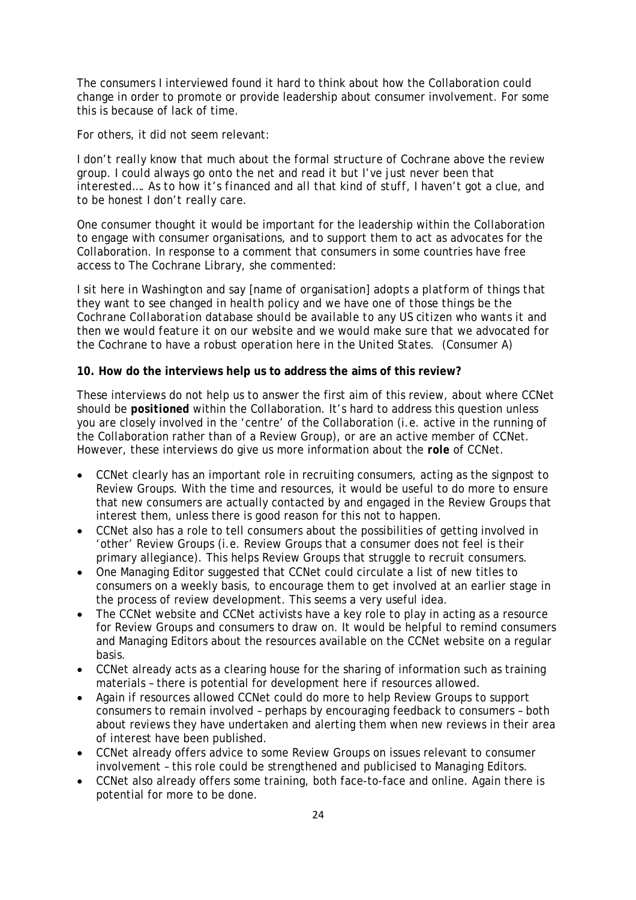The consumers I interviewed found it hard to think about how the Collaboration could change in order to promote or provide leadership about consumer involvement. For some this is because of lack of time.

For others, it did not seem relevant:

*I don't really know that much about the formal structure of Cochrane above the review group. I could always go onto the net and read it but I've just never been that interested…. As to how it's financed and all that kind of stuff, I haven't got a clue, and to be honest I don't really care.*

One consumer thought it would be important for the leadership within the Collaboration to engage with consumer organisations, and to support them to act as advocates for the Collaboration. In response to a comment that consumers in some countries have free access to The Cochrane Library, she commented:

*I sit here in Washington and say [name of organisation] adopts a platform of things that they want to see changed in health policy and we have one of those things be the Cochrane Collaboration database should be available to any US citizen who wants it and then we would feature it on our website and we would make sure that we advocated for the Cochrane to have a robust operation here in the United States.* (Consumer A)

**10. How do the interviews help us to address the aims of this review?**

These interviews do not help us to answer the first aim of this review, about where CCNet should be ***positioned*** within the Collaboration. It's hard to address this question unless you are closely involved in the 'centre' of the Collaboration (i.e. active in the running of the Collaboration rather than of a Review Group), or are an active member of CCNet. However, these interviews do give us more information about the **role** of CCNet.

- CCNet clearly has an important role in recruiting consumers, acting as the signpost to Review Groups. With the time and resources, it would be useful to do more to ensure that new consumers are actually contacted by and engaged in the Review Groups that interest them, unless there is good reason for this not to happen.
- CCNet also has a role to tell consumers about the possibilities of getting involved in 'other' Review Groups (i.e. Review Groups that a consumer does not feel is their primary allegiance). This helps Review Groups that struggle to recruit consumers.
- One Managing Editor suggested that CCNet could circulate a list of new titles to consumers on a weekly basis, to encourage them to get involved at an earlier stage in the process of review development. This seems a very useful idea.
- The CCNet website and CCNet activists have a key role to play in acting as a resource for Review Groups and consumers to draw on. It would be helpful to remind consumers and Managing Editors about the resources available on the CCNet website on a regular basis.
- CCNet already acts as a clearing house for the sharing of information such as training materials – there is potential for development here if resources allowed.
- Again if resources allowed CCNet could do more to help Review Groups to support consumers to remain involved – perhaps by encouraging feedback to consumers – both about reviews they have undertaken and alerting them when new reviews in their area of interest have been published.
- CCNet already offers advice to some Review Groups on issues relevant to consumer involvement – this role could be strengthened and publicised to Managing Editors.
- CCNet also already offers some training, both face-to-face and online. Again there is potential for more to be done.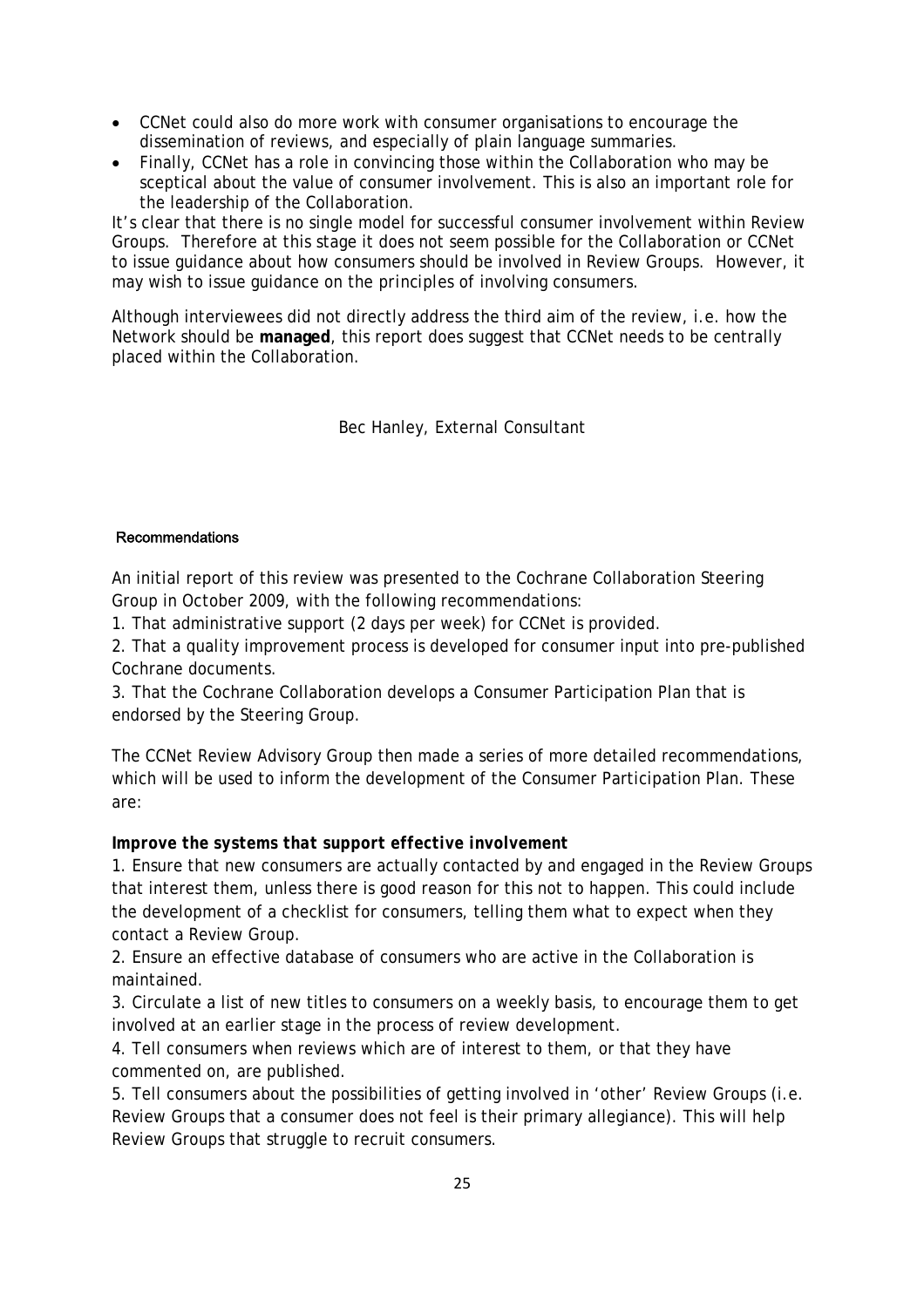- CCNet could also do more work with consumer organisations to encourage the dissemination of reviews, and especially of plain language summaries.
- Finally, CCNet has a role in convincing those within the Collaboration who may be sceptical about the value of consumer involvement. This is also an important role for the leadership of the Collaboration.

It's clear that there is no single model for successful consumer involvement within Review Groups. Therefore at this stage it does not seem possible for the Collaboration or CCNet to issue guidance about how consumers should be involved in Review Groups. However, it may wish to issue guidance on the principles of involving consumers.

Although interviewees did not directly address the third aim of the review, i.e. how the Network should be **managed**, this report does suggest that CCNet needs to be centrally placed within the Collaboration.

Bec Hanley, External Consultant

## Recommendations

An initial report of this review was presented to the Cochrane Collaboration Steering Group in October 2009, with the following recommendations:

1. That administrative support (2 days per week) for CCNet is provided.
2. That a quality improvement process is developed for consumer input into pre-published Cochrane documents.
3. That the Cochrane Collaboration develops a Consumer Participation Plan that is endorsed by the Steering Group.

The CCNet Review Advisory Group then made a series of more detailed recommendations, which will be used to inform the development of the Consumer Participation Plan. These are:

**Improve the systems that support effective involvement**

1. Ensure that new consumers are actually contacted by and engaged in the Review Groups that interest them, unless there is good reason for this not to happen. This could include the development of a checklist for consumers, telling them what to expect when they contact a Review Group.
2. Ensure an effective database of consumers who are active in the Collaboration is maintained.
3. Circulate a list of new titles to consumers on a weekly basis, to encourage them to get involved at an earlier stage in the process of review development.
4. Tell consumers when reviews which are of interest to them, or that they have commented on, are published.
5. Tell consumers about the possibilities of getting involved in 'other' Review Groups (i.e. Review Groups that a consumer does not feel is their primary allegiance). This will help Review Groups that struggle to recruit consumers.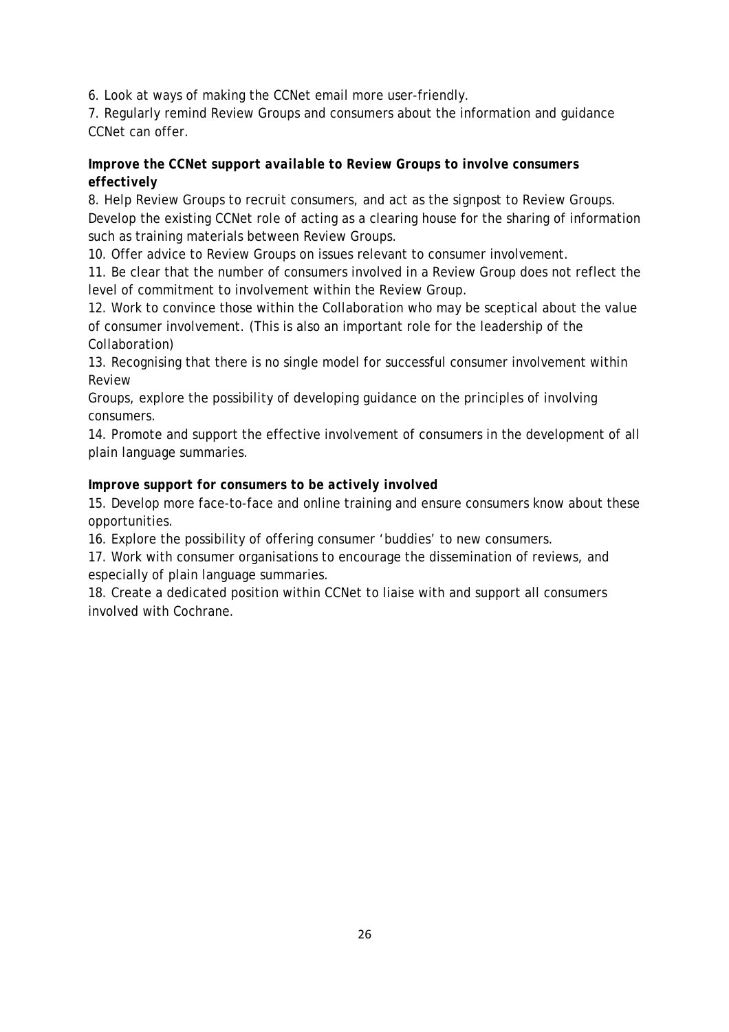6. Look at ways of making the CCNet email more user-friendly.

7. Regularly remind Review Groups and consumers about the information and guidance CCNet can offer.

**Improve the CCNet support available to Review Groups to involve consumers effectively**

8. Help Review Groups to recruit consumers, and act as the signpost to Review Groups.
Develop the existing CCNet role of acting as a clearing house for the sharing of information such as training materials between Review Groups.

10. Offer advice to Review Groups on issues relevant to consumer involvement.

11. Be clear that the number of consumers involved in a Review Group does not reflect the level of commitment to involvement within the Review Group.

12. Work to convince those within the Collaboration who may be sceptical about the value of consumer involvement. (This is also an important role for the leadership of the Collaboration)

13. Recognising that there is no single model for successful consumer involvement within Review
Groups, explore the possibility of developing guidance on the principles of involving consumers.

14. Promote and support the effective involvement of consumers in the development of all plain language summaries.

**Improve support for consumers to be actively involved**

15. Develop more face-to-face and online training and ensure consumers know about these opportunities.

16. Explore the possibility of offering consumer 'buddies' to new consumers.

17. Work with consumer organisations to encourage the dissemination of reviews, and especially of plain language summaries.

18. Create a dedicated position within CCNet to liaise with and support all consumers involved with Cochrane.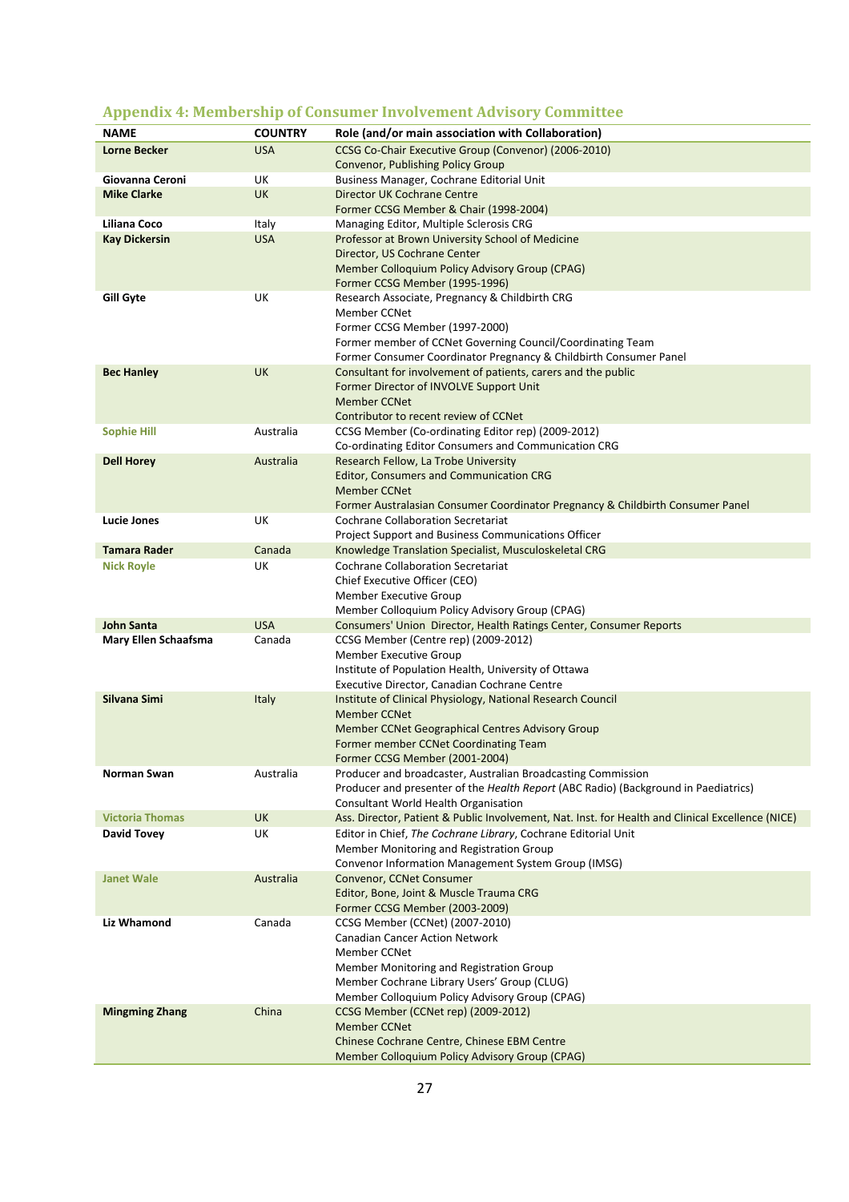## Appendix 4: Membership of Consumer Involvement Advisory Committee

| NAME | COUNTRY | Role (and/or main association with Collaboration) |
|---|---|---|
| **Lorne Becker** | USA | CCSG Co-Chair Executive Group (Convenor) (2006-2010)<br>Convenor, Publishing Policy Group |
| **Giovanna Ceroni** | UK | Business Manager, Cochrane Editorial Unit |
| **Mike Clarke** | UK | Director UK Cochrane Centre<br>Former CCSG Member & Chair (1998-2004) |
| **Liliana Coco** | Italy | Managing Editor, Multiple Sclerosis CRG |
| **Kay Dickersin** | USA | Professor at Brown University School of Medicine<br>Director, US Cochrane Center<br>Member Colloquium Policy Advisory Group (CPAG)<br>Former CCSG Member (1995-1996) |
| **Gill Gyte** | UK | Research Associate, Pregnancy & Childbirth CRG<br>Member CCNet<br>Former CCSG Member (1997-2000)<br>Former member of CCNet Governing Council/Coordinating Team<br>Former Consumer Coordinator Pregnancy & Childbirth Consumer Panel |
| **Bec Hanley** | UK | Consultant for involvement of patients, carers and the public<br>Former Director of INVOLVE Support Unit<br>Member CCNet<br>Contributor to recent review of CCNet |
| **Sophie Hill** | Australia | CCSG Member (Co-ordinating Editor rep) (2009-2012)<br>Co-ordinating Editor Consumers and Communication CRG |
| **Dell Horey** | Australia | Research Fellow, La Trobe University<br>Editor, Consumers and Communication CRG<br>Member CCNet<br>Former Australasian Consumer Coordinator Pregnancy & Childbirth Consumer Panel |
| **Lucie Jones** | UK | Cochrane Collaboration Secretariat<br>Project Support and Business Communications Officer |
| **Tamara Rader** | Canada | Knowledge Translation Specialist, Musculoskeletal CRG |
| **Nick Royle** | UK | Cochrane Collaboration Secretariat<br>Chief Executive Officer (CEO)<br>Member Executive Group<br>Member Colloquium Policy Advisory Group (CPAG) |
| **John Santa** | USA | Consumers' Union Director, Health Ratings Center, Consumer Reports |
| **Mary Ellen Schaafsma** | Canada | CCSG Member (Centre rep) (2009-2012)<br>Member Executive Group<br>Institute of Population Health, University of Ottawa<br>Executive Director, Canadian Cochrane Centre |
| **Silvana Simi** | Italy | Institute of Clinical Physiology, National Research Council<br>Member CCNet<br>Member CCNet Geographical Centres Advisory Group<br>Former member CCNet Coordinating Team<br>Former CCSG Member (2001-2004) |
| **Norman Swan** | Australia | Producer and broadcaster, Australian Broadcasting Commission<br>Producer and presenter of the *Health Report* (ABC Radio) (Background in Paediatrics)<br>Consultant World Health Organisation |
| **Victoria Thomas** | UK | Ass. Director, Patient & Public Involvement, Nat. Inst. for Health and Clinical Excellence (NICE) |
| **David Tovey** | UK | Editor in Chief, *The Cochrane Library*, Cochrane Editorial Unit<br>Member Monitoring and Registration Group<br>Convenor Information Management System Group (IMSG) |
| **Janet Wale** | Australia | Convenor, CCNet Consumer<br>Editor, Bone, Joint & Muscle Trauma CRG<br>Former CCSG Member (2003-2009) |
| **Liz Whamond** | Canada | CCSG Member (CCNet) (2007-2010)<br>Canadian Cancer Action Network<br>Member CCNet<br>Member Monitoring and Registration Group<br>Member Cochrane Library Users' Group (CLUG)<br>Member Colloquium Policy Advisory Group (CPAG) |
| **Mingming Zhang** | China | CCSG Member (CCNet rep) (2009-2012)<br>Member CCNet<br>Chinese Cochrane Centre, Chinese EBM Centre<br>Member Colloquium Policy Advisory Group (CPAG) |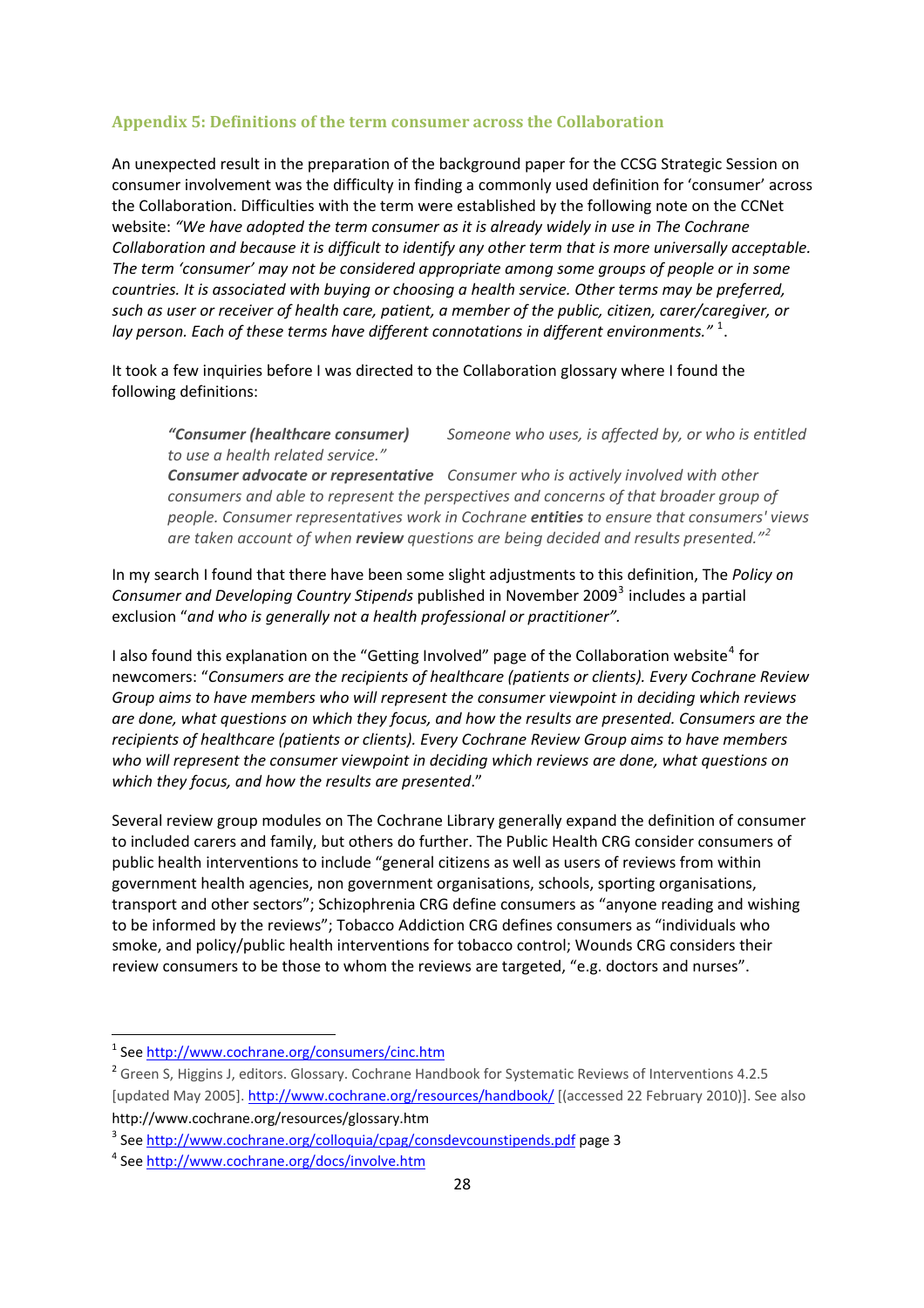### Appendix 5: Definitions of the term consumer across the Collaboration

An unexpected result in the preparation of the background paper for the CCSG Strategic Session on consumer involvement was the difficulty in finding a commonly used definition for 'consumer' across the Collaboration. Difficulties with the term were established by the following note on the CCNet website: *"We have adopted the term consumer as it is already widely in use in The Cochrane Collaboration and because it is difficult to identify any other term that is more universally acceptable. The term 'consumer' may not be considered appropriate among some groups of people or in some countries. It is associated with buying or choosing a health service. Other terms may be preferred, such as user or receiver of health care, patient, a member of the public, citizen, carer/caregiver, or lay person. Each of these terms have different connotations in different environments."* [1].

It took a few inquiries before I was directed to the Collaboration glossary where I found the following definitions:

> ***"Consumer (healthcare consumer)*** *Someone who uses, is affected by, or who is entitled to use a health related service."*
> ***Consumer advocate or representative*** *Consumer who is actively involved with other consumers and able to represent the perspectives and concerns of that broader group of people. Consumer representatives work in Cochrane* ***entities*** *to ensure that consumers' views are taken account of when* ***review*** *questions are being decided and results presented."*[2]

In my search I found that there have been some slight adjustments to this definition, The *Policy on Consumer and Developing Country Stipends* published in November 2009[3] includes a partial exclusion "*and who is generally not a health professional or practitioner".*

I also found this explanation on the "Getting Involved" page of the Collaboration website[4] for newcomers: "*Consumers are the recipients of healthcare (patients or clients). Every Cochrane Review Group aims to have members who will represent the consumer viewpoint in deciding which reviews are done, what questions on which they focus, and how the results are presented. Consumers are the recipients of healthcare (patients or clients). Every Cochrane Review Group aims to have members who will represent the consumer viewpoint in deciding which reviews are done, what questions on which they focus, and how the results are presented*."

Several review group modules on The Cochrane Library generally expand the definition of consumer to included carers and family, but others do further. The Public Health CRG consider consumers of public health interventions to include "general citizens as well as users of reviews from within government health agencies, non government organisations, schools, sporting organisations, transport and other sectors"; Schizophrenia CRG define consumers as "anyone reading and wishing to be informed by the reviews"; Tobacco Addiction CRG defines consumers as "individuals who smoke, and policy/public health interventions for tobacco control; Wounds CRG considers their review consumers to be those to whom the reviews are targeted, "e.g. doctors and nurses".

---

[1] See http://www.cochrane.org/consumers/cinc.htm

[2] Green S, Higgins J, editors. Glossary. Cochrane Handbook for Systematic Reviews of Interventions 4.2.5 [updated May 2005]. http://www.cochrane.org/resources/handbook/ [(accessed 22 February 2010)]. See also http://www.cochrane.org/resources/glossary.htm

[3] See http://www.cochrane.org/colloquia/cpag/consdevcounstipends.pdf page 3

[4] See http://www.cochrane.org/docs/involve.htm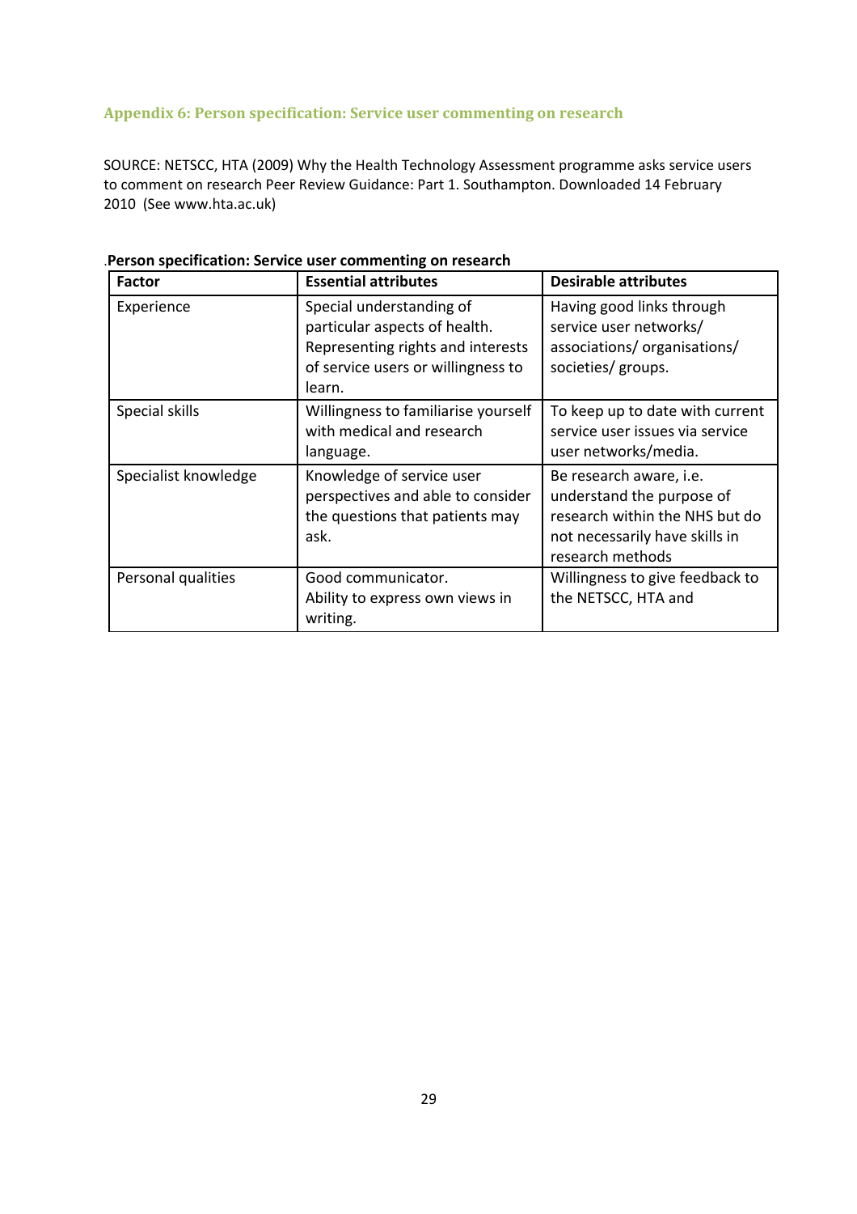## Appendix 6: Person specification: Service user commenting on research

SOURCE: NETSCC, HTA (2009) Why the Health Technology Assessment programme asks service users to comment on research Peer Review Guidance: Part 1. Southampton. Downloaded 14 February 2010 (See www.hta.ac.uk)

.**Person specification: Service user commenting on research**

| Factor | Essential attributes | Desirable attributes |
|---|---|---|
| Experience | Special understanding of particular aspects of health. Representing rights and interests of service users or willingness to learn. | Having good links through service user networks/ associations/ organisations/ societies/ groups. |
| Special skills | Willingness to familiarise yourself with medical and research language. | To keep up to date with current service user issues via service user networks/media. |
| Specialist knowledge | Knowledge of service user perspectives and able to consider the questions that patients may ask. | Be research aware, i.e. understand the purpose of research within the NHS but do not necessarily have skills in research methods |
| Personal qualities | Good communicator. Ability to express own views in writing. | Willingness to give feedback to the NETSCC, HTA and |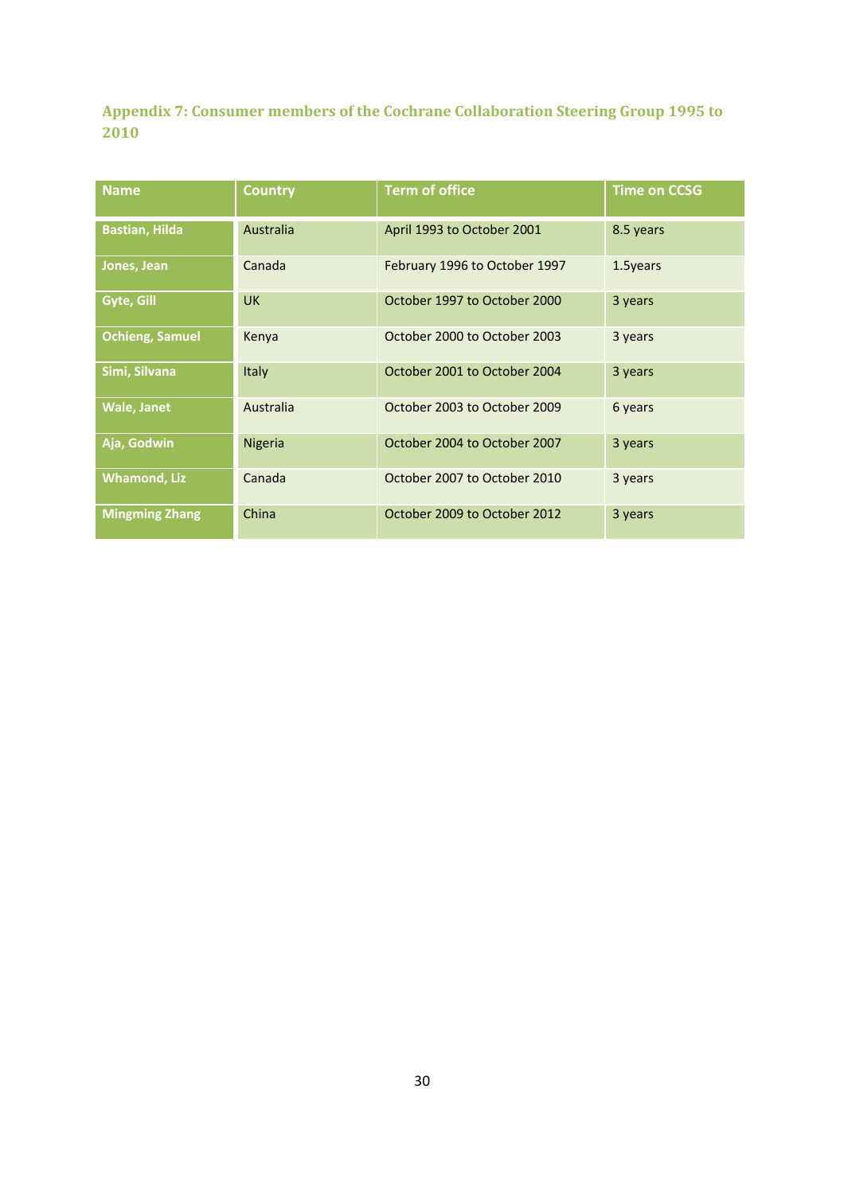### Appendix 7: Consumer members of the Cochrane Collaboration Steering Group 1995 to 2010

| Name | Country | Term of office | Time on CCSG |
|---|---|---|---|
| **Bastian, Hilda** | Australia | April 1993 to October 2001 | 8.5 years |
| **Jones, Jean** | Canada | February 1996 to October 1997 | 1.5years |
| **Gyte, Gill** | UK | October 1997 to October 2000 | 3 years |
| **Ochieng, Samuel** | Kenya | October 2000 to October 2003 | 3 years |
| **Simi, Silvana** | Italy | October 2001 to October 2004 | 3 years |
| **Wale, Janet** | Australia | October 2003 to October 2009 | 6 years |
| **Aja, Godwin** | Nigeria | October 2004 to October 2007 | 3 years |
| **Whamond, Liz** | Canada | October 2007 to October 2010 | 3 years |
| **Mingming Zhang** | China | October 2009 to October 2012 | 3 years |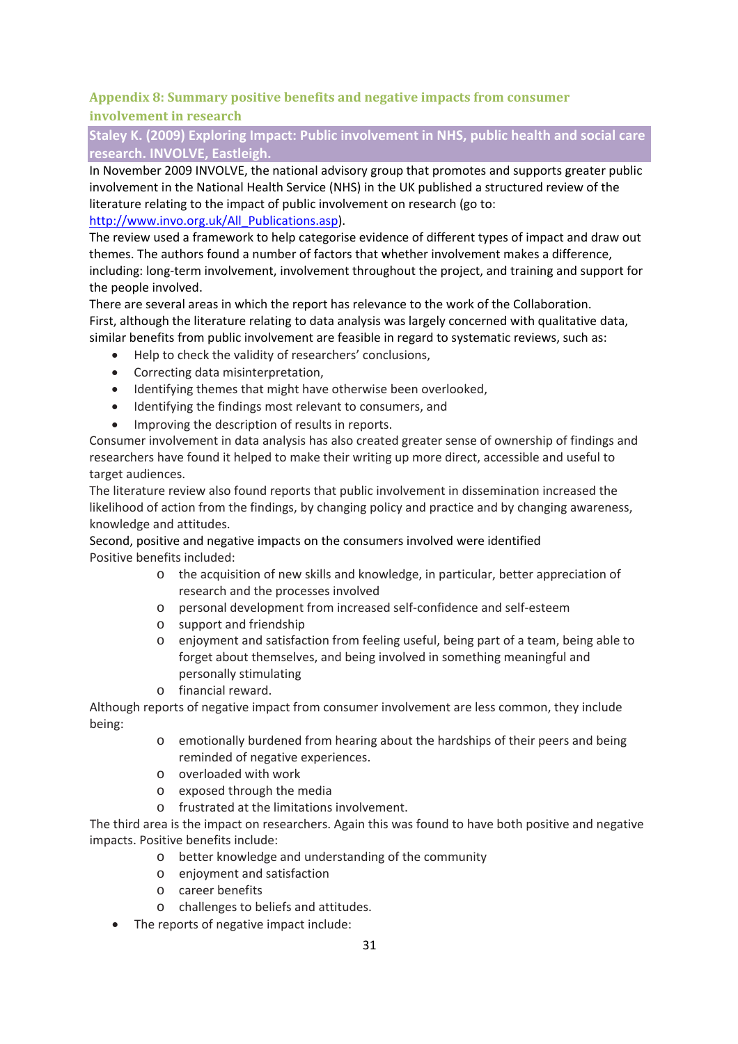## Appendix 8: Summary positive benefits and negative impacts from consumer involvement in research

### Staley K. (2009) Exploring Impact: Public involvement in NHS, public health and social care research. INVOLVE, Eastleigh.

In November 2009 INVOLVE, the national advisory group that promotes and supports greater public involvement in the National Health Service (NHS) in the UK published a structured review of the literature relating to the impact of public involvement on research (go to: [http://www.invo.org.uk/All_Publications.asp](http://www.invo.org.uk/All_Publications.asp)).

The review used a framework to help categorise evidence of different types of impact and draw out themes. The authors found a number of factors that whether involvement makes a difference, including: long-term involvement, involvement throughout the project, and training and support for the people involved.

There are several areas in which the report has relevance to the work of the Collaboration.

First, although the literature relating to data analysis was largely concerned with qualitative data, similar benefits from public involvement are feasible in regard to systematic reviews, such as:

- Help to check the validity of researchers' conclusions,
- Correcting data misinterpretation,
- Identifying themes that might have otherwise been overlooked,
- Identifying the findings most relevant to consumers, and
- Improving the description of results in reports.

Consumer involvement in data analysis has also created greater sense of ownership of findings and researchers have found it helped to make their writing up more direct, accessible and useful to target audiences.

The literature review also found reports that public involvement in dissemination increased the likelihood of action from the findings, by changing policy and practice and by changing awareness, knowledge and attitudes.

Second, positive and negative impacts on the consumers involved were identified

Positive benefits included:

- the acquisition of new skills and knowledge, in particular, better appreciation of research and the processes involved
- personal development from increased self-confidence and self-esteem
- support and friendship
- enjoyment and satisfaction from feeling useful, being part of a team, being able to forget about themselves, and being involved in something meaningful and personally stimulating
- financial reward.

Although reports of negative impact from consumer involvement are less common, they include being:

- emotionally burdened from hearing about the hardships of their peers and being reminded of negative experiences.
- overloaded with work
- exposed through the media
- frustrated at the limitations involvement.

The third area is the impact on researchers. Again this was found to have both positive and negative impacts. Positive benefits include:

- better knowledge and understanding of the community
- enjoyment and satisfaction
- career benefits
- challenges to beliefs and attitudes.

- The reports of negative impact include: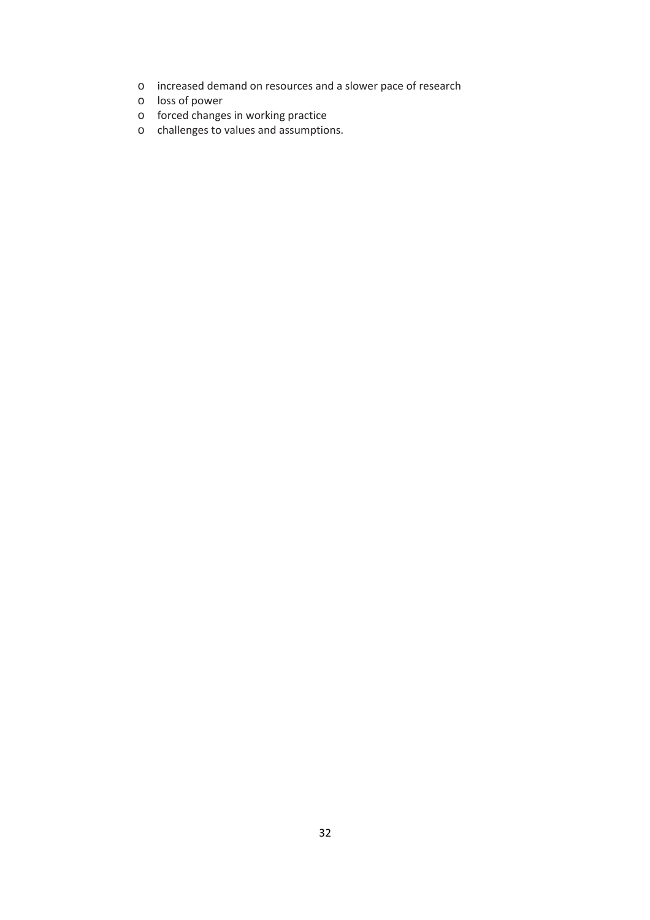- increased demand on resources and a slower pace of research
- loss of power
- forced changes in working practice
- challenges to values and assumptions.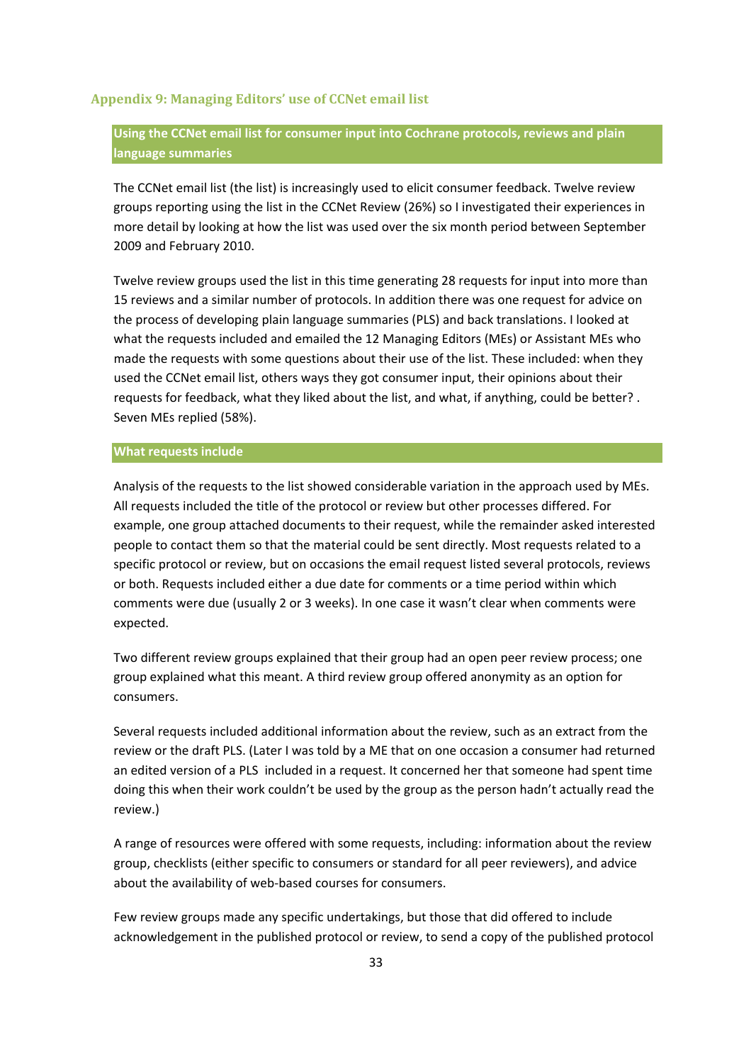## Appendix 9: Managing Editors' use of CCNet email list

### Using the CCNet email list for consumer input into Cochrane protocols, reviews and plain language summaries

The CCNet email list (the list) is increasingly used to elicit consumer feedback. Twelve review groups reporting using the list in the CCNet Review (26%) so I investigated their experiences in more detail by looking at how the list was used over the six month period between September 2009 and February 2010.

Twelve review groups used the list in this time generating 28 requests for input into more than 15 reviews and a similar number of protocols. In addition there was one request for advice on the process of developing plain language summaries (PLS) and back translations. I looked at what the requests included and emailed the 12 Managing Editors (MEs) or Assistant MEs who made the requests with some questions about their use of the list. These included: when they used the CCNet email list, others ways they got consumer input, their opinions about their requests for feedback, what they liked about the list, and what, if anything, could be better? . Seven MEs replied (58%).

### What requests include

Analysis of the requests to the list showed considerable variation in the approach used by MEs. All requests included the title of the protocol or review but other processes differed. For example, one group attached documents to their request, while the remainder asked interested people to contact them so that the material could be sent directly. Most requests related to a specific protocol or review, but on occasions the email request listed several protocols, reviews or both. Requests included either a due date for comments or a time period within which comments were due (usually 2 or 3 weeks). In one case it wasn't clear when comments were expected.

Two different review groups explained that their group had an open peer review process; one group explained what this meant. A third review group offered anonymity as an option for consumers.

Several requests included additional information about the review, such as an extract from the review or the draft PLS. (Later I was told by a ME that on one occasion a consumer had returned an edited version of a PLS included in a request. It concerned her that someone had spent time doing this when their work couldn't be used by the group as the person hadn't actually read the review.)

A range of resources were offered with some requests, including: information about the review group, checklists (either specific to consumers or standard for all peer reviewers), and advice about the availability of web-based courses for consumers.

Few review groups made any specific undertakings, but those that did offered to include acknowledgement in the published protocol or review, to send a copy of the published protocol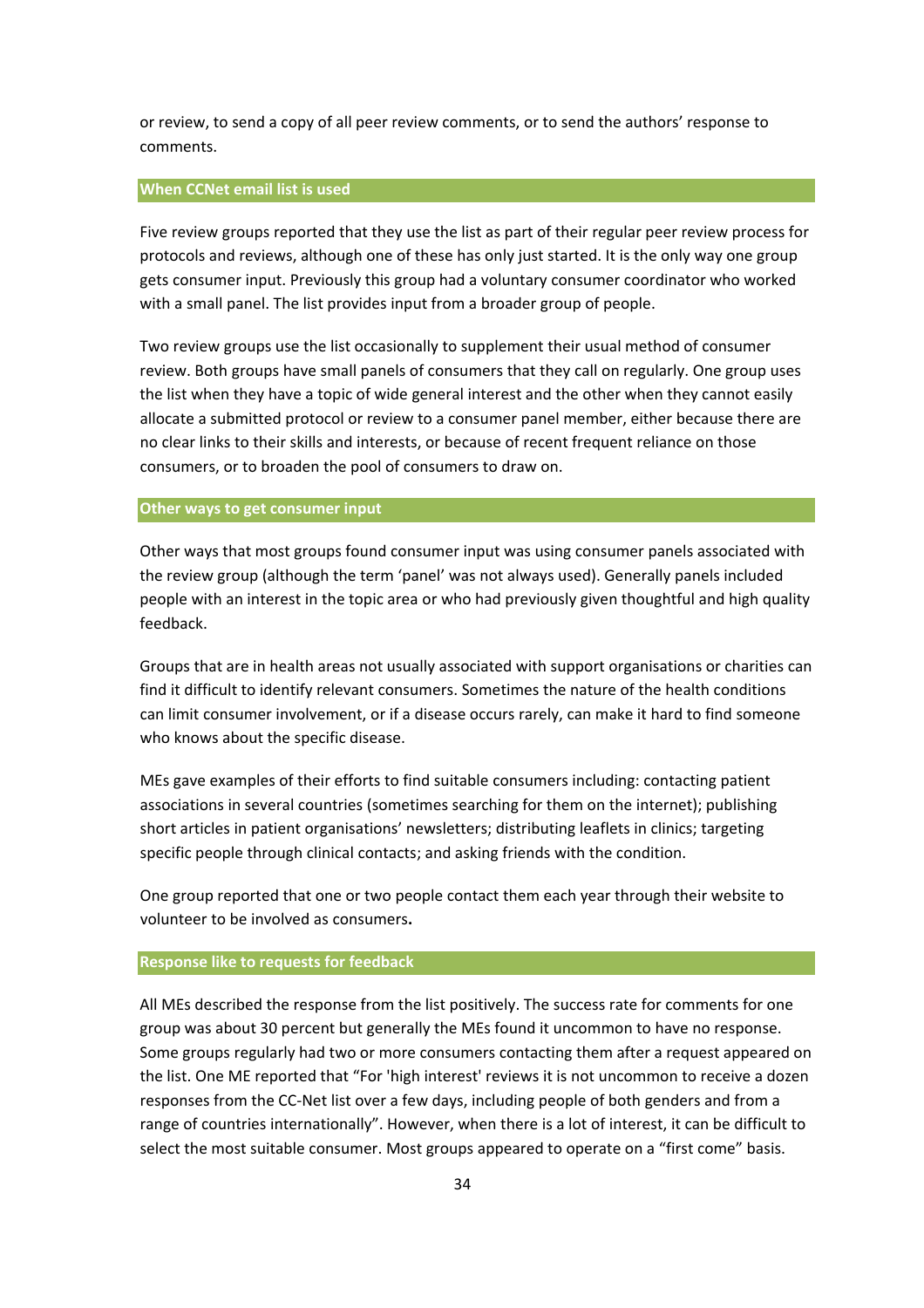or review, to send a copy of all peer review comments, or to send the authors' response to comments.

### When CCNet email list is used

Five review groups reported that they use the list as part of their regular peer review process for protocols and reviews, although one of these has only just started. It is the only way one group gets consumer input. Previously this group had a voluntary consumer coordinator who worked with a small panel. The list provides input from a broader group of people.

Two review groups use the list occasionally to supplement their usual method of consumer review. Both groups have small panels of consumers that they call on regularly. One group uses the list when they have a topic of wide general interest and the other when they cannot easily allocate a submitted protocol or review to a consumer panel member, either because there are no clear links to their skills and interests, or because of recent frequent reliance on those consumers, or to broaden the pool of consumers to draw on.

### Other ways to get consumer input

Other ways that most groups found consumer input was using consumer panels associated with the review group (although the term 'panel' was not always used). Generally panels included people with an interest in the topic area or who had previously given thoughtful and high quality feedback.

Groups that are in health areas not usually associated with support organisations or charities can find it difficult to identify relevant consumers. Sometimes the nature of the health conditions can limit consumer involvement, or if a disease occurs rarely, can make it hard to find someone who knows about the specific disease.

MEs gave examples of their efforts to find suitable consumers including: contacting patient associations in several countries (sometimes searching for them on the internet); publishing short articles in patient organisations' newsletters; distributing leaflets in clinics; targeting specific people through clinical contacts; and asking friends with the condition.

One group reported that one or two people contact them each year through their website to volunteer to be involved as consumers**.**

### Response like to requests for feedback

All MEs described the response from the list positively. The success rate for comments for one group was about 30 percent but generally the MEs found it uncommon to have no response. Some groups regularly had two or more consumers contacting them after a request appeared on the list. One ME reported that "For 'high interest' reviews it is not uncommon to receive a dozen responses from the CC-Net list over a few days, including people of both genders and from a range of countries internationally". However, when there is a lot of interest, it can be difficult to select the most suitable consumer. Most groups appeared to operate on a "first come" basis.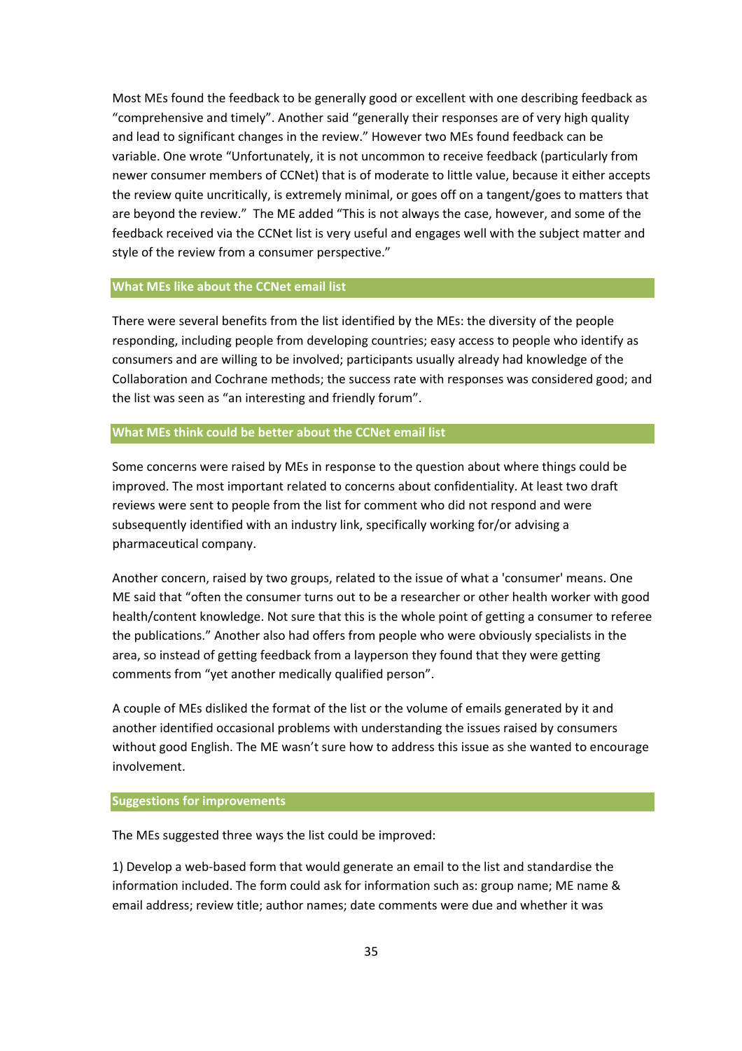Most MEs found the feedback to be generally good or excellent with one describing feedback as "comprehensive and timely". Another said "generally their responses are of very high quality and lead to significant changes in the review." However two MEs found feedback can be variable. One wrote "Unfortunately, it is not uncommon to receive feedback (particularly from newer consumer members of CCNet) that is of moderate to little value, because it either accepts the review quite uncritically, is extremely minimal, or goes off on a tangent/goes to matters that are beyond the review." The ME added "This is not always the case, however, and some of the feedback received via the CCNet list is very useful and engages well with the subject matter and style of the review from a consumer perspective."

### What MEs like about the CCNet email list

There were several benefits from the list identified by the MEs: the diversity of the people responding, including people from developing countries; easy access to people who identify as consumers and are willing to be involved; participants usually already had knowledge of the Collaboration and Cochrane methods; the success rate with responses was considered good; and the list was seen as "an interesting and friendly forum".

### What MEs think could be better about the CCNet email list

Some concerns were raised by MEs in response to the question about where things could be improved. The most important related to concerns about confidentiality. At least two draft reviews were sent to people from the list for comment who did not respond and were subsequently identified with an industry link, specifically working for/or advising a pharmaceutical company.

Another concern, raised by two groups, related to the issue of what a 'consumer' means. One ME said that "often the consumer turns out to be a researcher or other health worker with good health/content knowledge. Not sure that this is the whole point of getting a consumer to referee the publications." Another also had offers from people who were obviously specialists in the area, so instead of getting feedback from a layperson they found that they were getting comments from "yet another medically qualified person".

A couple of MEs disliked the format of the list or the volume of emails generated by it and another identified occasional problems with understanding the issues raised by consumers without good English. The ME wasn't sure how to address this issue as she wanted to encourage involvement.

### Suggestions for improvements

The MEs suggested three ways the list could be improved:

1) Develop a web-based form that would generate an email to the list and standardise the information included. The form could ask for information such as: group name; ME name & email address; review title; author names; date comments were due and whether it was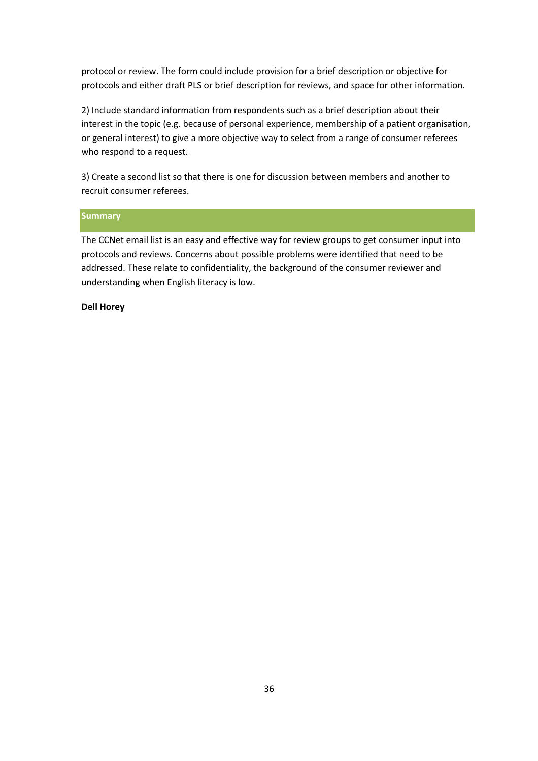protocol or review. The form could include provision for a brief description or objective for protocols and either draft PLS or brief description for reviews, and space for other information.

2) Include standard information from respondents such as a brief description about their interest in the topic (e.g. because of personal experience, membership of a patient organisation, or general interest) to give a more objective way to select from a range of consumer referees who respond to a request.

3) Create a second list so that there is one for discussion between members and another to recruit consumer referees.

## Summary

The CCNet email list is an easy and effective way for review groups to get consumer input into protocols and reviews. Concerns about possible problems were identified that need to be addressed. These relate to confidentiality, the background of the consumer reviewer and understanding when English literacy is low.

**Dell Horey**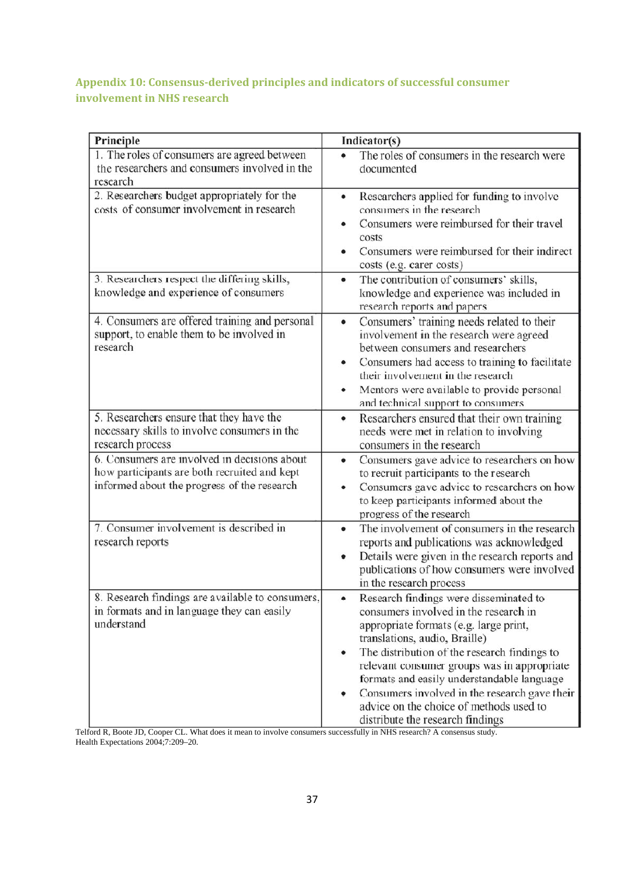## Appendix 10: Consensus-derived principles and indicators of successful consumer involvement in NHS research

| Principle | Indicator(s) |
|---|---|
| 1. The roles of consumers are agreed between the researchers and consumers involved in the research | • The roles of consumers in the research were documented |
| 2. Researchers budget appropriately for the costs of consumer involvement in research | • Researchers applied for funding to involve consumers in the research<br>• Consumers were reimbursed for their travel costs<br>• Consumers were reimbursed for their indirect costs (e.g. carer costs) |
| 3. Researchers respect the differing skills, knowledge and experience of consumers | • The contribution of consumers' skills, knowledge and experience was included in research reports and papers |
| 4. Consumers are offered training and personal support, to enable them to be involved in research | • Consumers' training needs related to their involvement in the research were agreed between consumers and researchers<br>• Consumers had access to training to facilitate their involvement in the research<br>• Mentors were available to provide personal and technical support to consumers |
| 5. Researchers ensure that they have the necessary skills to involve consumers in the research process | • Researchers ensured that their own training needs were met in relation to involving consumers in the research |
| 6. Consumers are involved in decisions about how participants are both recruited and kept informed about the progress of the research | • Consumers gave advice to researchers on how to recruit participants to the research<br>• Consumers gave advice to researchers on how to keep participants informed about the progress of the research |
| 7. Consumer involvement is described in research reports | • The involvement of consumers in the research reports and publications was acknowledged<br>• Details were given in the research reports and publications of how consumers were involved in the research process |
| 8. Research findings are available to consumers, in formats and in language they can easily understand | • Research findings were disseminated to consumers involved in the research in appropriate formats (e.g. large print, translations, audio, Braille)<br>• The distribution of the research findings to relevant consumer groups was in appropriate formats and easily understandable language<br>• Consumers involved in the research gave their advice on the choice of methods used to distribute the research findings |

Telford R, Boote JD, Cooper CL. What does it mean to involve consumers successfully in NHS research? A consensus study. Health Expectations 2004;7:209–20.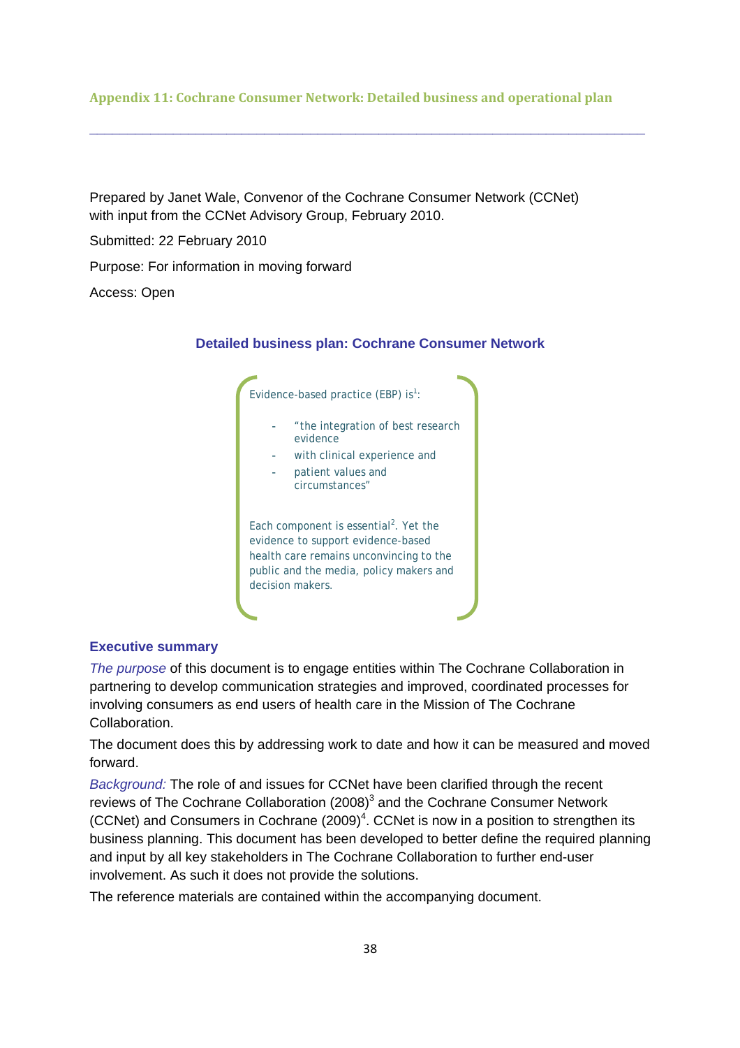## Appendix 11: Cochrane Consumer Network: Detailed business and operational plan

---

Prepared by Janet Wale, Convenor of the Cochrane Consumer Network (CCNet) with input from the CCNet Advisory Group, February 2010.

Submitted: 22 February 2010

Purpose: For information in moving forward

Access: Open

### Detailed business plan: Cochrane Consumer Network

> Evidence-based practice (EBP) is[1]:
>
> - "the integration of best research evidence
> - with clinical experience and
> - patient values and circumstances"
>
> Each component is essential[2]. Yet the evidence to support evidence-based health care remains unconvincing to the public and the media, policy makers and decision makers.

### Executive summary

*The purpose* of this document is to engage entities within The Cochrane Collaboration in partnering to develop communication strategies and improved, coordinated processes for involving consumers as end users of health care in the Mission of The Cochrane Collaboration.

The document does this by addressing work to date and how it can be measured and moved forward.

*Background:* The role of and issues for CCNet have been clarified through the recent reviews of The Cochrane Collaboration (2008)[3] and the Cochrane Consumer Network (CCNet) and Consumers in Cochrane (2009)[4]. CCNet is now in a position to strengthen its business planning. This document has been developed to better define the required planning and input by all key stakeholders in The Cochrane Collaboration to further end-user involvement. As such it does not provide the solutions.

The reference materials are contained within the accompanying document.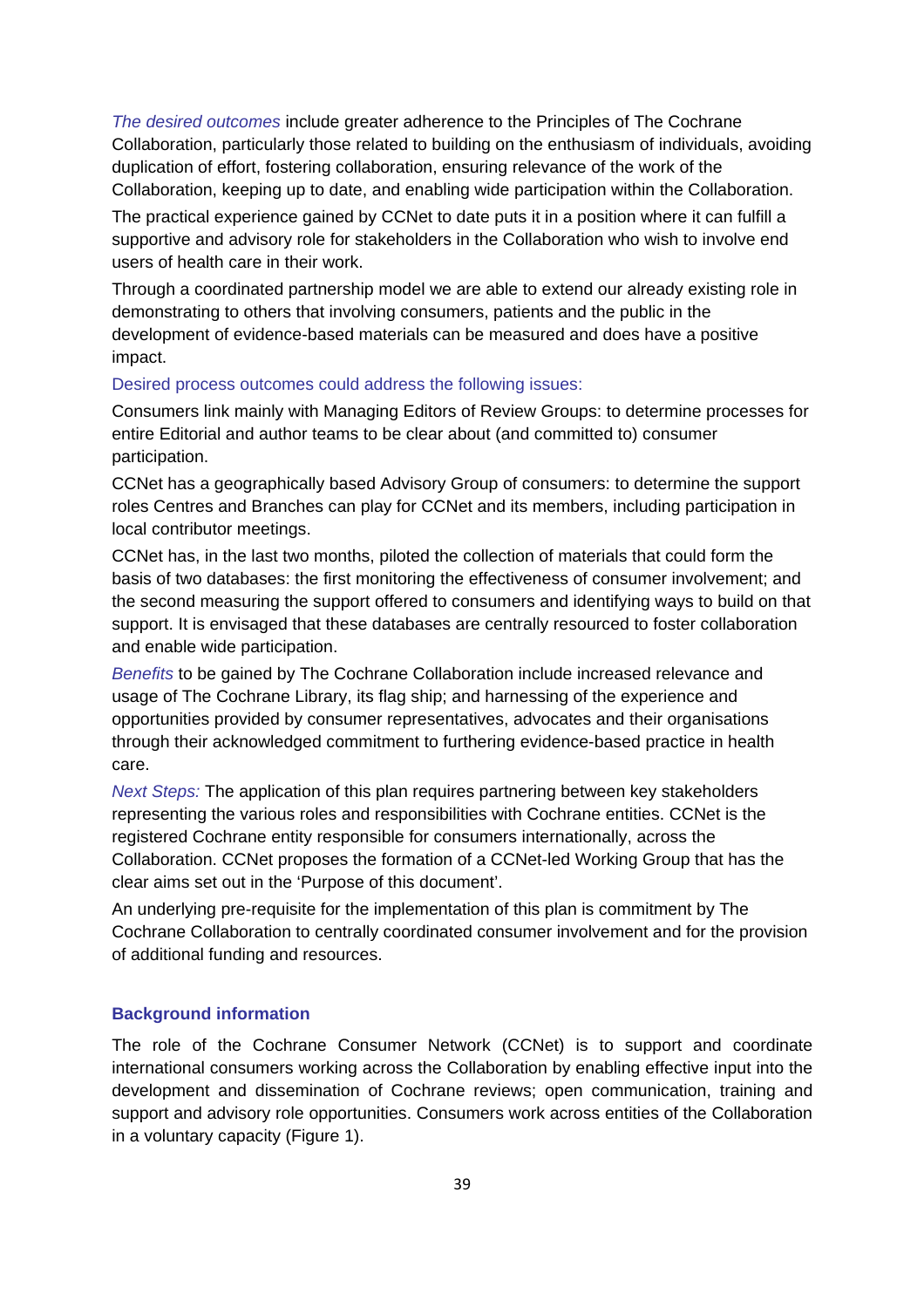*The desired outcomes* include greater adherence to the Principles of The Cochrane Collaboration, particularly those related to building on the enthusiasm of individuals, avoiding duplication of effort, fostering collaboration, ensuring relevance of the work of the Collaboration, keeping up to date, and enabling wide participation within the Collaboration.

The practical experience gained by CCNet to date puts it in a position where it can fulfill a supportive and advisory role for stakeholders in the Collaboration who wish to involve end users of health care in their work.

Through a coordinated partnership model we are able to extend our already existing role in demonstrating to others that involving consumers, patients and the public in the development of evidence-based materials can be measured and does have a positive impact.

Desired process outcomes could address the following issues:

Consumers link mainly with Managing Editors of Review Groups: to determine processes for entire Editorial and author teams to be clear about (and committed to) consumer participation.

CCNet has a geographically based Advisory Group of consumers: to determine the support roles Centres and Branches can play for CCNet and its members, including participation in local contributor meetings.

CCNet has, in the last two months, piloted the collection of materials that could form the basis of two databases: the first monitoring the effectiveness of consumer involvement; and the second measuring the support offered to consumers and identifying ways to build on that support. It is envisaged that these databases are centrally resourced to foster collaboration and enable wide participation.

*Benefits* to be gained by The Cochrane Collaboration include increased relevance and usage of The Cochrane Library, its flag ship; and harnessing of the experience and opportunities provided by consumer representatives, advocates and their organisations through their acknowledged commitment to furthering evidence-based practice in health care.

*Next Steps:* The application of this plan requires partnering between key stakeholders representing the various roles and responsibilities with Cochrane entities. CCNet is the registered Cochrane entity responsible for consumers internationally, across the Collaboration. CCNet proposes the formation of a CCNet-led Working Group that has the clear aims set out in the 'Purpose of this document'.

An underlying pre-requisite for the implementation of this plan is commitment by The Cochrane Collaboration to centrally coordinated consumer involvement and for the provision of additional funding and resources.

### Background information

The role of the Cochrane Consumer Network (CCNet) is to support and coordinate international consumers working across the Collaboration by enabling effective input into the development and dissemination of Cochrane reviews; open communication, training and support and advisory role opportunities. Consumers work across entities of the Collaboration in a voluntary capacity (Figure 1).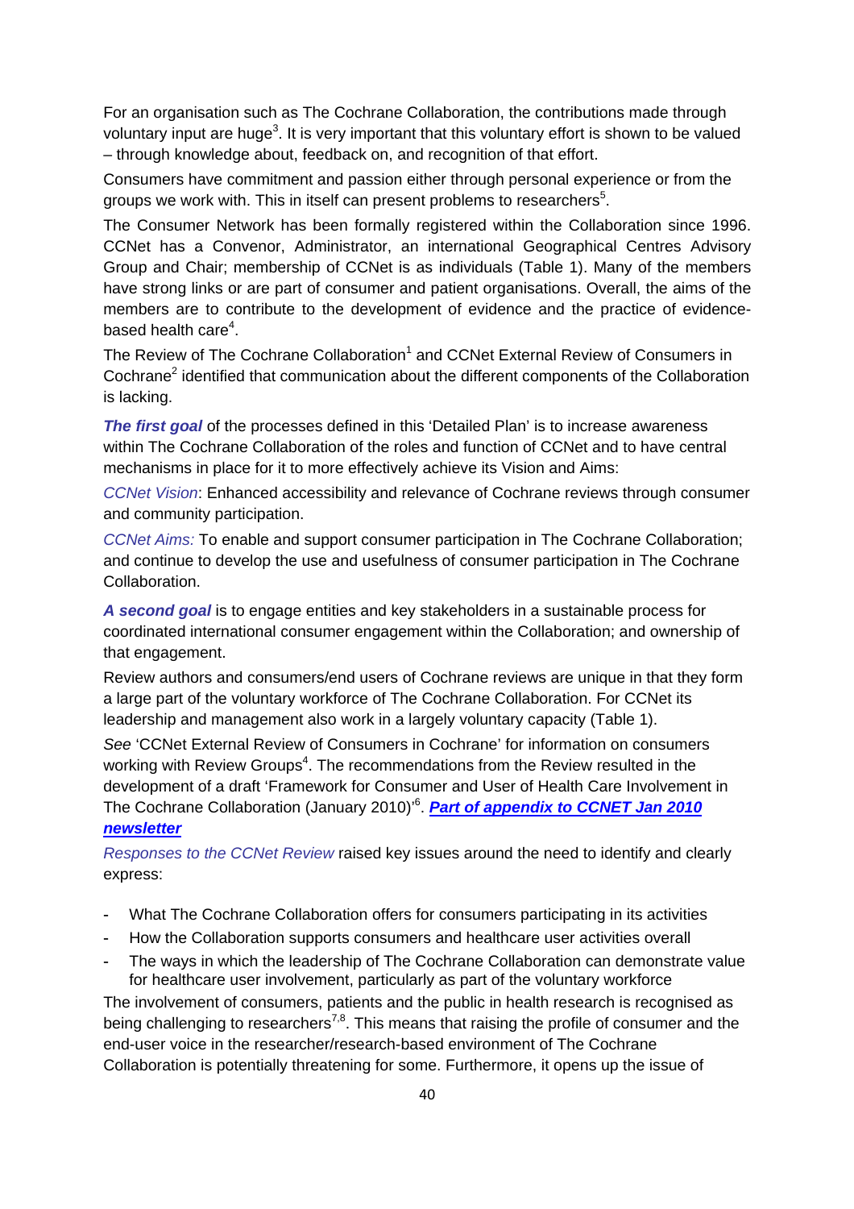For an organisation such as The Cochrane Collaboration, the contributions made through voluntary input are huge[3]. It is very important that this voluntary effort is shown to be valued – through knowledge about, feedback on, and recognition of that effort.

Consumers have commitment and passion either through personal experience or from the groups we work with. This in itself can present problems to researchers[5].

The Consumer Network has been formally registered within the Collaboration since 1996. CCNet has a Convenor, Administrator, an international Geographical Centres Advisory Group and Chair; membership of CCNet is as individuals (Table 1). Many of the members have strong links or are part of consumer and patient organisations. Overall, the aims of the members are to contribute to the development of evidence and the practice of evidence-based health care[4].

The Review of The Cochrane Collaboration[1] and CCNet External Review of Consumers in Cochrane[2] identified that communication about the different components of the Collaboration is lacking.

***The first goal*** of the processes defined in this 'Detailed Plan' is to increase awareness within The Cochrane Collaboration of the roles and function of CCNet and to have central mechanisms in place for it to more effectively achieve its Vision and Aims:

*CCNet Vision*: Enhanced accessibility and relevance of Cochrane reviews through consumer and community participation.

*CCNet Aims:* To enable and support consumer participation in The Cochrane Collaboration; and continue to develop the use and usefulness of consumer participation in The Cochrane Collaboration.

***A second goal*** is to engage entities and key stakeholders in a sustainable process for coordinated international consumer engagement within the Collaboration; and ownership of that engagement.

Review authors and consumers/end users of Cochrane reviews are unique in that they form a large part of the voluntary workforce of The Cochrane Collaboration. For CCNet its leadership and management also work in a largely voluntary capacity (Table 1).

*See* 'CCNet External Review of Consumers in Cochrane' for information on consumers working with Review Groups[4]. The recommendations from the Review resulted in the development of a draft 'Framework for Consumer and User of Health Care Involvement in The Cochrane Collaboration (January 2010)'[6]. ***Part of appendix to CCNET Jan 2010 newsletter***

*Responses to the CCNet Review* raised key issues around the need to identify and clearly express:

- What The Cochrane Collaboration offers for consumers participating in its activities
- How the Collaboration supports consumers and healthcare user activities overall
- The ways in which the leadership of The Cochrane Collaboration can demonstrate value for healthcare user involvement, particularly as part of the voluntary workforce

The involvement of consumers, patients and the public in health research is recognised as being challenging to researchers[7,8]. This means that raising the profile of consumer and the end-user voice in the researcher/research-based environment of The Cochrane Collaboration is potentially threatening for some. Furthermore, it opens up the issue of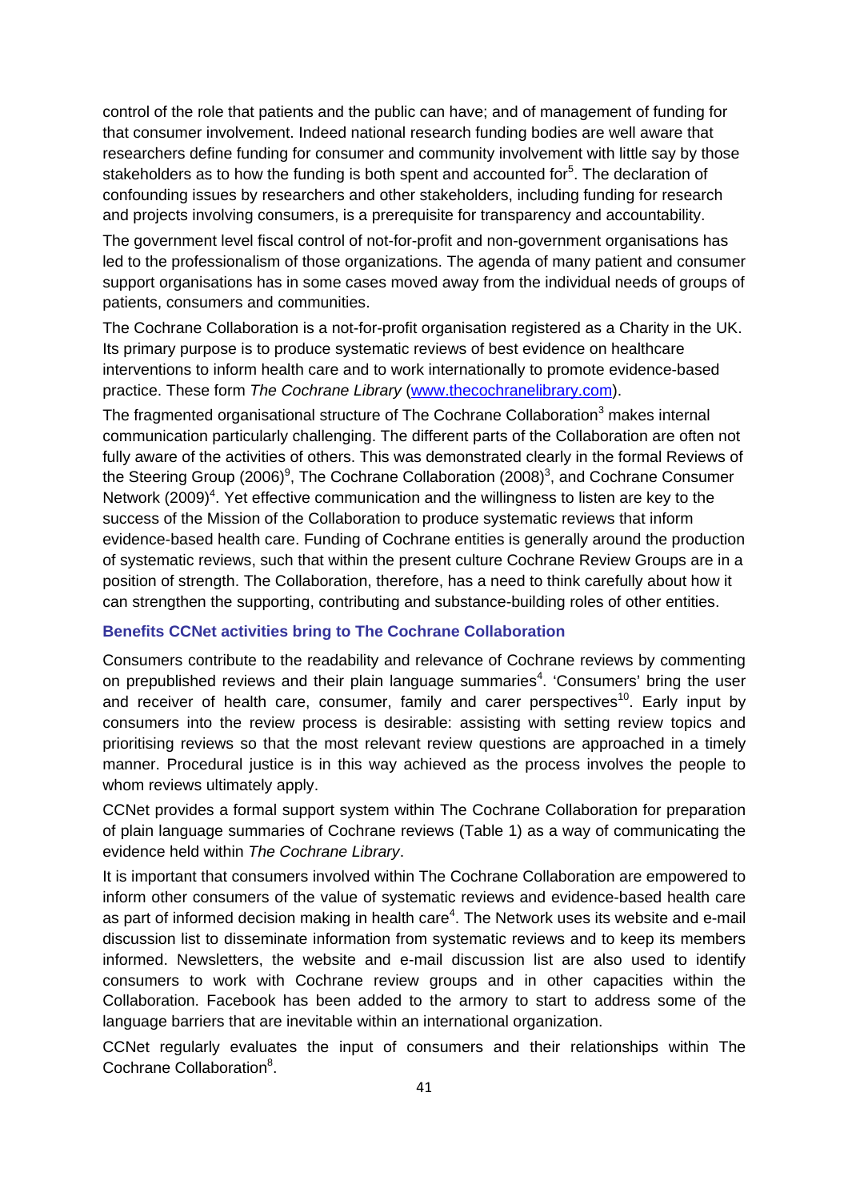control of the role that patients and the public can have; and of management of funding for that consumer involvement. Indeed national research funding bodies are well aware that researchers define funding for consumer and community involvement with little say by those stakeholders as to how the funding is both spent and accounted for[5]. The declaration of confounding issues by researchers and other stakeholders, including funding for research and projects involving consumers, is a prerequisite for transparency and accountability.

The government level fiscal control of not-for-profit and non-government organisations has led to the professionalism of those organizations. The agenda of many patient and consumer support organisations has in some cases moved away from the individual needs of groups of patients, consumers and communities.

The Cochrane Collaboration is a not-for-profit organisation registered as a Charity in the UK. Its primary purpose is to produce systematic reviews of best evidence on healthcare interventions to inform health care and to work internationally to promote evidence-based practice. These form *The Cochrane Library* (www.thecochranelibrary.com).

The fragmented organisational structure of The Cochrane Collaboration[3] makes internal communication particularly challenging. The different parts of the Collaboration are often not fully aware of the activities of others. This was demonstrated clearly in the formal Reviews of the Steering Group (2006)[9], The Cochrane Collaboration (2008)[3], and Cochrane Consumer Network (2009)[4]. Yet effective communication and the willingness to listen are key to the success of the Mission of the Collaboration to produce systematic reviews that inform evidence-based health care. Funding of Cochrane entities is generally around the production of systematic reviews, such that within the present culture Cochrane Review Groups are in a position of strength. The Collaboration, therefore, has a need to think carefully about how it can strengthen the supporting, contributing and substance-building roles of other entities.

### Benefits CCNet activities bring to The Cochrane Collaboration

Consumers contribute to the readability and relevance of Cochrane reviews by commenting on prepublished reviews and their plain language summaries[4]. 'Consumers' bring the user and receiver of health care, consumer, family and carer perspectives[10]. Early input by consumers into the review process is desirable: assisting with setting review topics and prioritising reviews so that the most relevant review questions are approached in a timely manner. Procedural justice is in this way achieved as the process involves the people to whom reviews ultimately apply.

CCNet provides a formal support system within The Cochrane Collaboration for preparation of plain language summaries of Cochrane reviews (Table 1) as a way of communicating the evidence held within *The Cochrane Library*.

It is important that consumers involved within The Cochrane Collaboration are empowered to inform other consumers of the value of systematic reviews and evidence-based health care as part of informed decision making in health care[4]. The Network uses its website and e-mail discussion list to disseminate information from systematic reviews and to keep its members informed. Newsletters, the website and e-mail discussion list are also used to identify consumers to work with Cochrane review groups and in other capacities within the Collaboration. Facebook has been added to the armory to start to address some of the language barriers that are inevitable within an international organization.

CCNet regularly evaluates the input of consumers and their relationships within The Cochrane Collaboration[8].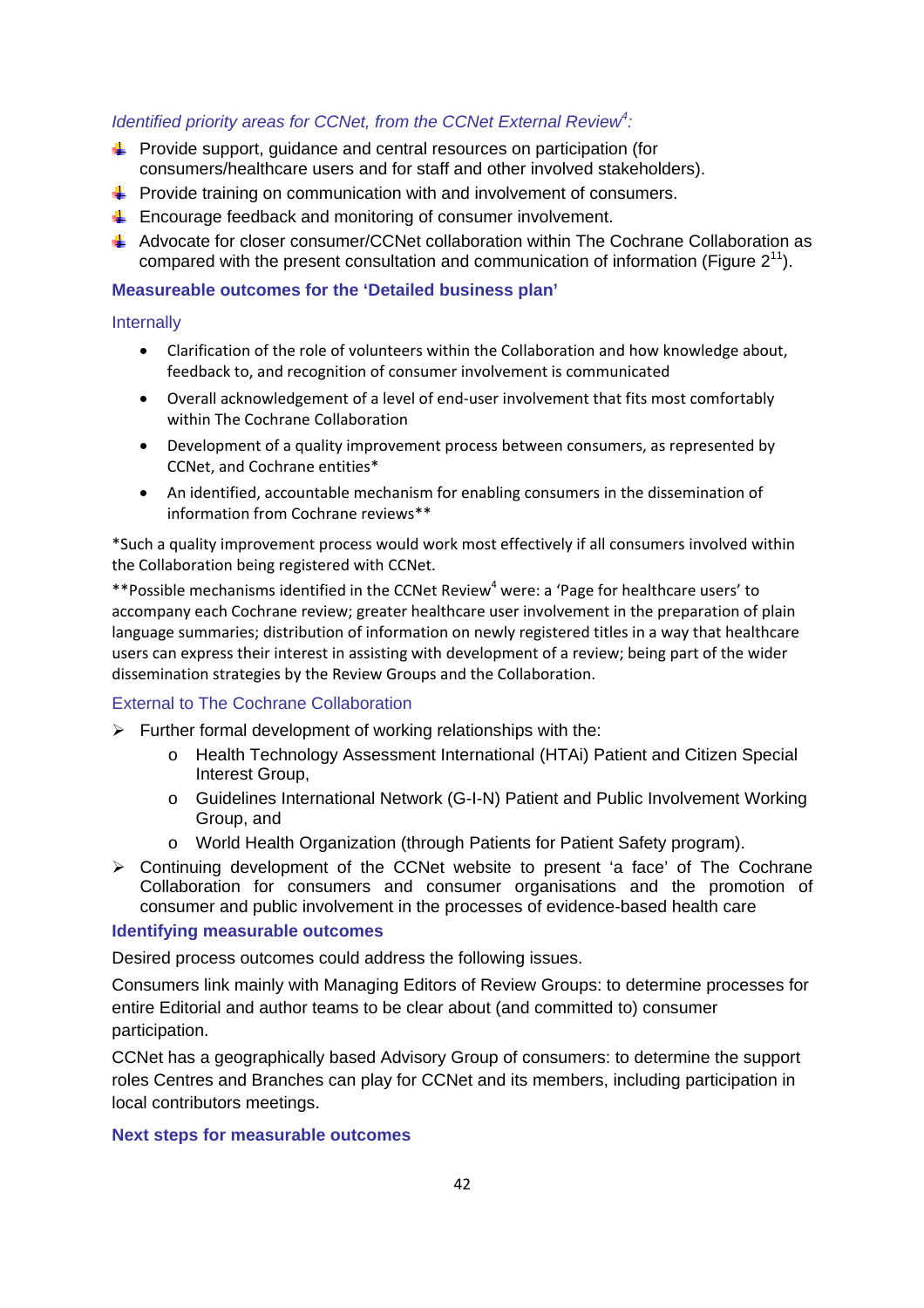*Identified priority areas for CCNet, from the CCNet External Review[4]:*

- Provide support, guidance and central resources on participation (for consumers/healthcare users and for staff and other involved stakeholders).
- Provide training on communication with and involvement of consumers.
- Encourage feedback and monitoring of consumer involvement.
- Advocate for closer consumer/CCNet collaboration within The Cochrane Collaboration as compared with the present consultation and communication of information (Figure 2[11]).

### Measureable outcomes for the 'Detailed business plan'

#### Internally

- Clarification of the role of volunteers within the Collaboration and how knowledge about, feedback to, and recognition of consumer involvement is communicated
- Overall acknowledgement of a level of end-user involvement that fits most comfortably within The Cochrane Collaboration
- Development of a quality improvement process between consumers, as represented by CCNet, and Cochrane entities*
- An identified, accountable mechanism for enabling consumers in the dissemination of information from Cochrane reviews**

*Such a quality improvement process would work most effectively if all consumers involved within the Collaboration being registered with CCNet.

**Possible mechanisms identified in the CCNet Review[4] were: a 'Page for healthcare users' to accompany each Cochrane review; greater healthcare user involvement in the preparation of plain language summaries; distribution of information on newly registered titles in a way that healthcare users can express their interest in assisting with development of a review; being part of the wider dissemination strategies by the Review Groups and the Collaboration.

#### External to The Cochrane Collaboration

- Further formal development of working relationships with the:
  - Health Technology Assessment International (HTAi) Patient and Citizen Special Interest Group,
  - Guidelines International Network (G-I-N) Patient and Public Involvement Working Group, and
  - World Health Organization (through Patients for Patient Safety program).
- Continuing development of the CCNet website to present 'a face' of The Cochrane Collaboration for consumers and consumer organisations and the promotion of consumer and public involvement in the processes of evidence-based health care

### Identifying measurable outcomes

Desired process outcomes could address the following issues.

Consumers link mainly with Managing Editors of Review Groups: to determine processes for entire Editorial and author teams to be clear about (and committed to) consumer participation.

CCNet has a geographically based Advisory Group of consumers: to determine the support roles Centres and Branches can play for CCNet and its members, including participation in local contributors meetings.

### Next steps for measurable outcomes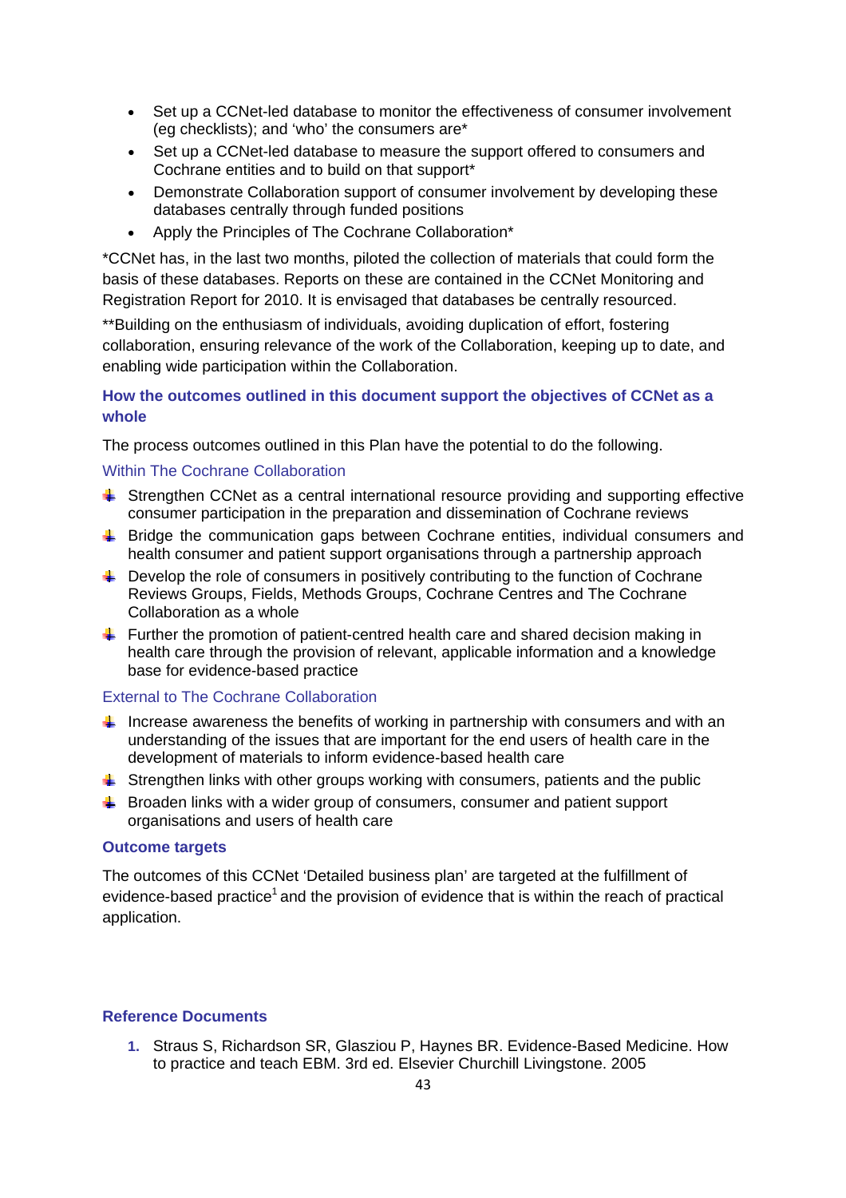- Set up a CCNet-led database to monitor the effectiveness of consumer involvement (eg checklists); and 'who' the consumers are*
- Set up a CCNet-led database to measure the support offered to consumers and Cochrane entities and to build on that support*
- Demonstrate Collaboration support of consumer involvement by developing these databases centrally through funded positions
- Apply the Principles of The Cochrane Collaboration*

*CCNet has, in the last two months, piloted the collection of materials that could form the basis of these databases. Reports on these are contained in the CCNet Monitoring and Registration Report for 2010. It is envisaged that databases be centrally resourced.

**Building on the enthusiasm of individuals, avoiding duplication of effort, fostering collaboration, ensuring relevance of the work of the Collaboration, keeping up to date, and enabling wide participation within the Collaboration.

### How the outcomes outlined in this document support the objectives of CCNet as a whole

The process outcomes outlined in this Plan have the potential to do the following.

#### Within The Cochrane Collaboration

- Strengthen CCNet as a central international resource providing and supporting effective consumer participation in the preparation and dissemination of Cochrane reviews
- Bridge the communication gaps between Cochrane entities, individual consumers and health consumer and patient support organisations through a partnership approach
- Develop the role of consumers in positively contributing to the function of Cochrane Reviews Groups, Fields, Methods Groups, Cochrane Centres and The Cochrane Collaboration as a whole
- Further the promotion of patient-centred health care and shared decision making in health care through the provision of relevant, applicable information and a knowledge base for evidence-based practice

#### External to The Cochrane Collaboration

- Increase awareness the benefits of working in partnership with consumers and with an understanding of the issues that are important for the end users of health care in the development of materials to inform evidence-based health care
- Strengthen links with other groups working with consumers, patients and the public
- Broaden links with a wider group of consumers, consumer and patient support organisations and users of health care

### Outcome targets

The outcomes of this CCNet 'Detailed business plan' are targeted at the fulfillment of evidence-based practice[1] and the provision of evidence that is within the reach of practical application.

### Reference Documents

1. Straus S, Richardson SR, Glasziou P, Haynes BR. Evidence-Based Medicine. How to practice and teach EBM. 3rd ed. Elsevier Churchill Livingstone. 2005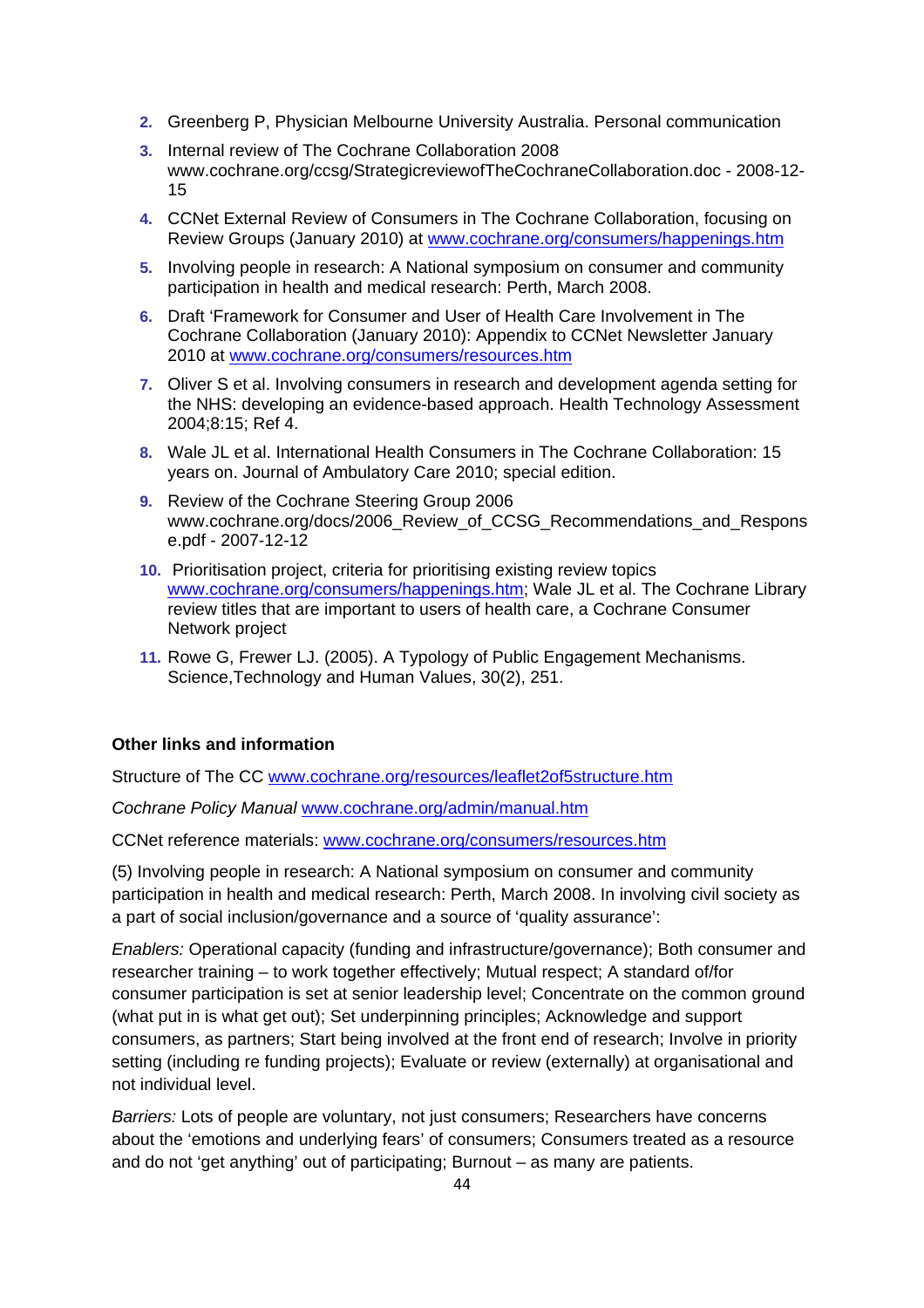2. Greenberg P, Physician Melbourne University Australia. Personal communication
3. Internal review of The Cochrane Collaboration 2008 www.cochrane.org/ccsg/StrategicreviewofTheCochraneCollaboration.doc - 2008-12-15
4. CCNet External Review of Consumers in The Cochrane Collaboration, focusing on Review Groups (January 2010) at [www.cochrane.org/consumers/happenings.htm](www.cochrane.org/consumers/happenings.htm)
5. Involving people in research: A National symposium on consumer and community participation in health and medical research: Perth, March 2008.
6. Draft 'Framework for Consumer and User of Health Care Involvement in The Cochrane Collaboration (January 2010): Appendix to CCNet Newsletter January 2010 at [www.cochrane.org/consumers/resources.htm](www.cochrane.org/consumers/resources.htm)
7. Oliver S et al. Involving consumers in research and development agenda setting for the NHS: developing an evidence-based approach. Health Technology Assessment 2004;8:15; Ref 4.
8. Wale JL et al. International Health Consumers in The Cochrane Collaboration: 15 years on. Journal of Ambulatory Care 2010; special edition.
9. Review of the Cochrane Steering Group 2006 www.cochrane.org/docs/2006_Review_of_CCSG_Recommendations_and_Response.pdf - 2007-12-12
10. Prioritisation project, criteria for prioritising existing review topics [www.cochrane.org/consumers/happenings.htm](www.cochrane.org/consumers/happenings.htm); Wale JL et al. The Cochrane Library review titles that are important to users of health care, a Cochrane Consumer Network project
11. Rowe G, Frewer LJ. (2005). A Typology of Public Engagement Mechanisms. Science,Technology and Human Values, 30(2), 251.

**Other links and information**

Structure of The CC [www.cochrane.org/resources/leaflet2of5structure.htm](www.cochrane.org/resources/leaflet2of5structure.htm)

*Cochrane Policy Manual* [www.cochrane.org/admin/manual.htm](www.cochrane.org/admin/manual.htm)

CCNet reference materials: [www.cochrane.org/consumers/resources.htm](www.cochrane.org/consumers/resources.htm)

(5) Involving people in research: A National symposium on consumer and community participation in health and medical research: Perth, March 2008. In involving civil society as a part of social inclusion/governance and a source of 'quality assurance':

*Enablers:* Operational capacity (funding and infrastructure/governance); Both consumer and researcher training – to work together effectively; Mutual respect; A standard of/for consumer participation is set at senior leadership level; Concentrate on the common ground (what put in is what get out); Set underpinning principles; Acknowledge and support consumers, as partners; Start being involved at the front end of research; Involve in priority setting (including re funding projects); Evaluate or review (externally) at organisational and not individual level.

*Barriers:* Lots of people are voluntary, not just consumers; Researchers have concerns about the 'emotions and underlying fears' of consumers; Consumers treated as a resource and do not 'get anything' out of participating; Burnout – as many are patients.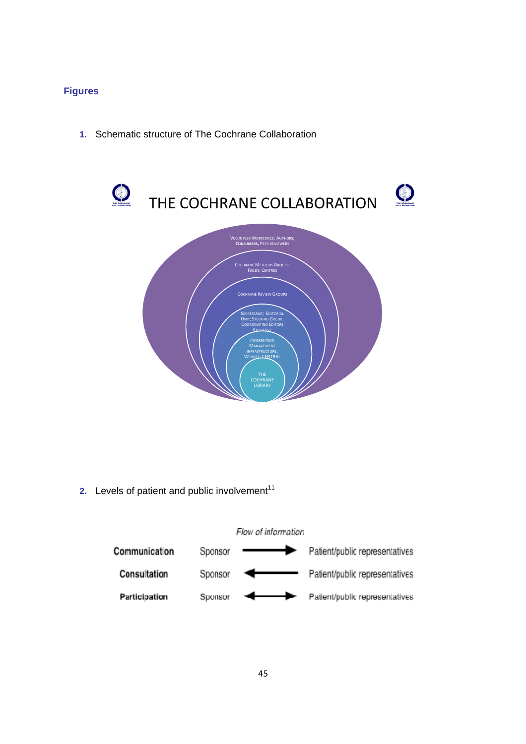## Figures

1. Schematic structure of The Cochrane Collaboration

THE COCHRANE COLLABORATION

VOLUNTEER WORKFORCE: AUTHORS; **CONSUMERS,** PEER REVIEWERS

COCHRANE METHODS GROUPS; FIELDS; CENTRES

COCHRANE REVIEW GROUPS

SECRETARIAT; EDITORIAL UNIT; STEERING GROUP; COORDINATING EDITORS EXECUTIVE

INFORMATION MANAGEMENT INFRASTRUCTURE; WEBSITE; CENTRAL

THE COCHRANE LIBRARY

2. Levels of patient and public involvement[11]

| | *Flow of information* | | |
|---|---|---|---|
| **Communication** | Sponsor | → | Patient/public representatives |
| **Consultation** | Sponsor | ← | Patient/public representatives |
| **Participation** | Sponsor | ↔ | Patient/public representatives |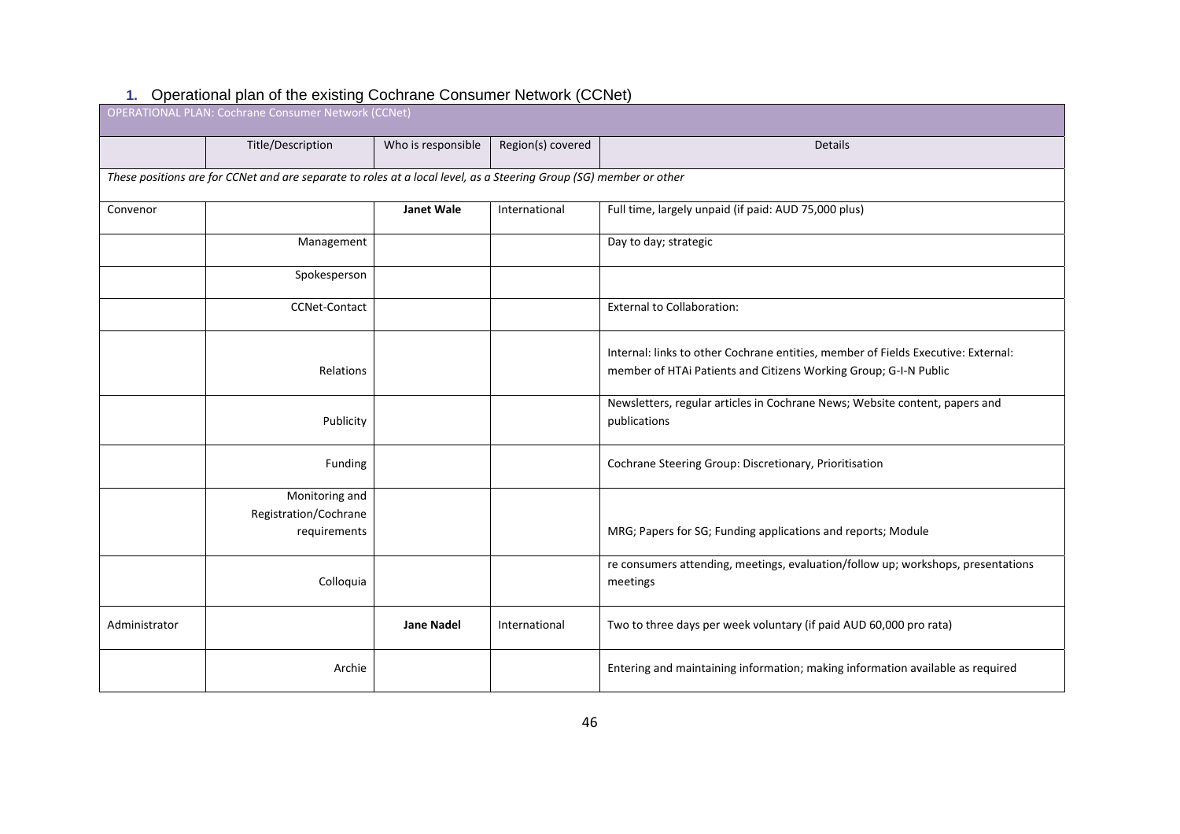## 1. Operational plan of the existing Cochrane Consumer Network (CCNet)

| OPERATIONAL PLAN: Cochrane Consumer Network (CCNet) | | | | |
|---|---|---|---|---|
| | Title/Description | Who is responsible | Region(s) covered | Details |
| *These positions are for CCNet and are separate to roles at a local level, as a Steering Group (SG) member or other* | | | | |
| Convenor | | **Janet Wale** | International | Full time, largely unpaid (if paid: AUD 75,000 plus) |
| | Management | | | Day to day; strategic |
| | Spokesperson | | | |
| | CCNet-Contact | | | External to Collaboration: |
| | Relations | | | Internal: links to other Cochrane entities, member of Fields Executive: External: member of HTAi Patients and Citizens Working Group; G-I-N Public |
| | Publicity | | | Newsletters, regular articles in Cochrane News; Website content, papers and publications |
| | Funding | | | Cochrane Steering Group: Discretionary, Prioritisation |
| | Monitoring and Registration/Cochrane requirements | | | MRG; Papers for SG; Funding applications and reports; Module |
| | Colloquia | | | re consumers attending, meetings, evaluation/follow up; workshops, presentations meetings |
| Administrator | | **Jane Nadel** | International | Two to three days per week voluntary (if paid AUD 60,000 pro rata) |
| | Archie | | | Entering and maintaining information; making information available as required |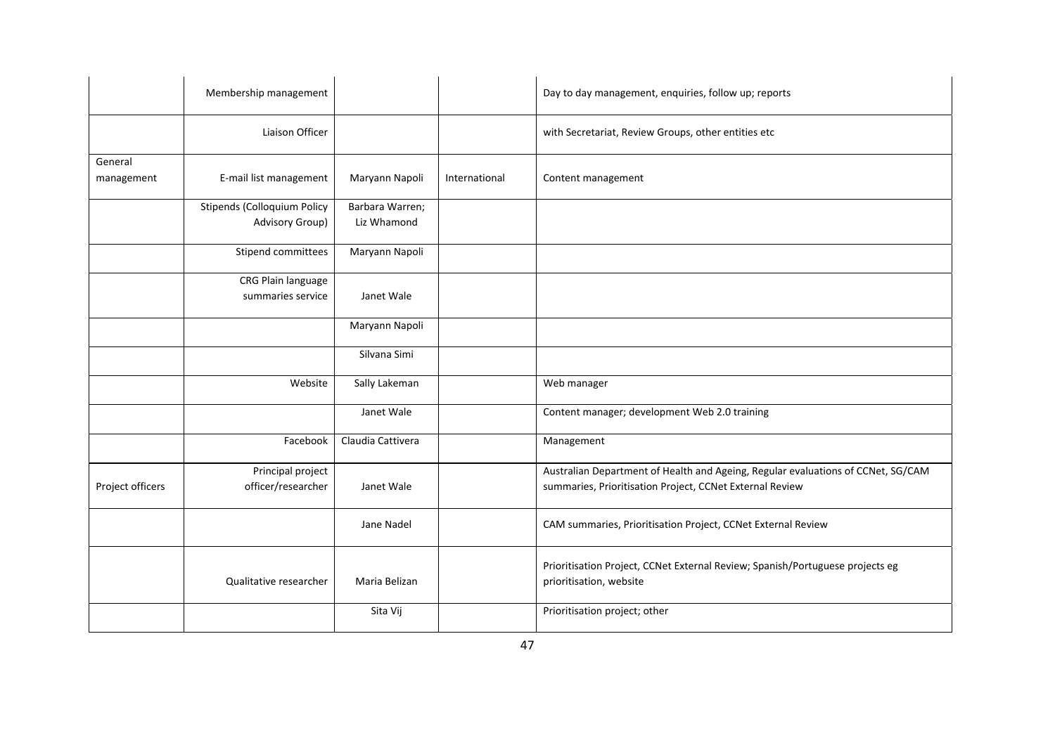| | | | | |
|---|---|---|---|---|
| | Membership management | | | Day to day management, enquiries, follow up; reports |
| | Liaison Officer | | | with Secretariat, Review Groups, other entities etc |
| General management | E-mail list management | Maryann Napoli | International | Content management |
| | Stipends (Colloquium Policy Advisory Group) | Barbara Warren; Liz Whamond | | |
| | Stipend committees | Maryann Napoli | | |
| | CRG Plain language summaries service | Janet Wale | | |
| | | Maryann Napoli | | |
| | | Silvana Simi | | |
| | Website | Sally Lakeman | | Web manager |
| | | Janet Wale | | Content manager; development Web 2.0 training |
| | Facebook | Claudia Cattivera | | Management |
| Project officers | Principal project officer/researcher | Janet Wale | | Australian Department of Health and Ageing, Regular evaluations of CCNet, SG/CAM summaries, Prioritisation Project, CCNet External Review |
| | | Jane Nadel | | CAM summaries, Prioritisation Project, CCNet External Review |
| | Qualitative researcher | Maria Belizan | | Prioritisation Project, CCNet External Review; Spanish/Portuguese projects eg prioritisation, website |
| | | Sita Vij | | Prioritisation project; other |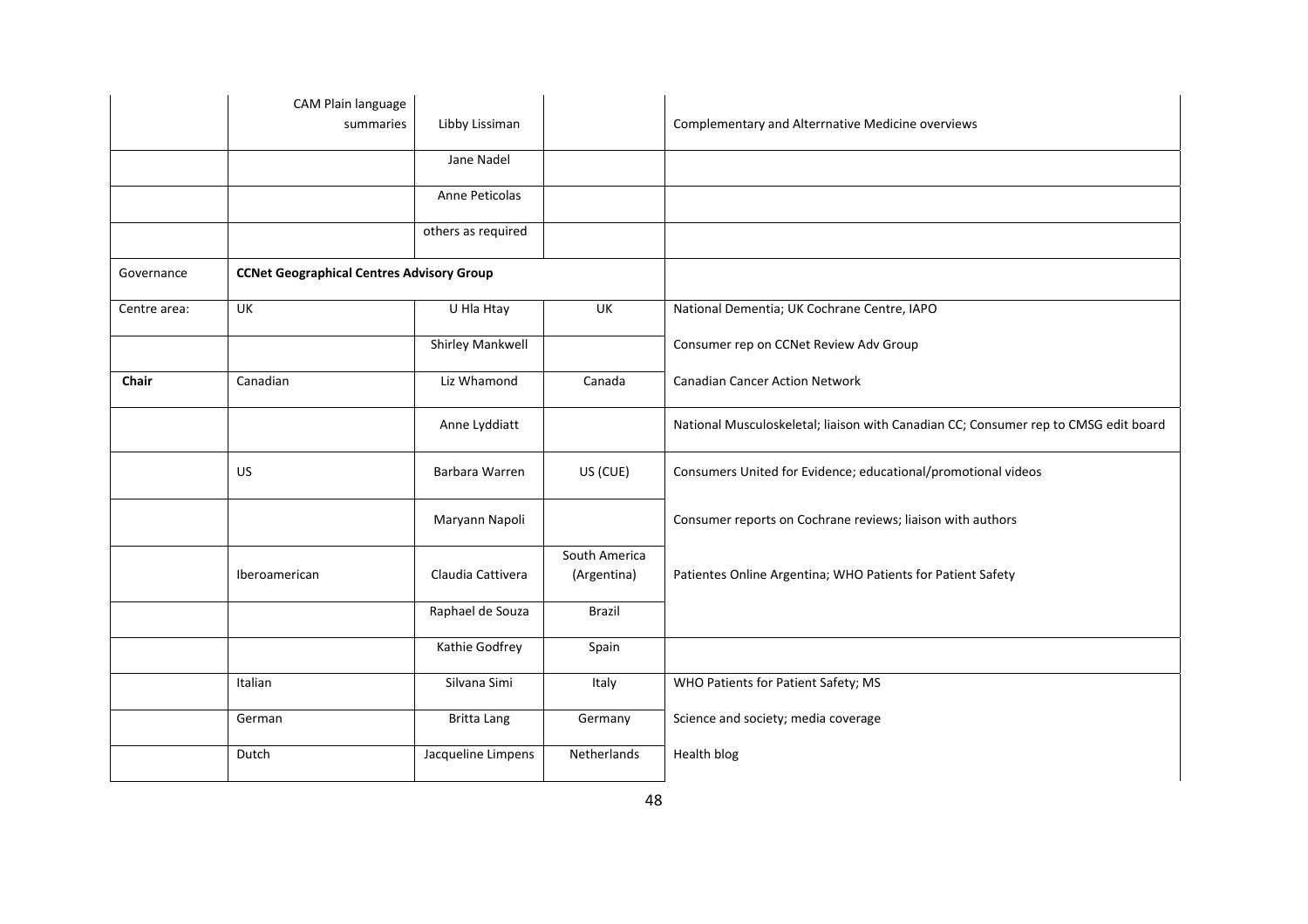| | | | | |
|---|---|---|---|---|
| | CAM Plain language summaries | Libby Lissiman | | Complementary and Alterrnative Medicine overviews |
| | | Jane Nadel | | |
| | | Anne Peticolas | | |
| | | others as required | | |
| Governance | **CCNet Geographical Centres Advisory Group** | | | |
| Centre area: | UK | U Hla Htay | UK | National Dementia; UK Cochrane Centre, IAPO |
| | | Shirley Mankwell | | Consumer rep on CCNet Review Adv Group |
| **Chair** | Canadian | Liz Whamond | Canada | Canadian Cancer Action Network |
| | | Anne Lyddiatt | | National Musculoskeletal; liaison with Canadian CC; Consumer rep to CMSG edit board |
| | US | Barbara Warren | US (CUE) | Consumers United for Evidence; educational/promotional videos |
| | | Maryann Napoli | | Consumer reports on Cochrane reviews; liaison with authors |
| | Iberoamerican | Claudia Cattivera | South America (Argentina) | Patientes Online Argentina; WHO Patients for Patient Safety |
| | | Raphael de Souza | Brazil | |
| | | Kathie Godfrey | Spain | |
| | Italian | Silvana Simi | Italy | WHO Patients for Patient Safety; MS |
| | German | Britta Lang | Germany | Science and society; media coverage |
| | Dutch | Jacqueline Limpens | Netherlands | Health blog |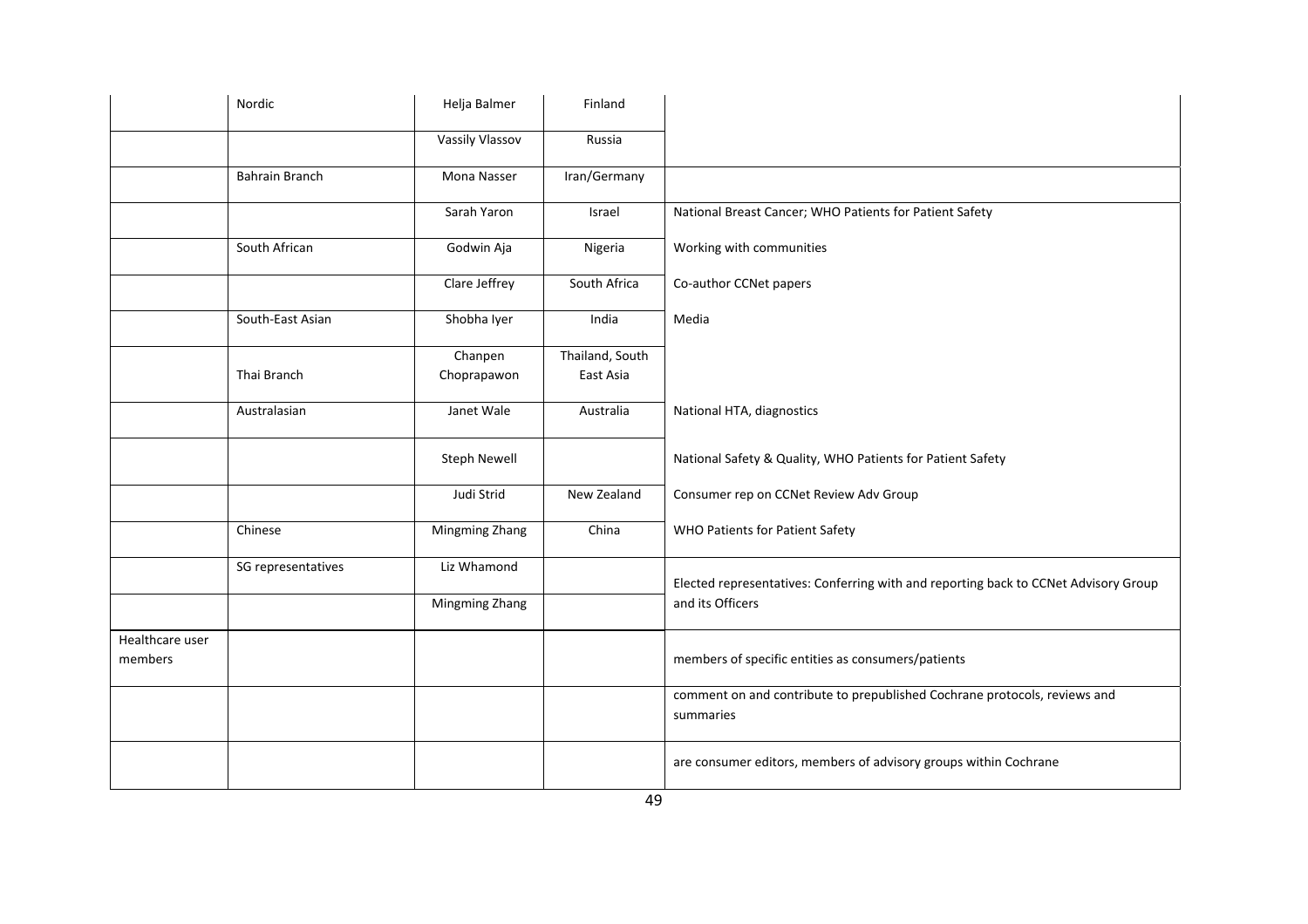| | | | | |
|---|---|---|---|---|
| | Nordic | Helja Balmer | Finland | |
| | | Vassily Vlassov | Russia | |
| | Bahrain Branch | Mona Nasser | Iran/Germany | |
| | | Sarah Yaron | Israel | National Breast Cancer; WHO Patients for Patient Safety |
| | South African | Godwin Aja | Nigeria | Working with communities |
| | | Clare Jeffrey | South Africa | Co-author CCNet papers |
| | South-East Asian | Shobha Iyer | India | Media |
| | Thai Branch | Chanpen Choprapawon | Thailand, South East Asia | |
| | Australasian | Janet Wale | Australia | National HTA, diagnostics |
| | | Steph Newell | | National Safety & Quality, WHO Patients for Patient Safety |
| | | Judi Strid | New Zealand | Consumer rep on CCNet Review Adv Group |
| | Chinese | Mingming Zhang | China | WHO Patients for Patient Safety |
| | SG representatives | Liz Whamond | | Elected representatives: Conferring with and reporting back to CCNet Advisory Group and its Officers |
| | | Mingming Zhang | | |
| Healthcare user members | | | | members of specific entities as consumers/patients |
| | | | | comment on and contribute to prepublished Cochrane protocols, reviews and summaries |
| | | | | are consumer editors, members of advisory groups within Cochrane |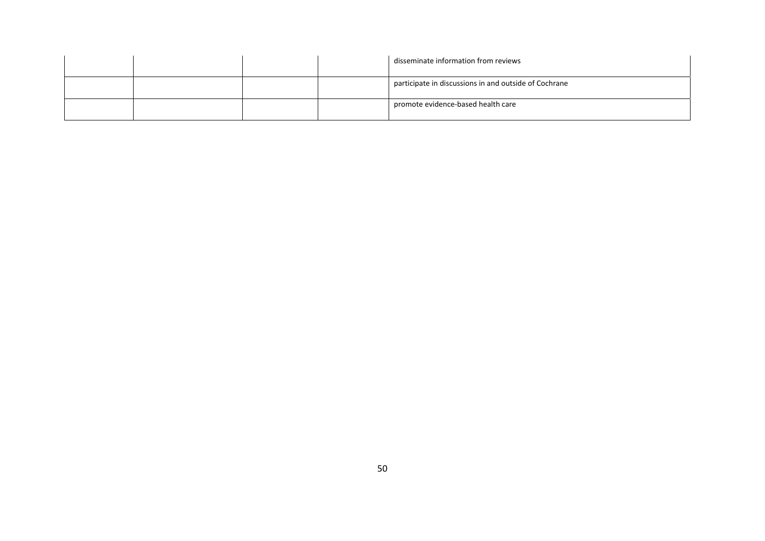| | | | | |
|---|---|---|---|---|
| | | | | disseminate information from reviews |
| | | | | participate in discussions in and outside of Cochrane |
| | | | | promote evidence-based health care |